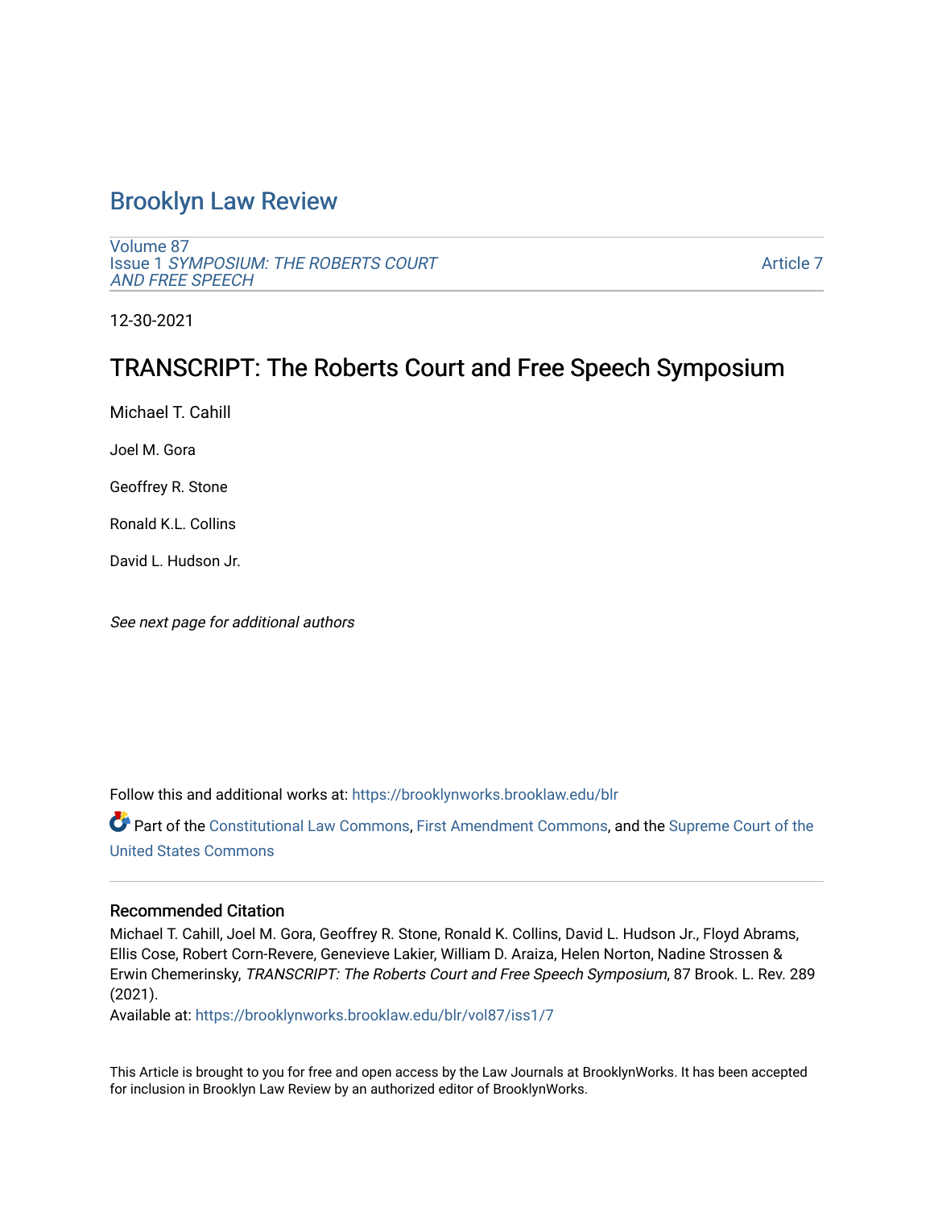# Brooklyn Law Review

Volume 87
Issue 1 *SYMPOSIUM: THE ROBERTS COURT AND FREE SPEECH*

Article 7

12-30-2021

## TRANSCRIPT: The Roberts Court and Free Speech Symposium

Michael T. Cahill

Joel M. Gora

Geoffrey R. Stone

Ronald K.L. Collins

David L. Hudson Jr.

*See next page for additional authors*

Follow this and additional works at: https://brooklynworks.brooklaw.edu/blr

Part of the Constitutional Law Commons, First Amendment Commons, and the Supreme Court of the United States Commons

### Recommended Citation

Michael T. Cahill, Joel M. Gora, Geoffrey R. Stone, Ronald K. Collins, David L. Hudson Jr., Floyd Abrams, Ellis Cose, Robert Corn-Revere, Genevieve Lakier, William D. Araiza, Helen Norton, Nadine Strossen & Erwin Chemerinsky, *TRANSCRIPT: The Roberts Court and Free Speech Symposium*, 87 Brook. L. Rev. 289 (2021).

Available at: https://brooklynworks.brooklaw.edu/blr/vol87/iss1/7

This Article is brought to you for free and open access by the Law Journals at BrooklynWorks. It has been accepted for inclusion in Brooklyn Law Review by an authorized editor of BrooklynWorks.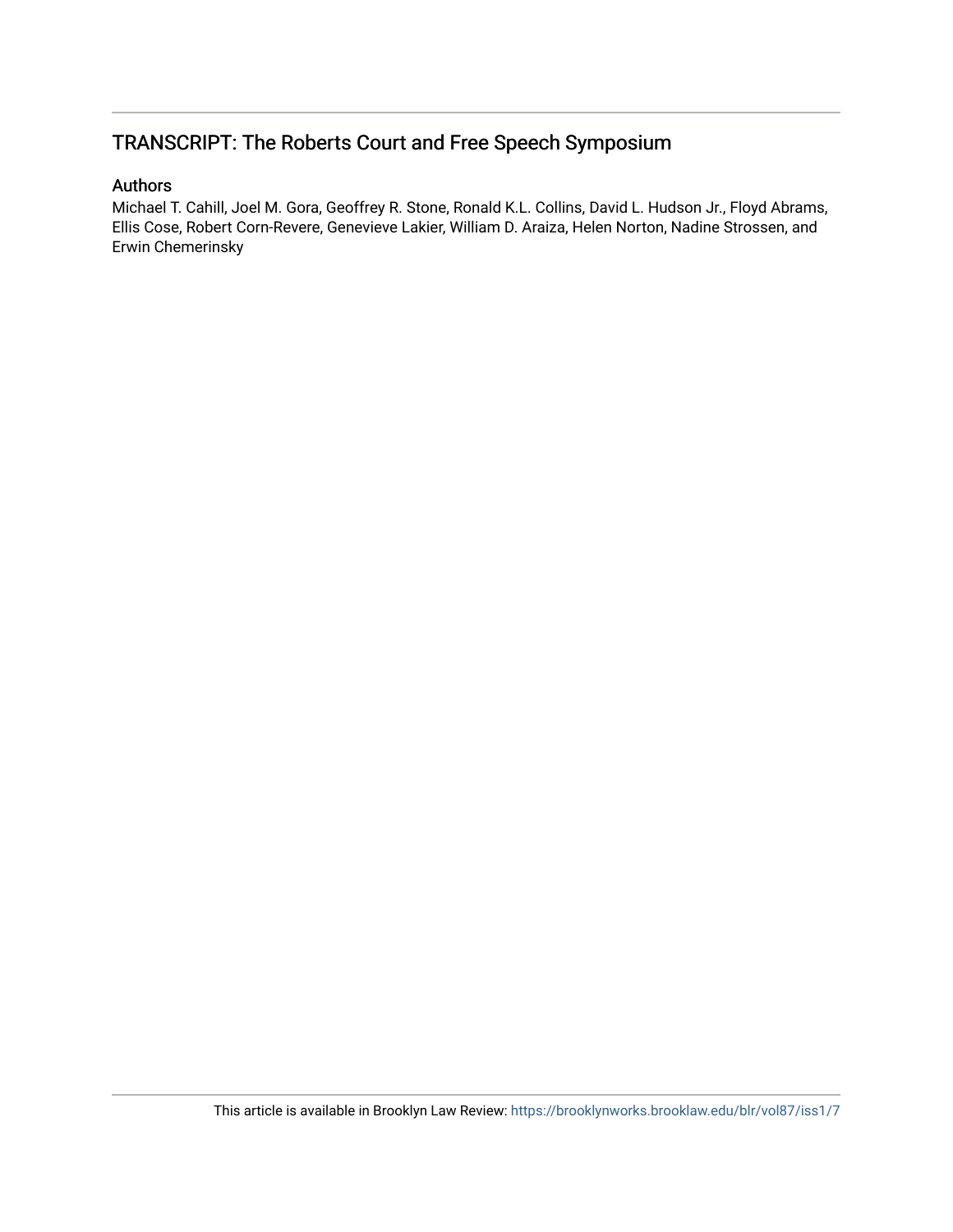## TRANSCRIPT: The Roberts Court and Free Speech Symposium

### Authors

Michael T. Cahill, Joel M. Gora, Geoffrey R. Stone, Ronald K.L. Collins, David L. Hudson Jr., Floyd Abrams, Ellis Cose, Robert Corn-Revere, Genevieve Lakier, William D. Araiza, Helen Norton, Nadine Strossen, and Erwin Chemerinsky

This article is available in Brooklyn Law Review: https://brooklynworks.brooklaw.edu/blr/vol87/iss1/7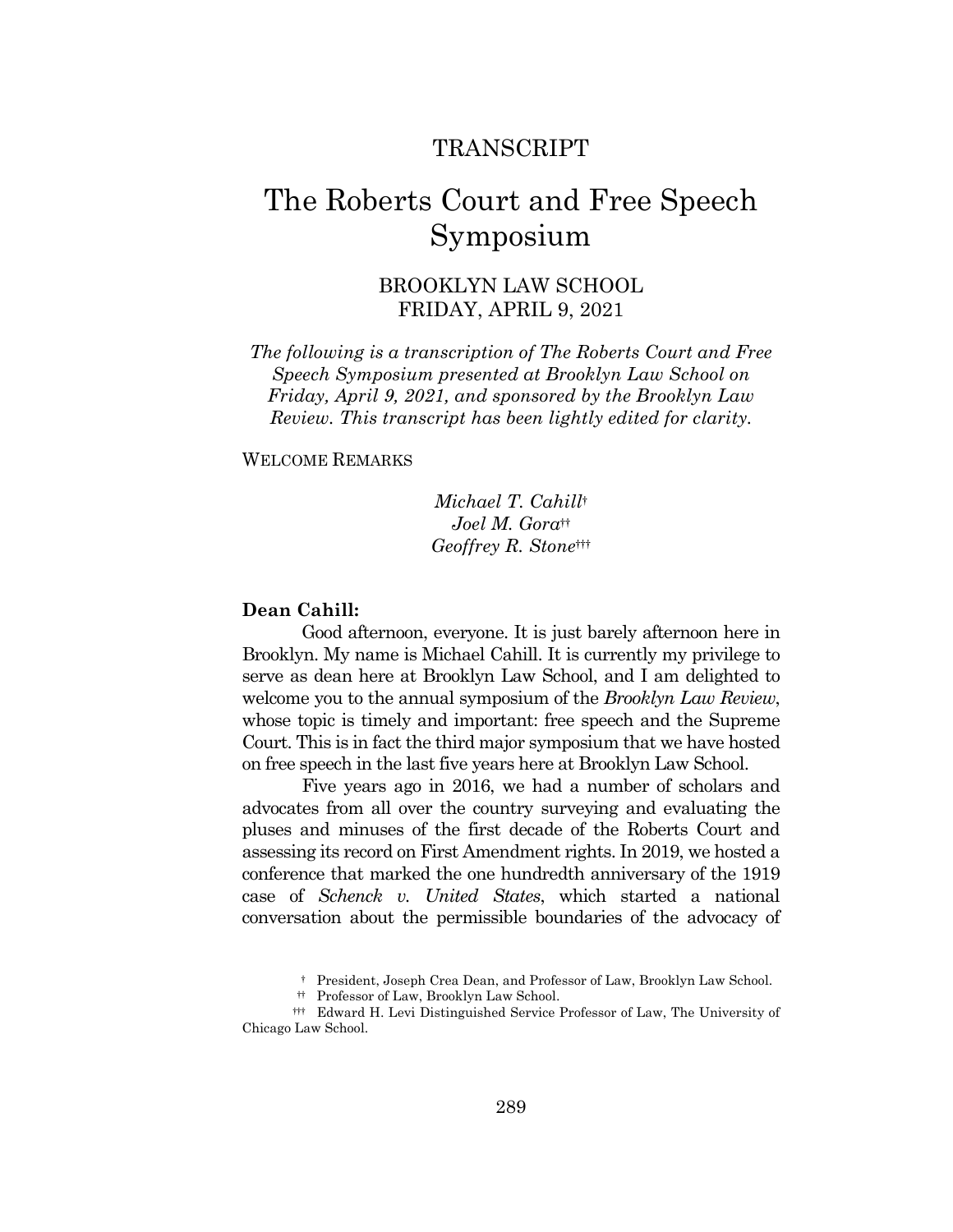TRANSCRIPT

# The Roberts Court and Free Speech Symposium

BROOKLYN LAW SCHOOL
FRIDAY, APRIL 9, 2021

*The following is a transcription of The Roberts Court and Free Speech Symposium presented at Brooklyn Law School on Friday, April 9, 2021, and sponsored by the Brooklyn Law Review. This transcript has been lightly edited for clarity.*

## WELCOME REMARKS

*Michael T. Cahill*[†]
*Joel M. Gora*[††]
*Geoffrey R. Stone*[†††]

**Dean Cahill:**

Good afternoon, everyone. It is just barely afternoon here in Brooklyn. My name is Michael Cahill. It is currently my privilege to serve as dean here at Brooklyn Law School, and I am delighted to welcome you to the annual symposium of the *Brooklyn Law Review*, whose topic is timely and important: free speech and the Supreme Court. This is in fact the third major symposium that we have hosted on free speech in the last five years here at Brooklyn Law School.

Five years ago in 2016, we had a number of scholars and advocates from all over the country surveying and evaluating the pluses and minuses of the first decade of the Roberts Court and assessing its record on First Amendment rights. In 2019, we hosted a conference that marked the one hundredth anniversary of the 1919 case of *Schenck v. United States*, which started a national conversation about the permissible boundaries of the advocacy of

[†] President, Joseph Crea Dean, and Professor of Law, Brooklyn Law School.

[††] Professor of Law, Brooklyn Law School.

[†††] Edward H. Levi Distinguished Service Professor of Law, The University of Chicago Law School.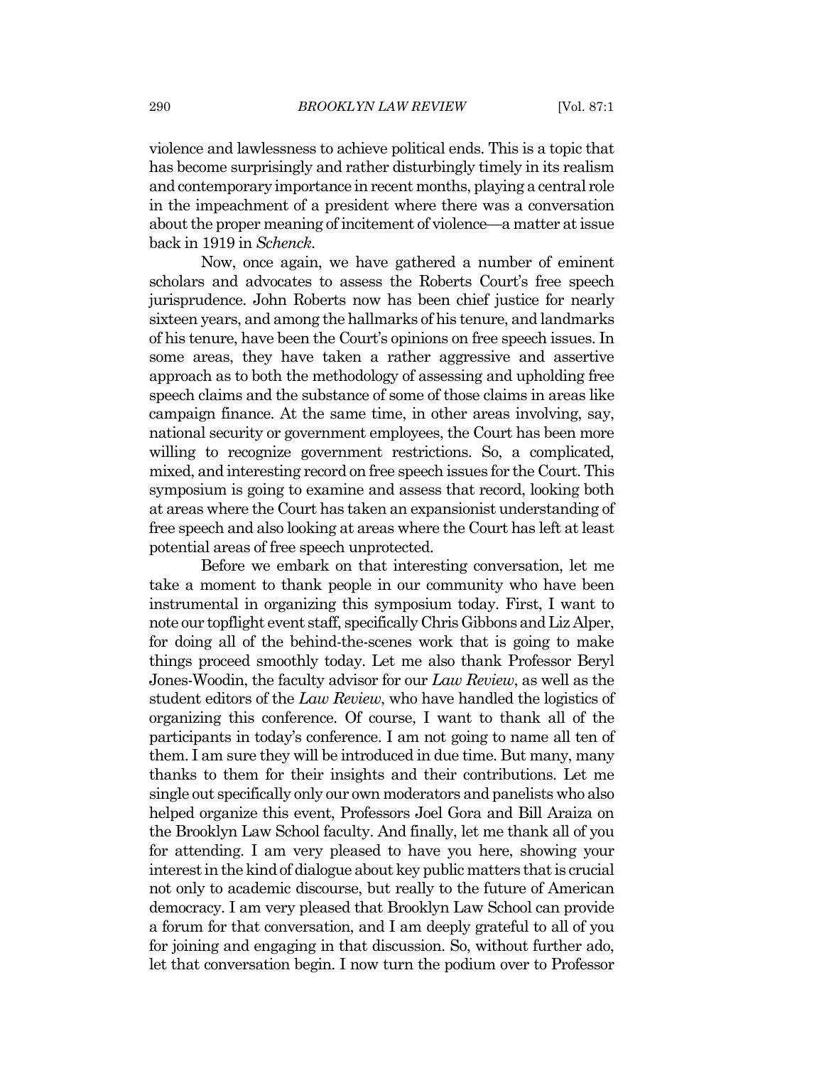violence and lawlessness to achieve political ends. This is a topic that has become surprisingly and rather disturbingly timely in its realism and contemporary importance in recent months, playing a central role in the impeachment of a president where there was a conversation about the proper meaning of incitement of violence—a matter at issue back in 1919 in *Schenck*.

Now, once again, we have gathered a number of eminent scholars and advocates to assess the Roberts Court's free speech jurisprudence. John Roberts now has been chief justice for nearly sixteen years, and among the hallmarks of his tenure, and landmarks of his tenure, have been the Court's opinions on free speech issues. In some areas, they have taken a rather aggressive and assertive approach as to both the methodology of assessing and upholding free speech claims and the substance of some of those claims in areas like campaign finance. At the same time, in other areas involving, say, national security or government employees, the Court has been more willing to recognize government restrictions. So, a complicated, mixed, and interesting record on free speech issues for the Court. This symposium is going to examine and assess that record, looking both at areas where the Court has taken an expansionist understanding of free speech and also looking at areas where the Court has left at least potential areas of free speech unprotected.

Before we embark on that interesting conversation, let me take a moment to thank people in our community who have been instrumental in organizing this symposium today. First, I want to note our topflight event staff, specifically Chris Gibbons and Liz Alper, for doing all of the behind-the-scenes work that is going to make things proceed smoothly today. Let me also thank Professor Beryl Jones-Woodin, the faculty advisor for our *Law Review*, as well as the student editors of the *Law Review*, who have handled the logistics of organizing this conference. Of course, I want to thank all of the participants in today's conference. I am not going to name all ten of them. I am sure they will be introduced in due time. But many, many thanks to them for their insights and their contributions. Let me single out specifically only our own moderators and panelists who also helped organize this event, Professors Joel Gora and Bill Araiza on the Brooklyn Law School faculty. And finally, let me thank all of you for attending. I am very pleased to have you here, showing your interest in the kind of dialogue about key public matters that is crucial not only to academic discourse, but really to the future of American democracy. I am very pleased that Brooklyn Law School can provide a forum for that conversation, and I am deeply grateful to all of you for joining and engaging in that discussion. So, without further ado, let that conversation begin. I now turn the podium over to Professor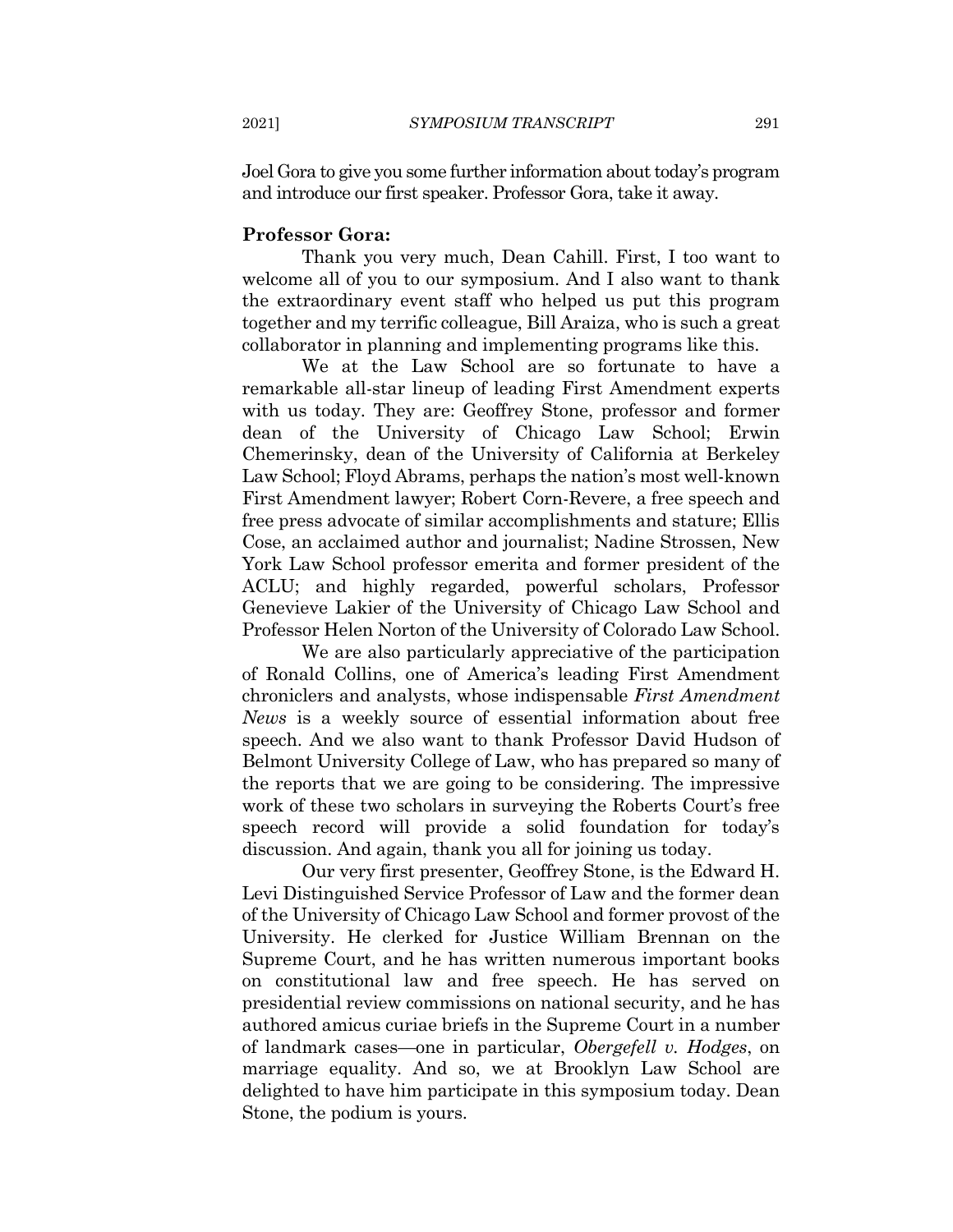Joel Gora to give you some further information about today's program and introduce our first speaker. Professor Gora, take it away.

**Professor Gora:**

Thank you very much, Dean Cahill. First, I too want to welcome all of you to our symposium. And I also want to thank the extraordinary event staff who helped us put this program together and my terrific colleague, Bill Araiza, who is such a great collaborator in planning and implementing programs like this.

We at the Law School are so fortunate to have a remarkable all-star lineup of leading First Amendment experts with us today. They are: Geoffrey Stone, professor and former dean of the University of Chicago Law School; Erwin Chemerinsky, dean of the University of California at Berkeley Law School; Floyd Abrams, perhaps the nation's most well-known First Amendment lawyer; Robert Corn-Revere, a free speech and free press advocate of similar accomplishments and stature; Ellis Cose, an acclaimed author and journalist; Nadine Strossen, New York Law School professor emerita and former president of the ACLU; and highly regarded, powerful scholars, Professor Genevieve Lakier of the University of Chicago Law School and Professor Helen Norton of the University of Colorado Law School.

We are also particularly appreciative of the participation of Ronald Collins, one of America's leading First Amendment chroniclers and analysts, whose indispensable *First Amendment News* is a weekly source of essential information about free speech. And we also want to thank Professor David Hudson of Belmont University College of Law, who has prepared so many of the reports that we are going to be considering. The impressive work of these two scholars in surveying the Roberts Court's free speech record will provide a solid foundation for today's discussion. And again, thank you all for joining us today.

Our very first presenter, Geoffrey Stone, is the Edward H. Levi Distinguished Service Professor of Law and the former dean of the University of Chicago Law School and former provost of the University. He clerked for Justice William Brennan on the Supreme Court, and he has written numerous important books on constitutional law and free speech. He has served on presidential review commissions on national security, and he has authored amicus curiae briefs in the Supreme Court in a number of landmark cases—one in particular, *Obergefell v. Hodges*, on marriage equality. And so, we at Brooklyn Law School are delighted to have him participate in this symposium today. Dean Stone, the podium is yours.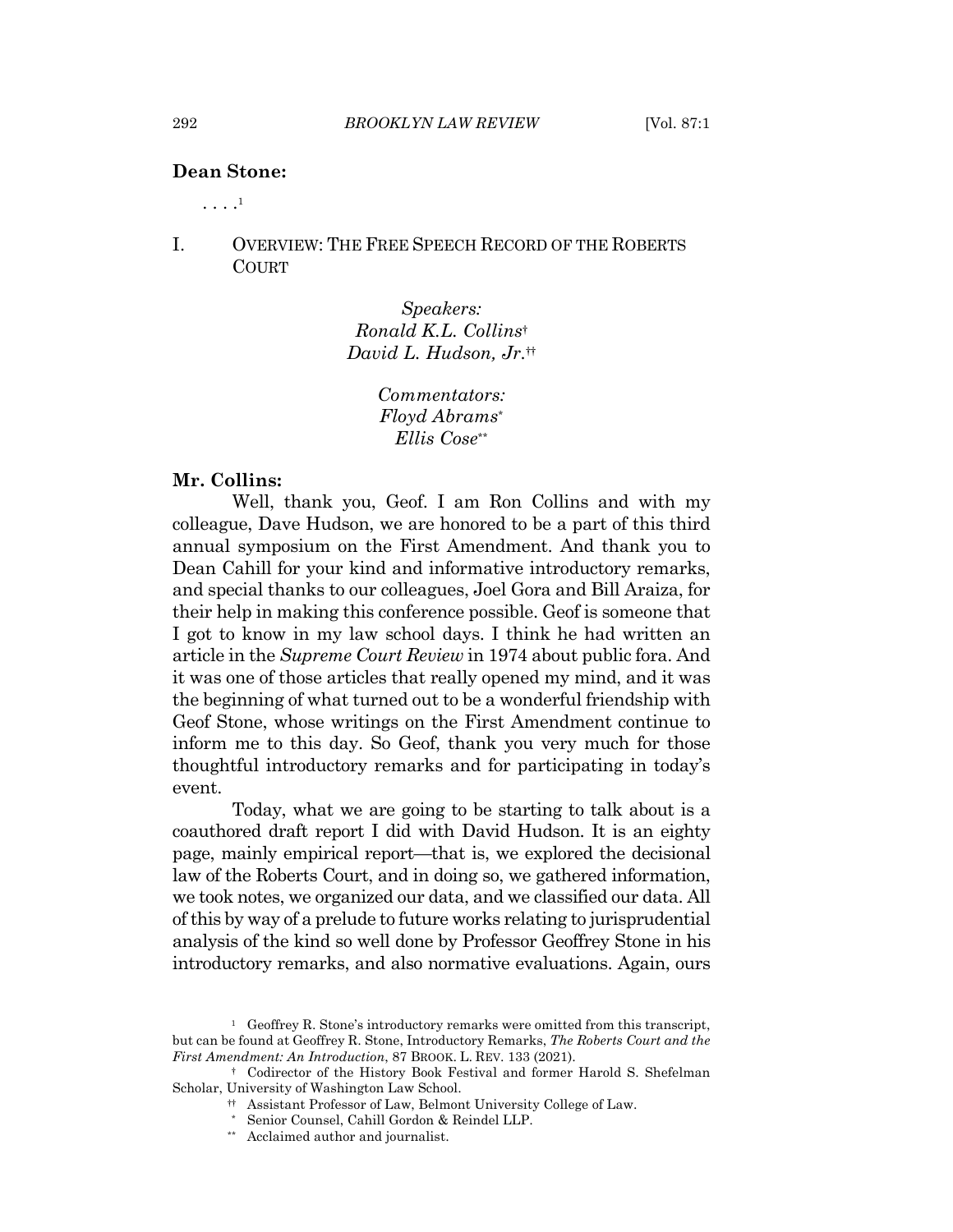**Dean Stone:**

. . . .[1]

## I. OVERVIEW: THE FREE SPEECH RECORD OF THE ROBERTS COURT

*Speakers:*
*Ronald K.L. Collins*[†]
*David L. Hudson, Jr.*[††]

*Commentators:*
*Floyd Abrams*[*]
*Ellis Cose*[**]

**Mr. Collins:**

Well, thank you, Geof. I am Ron Collins and with my colleague, Dave Hudson, we are honored to be a part of this third annual symposium on the First Amendment. And thank you to Dean Cahill for your kind and informative introductory remarks, and special thanks to our colleagues, Joel Gora and Bill Araiza, for their help in making this conference possible. Geof is someone that I got to know in my law school days. I think he had written an article in the *Supreme Court Review* in 1974 about public fora. And it was one of those articles that really opened my mind, and it was the beginning of what turned out to be a wonderful friendship with Geof Stone, whose writings on the First Amendment continue to inform me to this day. So Geof, thank you very much for those thoughtful introductory remarks and for participating in today's event.

Today, what we are going to be starting to talk about is a coauthored draft report I did with David Hudson. It is an eighty page, mainly empirical report—that is, we explored the decisional law of the Roberts Court, and in doing so, we gathered information, we took notes, we organized our data, and we classified our data. All of this by way of a prelude to future works relating to jurisprudential analysis of the kind so well done by Professor Geoffrey Stone in his introductory remarks, and also normative evaluations. Again, ours

---

[1] Geoffrey R. Stone's introductory remarks were omitted from this transcript, but can be found at Geoffrey R. Stone, Introductory Remarks, *The Roberts Court and the First Amendment: An Introduction*, 87 BROOK. L. REV. 133 (2021).

[†] Codirector of the History Book Festival and former Harold S. Shefelman Scholar, University of Washington Law School.

[††] Assistant Professor of Law, Belmont University College of Law.

[*] Senior Counsel, Cahill Gordon & Reindel LLP.

[**] Acclaimed author and journalist.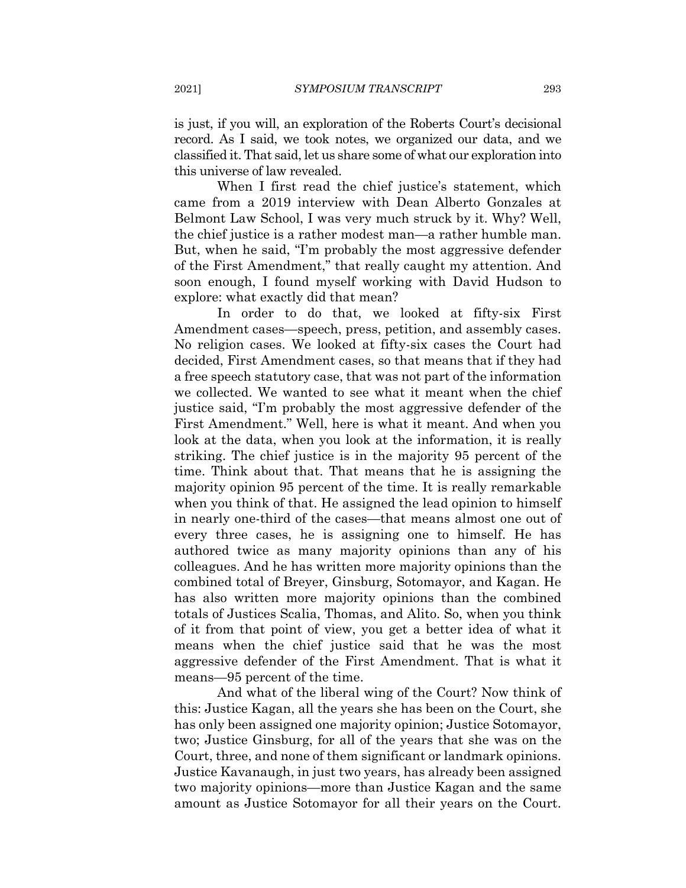is just, if you will, an exploration of the Roberts Court's decisional record. As I said, we took notes, we organized our data, and we classified it. That said, let us share some of what our exploration into this universe of law revealed.

When I first read the chief justice's statement, which came from a 2019 interview with Dean Alberto Gonzales at Belmont Law School, I was very much struck by it. Why? Well, the chief justice is a rather modest man—a rather humble man. But, when he said, "I'm probably the most aggressive defender of the First Amendment," that really caught my attention. And soon enough, I found myself working with David Hudson to explore: what exactly did that mean?

In order to do that, we looked at fifty-six First Amendment cases—speech, press, petition, and assembly cases. No religion cases. We looked at fifty-six cases the Court had decided, First Amendment cases, so that means that if they had a free speech statutory case, that was not part of the information we collected. We wanted to see what it meant when the chief justice said, "I'm probably the most aggressive defender of the First Amendment." Well, here is what it meant. And when you look at the data, when you look at the information, it is really striking. The chief justice is in the majority 95 percent of the time. Think about that. That means that he is assigning the majority opinion 95 percent of the time. It is really remarkable when you think of that. He assigned the lead opinion to himself in nearly one-third of the cases—that means almost one out of every three cases, he is assigning one to himself. He has authored twice as many majority opinions than any of his colleagues. And he has written more majority opinions than the combined total of Breyer, Ginsburg, Sotomayor, and Kagan. He has also written more majority opinions than the combined totals of Justices Scalia, Thomas, and Alito. So, when you think of it from that point of view, you get a better idea of what it means when the chief justice said that he was the most aggressive defender of the First Amendment. That is what it means—95 percent of the time.

And what of the liberal wing of the Court? Now think of this: Justice Kagan, all the years she has been on the Court, she has only been assigned one majority opinion; Justice Sotomayor, two; Justice Ginsburg, for all of the years that she was on the Court, three, and none of them significant or landmark opinions. Justice Kavanaugh, in just two years, has already been assigned two majority opinions—more than Justice Kagan and the same amount as Justice Sotomayor for all their years on the Court.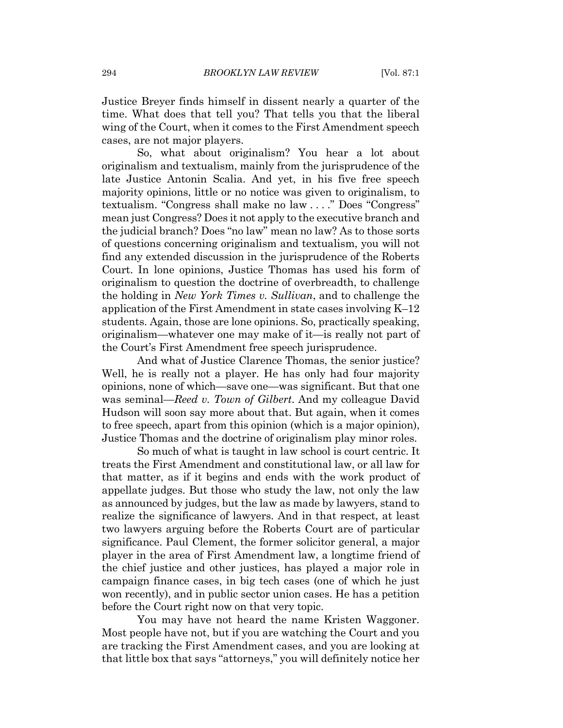Justice Breyer finds himself in dissent nearly a quarter of the time. What does that tell you? That tells you that the liberal wing of the Court, when it comes to the First Amendment speech cases, are not major players.

So, what about originalism? You hear a lot about originalism and textualism, mainly from the jurisprudence of the late Justice Antonin Scalia. And yet, in his five free speech majority opinions, little or no notice was given to originalism, to textualism. "Congress shall make no law . . . ." Does "Congress" mean just Congress? Does it not apply to the executive branch and the judicial branch? Does "no law" mean no law? As to those sorts of questions concerning originalism and textualism, you will not find any extended discussion in the jurisprudence of the Roberts Court. In lone opinions, Justice Thomas has used his form of originalism to question the doctrine of overbreadth, to challenge the holding in *New York Times v. Sullivan*, and to challenge the application of the First Amendment in state cases involving K–12 students. Again, those are lone opinions. So, practically speaking, originalism—whatever one may make of it—is really not part of the Court's First Amendment free speech jurisprudence.

And what of Justice Clarence Thomas, the senior justice? Well, he is really not a player. He has only had four majority opinions, none of which—save one—was significant. But that one was seminal—*Reed v. Town of Gilbert*. And my colleague David Hudson will soon say more about that. But again, when it comes to free speech, apart from this opinion (which is a major opinion), Justice Thomas and the doctrine of originalism play minor roles.

So much of what is taught in law school is court centric. It treats the First Amendment and constitutional law, or all law for that matter, as if it begins and ends with the work product of appellate judges. But those who study the law, not only the law as announced by judges, but the law as made by lawyers, stand to realize the significance of lawyers. And in that respect, at least two lawyers arguing before the Roberts Court are of particular significance. Paul Clement, the former solicitor general, a major player in the area of First Amendment law, a longtime friend of the chief justice and other justices, has played a major role in campaign finance cases, in big tech cases (one of which he just won recently), and in public sector union cases. He has a petition before the Court right now on that very topic.

You may have not heard the name Kristen Waggoner. Most people have not, but if you are watching the Court and you are tracking the First Amendment cases, and you are looking at that little box that says "attorneys," you will definitely notice her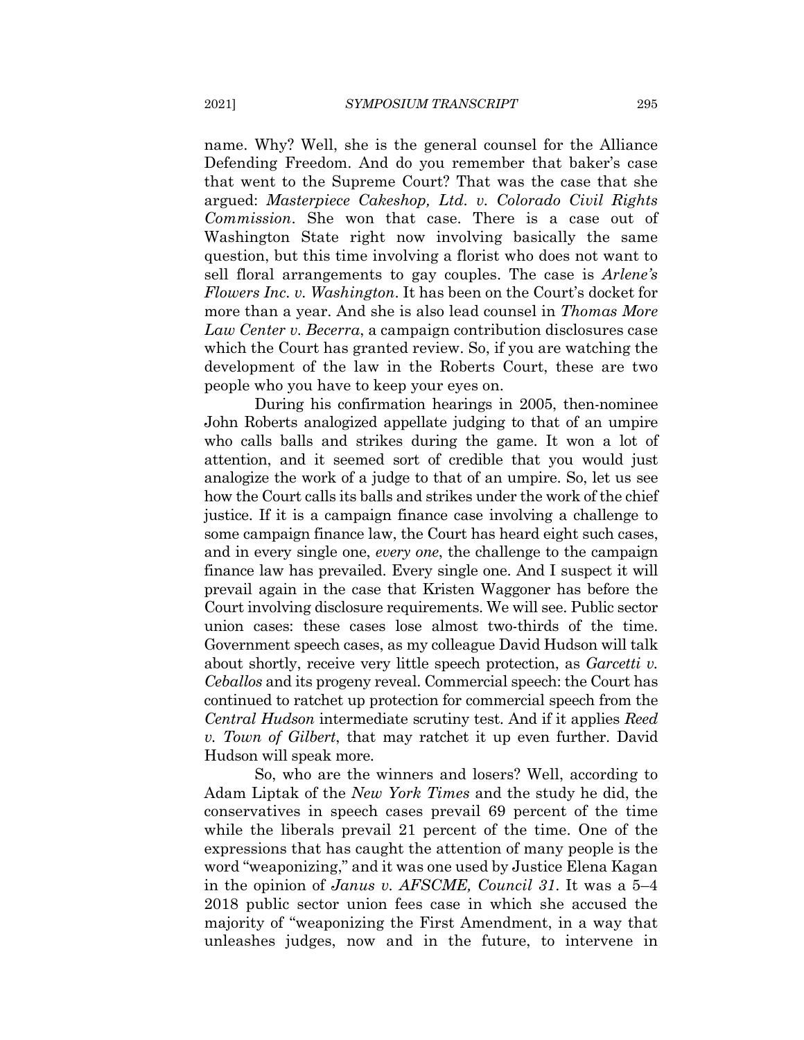name. Why? Well, she is the general counsel for the Alliance Defending Freedom. And do you remember that baker's case that went to the Supreme Court? That was the case that she argued: *Masterpiece Cakeshop, Ltd. v. Colorado Civil Rights Commission*. She won that case. There is a case out of Washington State right now involving basically the same question, but this time involving a florist who does not want to sell floral arrangements to gay couples. The case is *Arlene's Flowers Inc. v. Washington*. It has been on the Court's docket for more than a year. And she is also lead counsel in *Thomas More Law Center v. Becerra*, a campaign contribution disclosures case which the Court has granted review. So, if you are watching the development of the law in the Roberts Court, these are two people who you have to keep your eyes on.

During his confirmation hearings in 2005, then-nominee John Roberts analogized appellate judging to that of an umpire who calls balls and strikes during the game. It won a lot of attention, and it seemed sort of credible that you would just analogize the work of a judge to that of an umpire. So, let us see how the Court calls its balls and strikes under the work of the chief justice. If it is a campaign finance case involving a challenge to some campaign finance law, the Court has heard eight such cases, and in every single one, *every one*, the challenge to the campaign finance law has prevailed. Every single one. And I suspect it will prevail again in the case that Kristen Waggoner has before the Court involving disclosure requirements. We will see. Public sector union cases: these cases lose almost two-thirds of the time. Government speech cases, as my colleague David Hudson will talk about shortly, receive very little speech protection, as *Garcetti v. Ceballos* and its progeny reveal. Commercial speech: the Court has continued to ratchet up protection for commercial speech from the *Central Hudson* intermediate scrutiny test. And if it applies *Reed v. Town of Gilbert*, that may ratchet it up even further. David Hudson will speak more.

So, who are the winners and losers? Well, according to Adam Liptak of the *New York Times* and the study he did, the conservatives in speech cases prevail 69 percent of the time while the liberals prevail 21 percent of the time. One of the expressions that has caught the attention of many people is the word "weaponizing," and it was one used by Justice Elena Kagan in the opinion of *Janus v. AFSCME, Council 31*. It was a 5–4 2018 public sector union fees case in which she accused the majority of "weaponizing the First Amendment, in a way that unleashes judges, now and in the future, to intervene in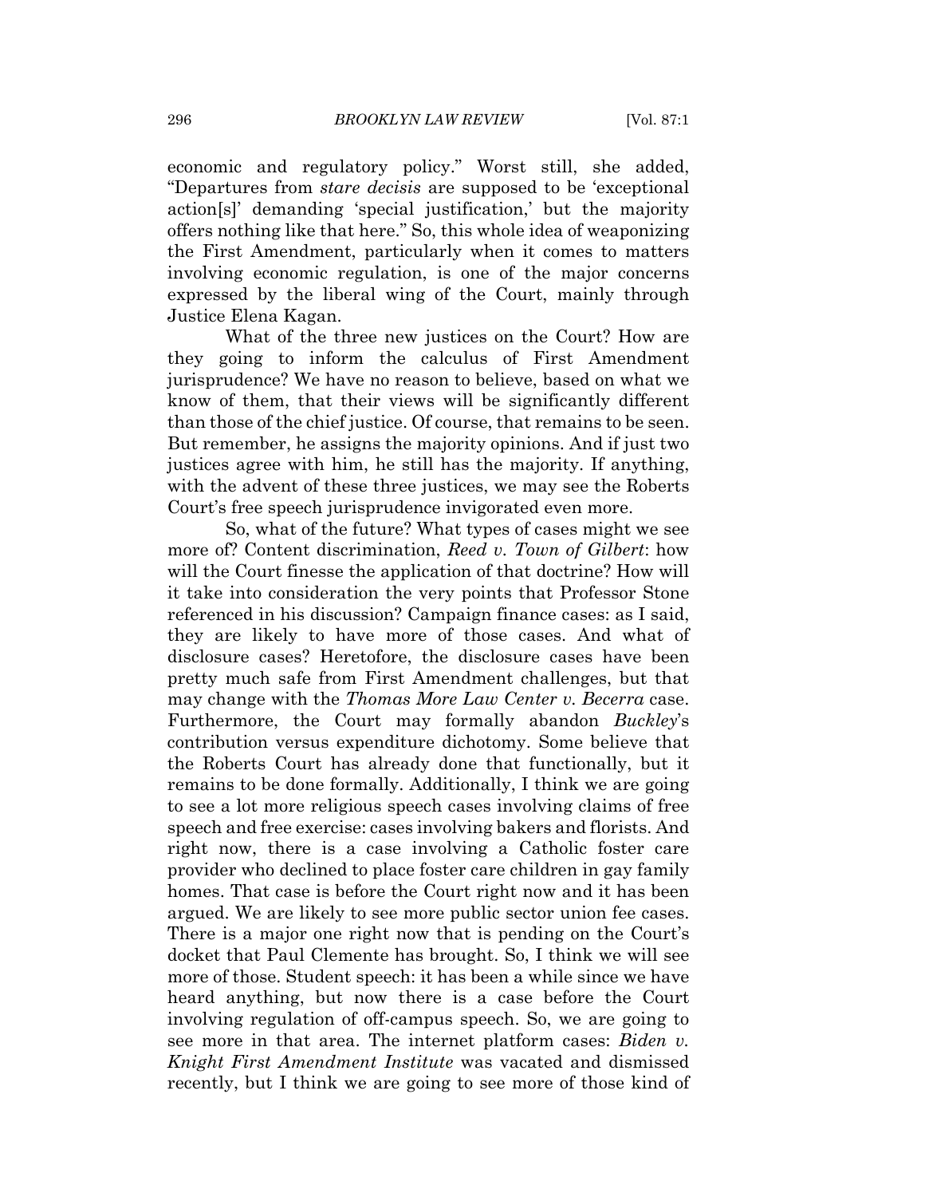economic and regulatory policy." Worst still, she added, "Departures from *stare decisis* are supposed to be 'exceptional action[s]' demanding 'special justification,' but the majority offers nothing like that here." So, this whole idea of weaponizing the First Amendment, particularly when it comes to matters involving economic regulation, is one of the major concerns expressed by the liberal wing of the Court, mainly through Justice Elena Kagan.

What of the three new justices on the Court? How are they going to inform the calculus of First Amendment jurisprudence? We have no reason to believe, based on what we know of them, that their views will be significantly different than those of the chief justice. Of course, that remains to be seen. But remember, he assigns the majority opinions. And if just two justices agree with him, he still has the majority. If anything, with the advent of these three justices, we may see the Roberts Court's free speech jurisprudence invigorated even more.

So, what of the future? What types of cases might we see more of? Content discrimination, *Reed v. Town of Gilbert*: how will the Court finesse the application of that doctrine? How will it take into consideration the very points that Professor Stone referenced in his discussion? Campaign finance cases: as I said, they are likely to have more of those cases. And what of disclosure cases? Heretofore, the disclosure cases have been pretty much safe from First Amendment challenges, but that may change with the *Thomas More Law Center v. Becerra* case. Furthermore, the Court may formally abandon *Buckley*'s contribution versus expenditure dichotomy. Some believe that the Roberts Court has already done that functionally, but it remains to be done formally. Additionally, I think we are going to see a lot more religious speech cases involving claims of free speech and free exercise: cases involving bakers and florists. And right now, there is a case involving a Catholic foster care provider who declined to place foster care children in gay family homes. That case is before the Court right now and it has been argued. We are likely to see more public sector union fee cases. There is a major one right now that is pending on the Court's docket that Paul Clemente has brought. So, I think we will see more of those. Student speech: it has been a while since we have heard anything, but now there is a case before the Court involving regulation of off-campus speech. So, we are going to see more in that area. The internet platform cases: *Biden v. Knight First Amendment Institute* was vacated and dismissed recently, but I think we are going to see more of those kind of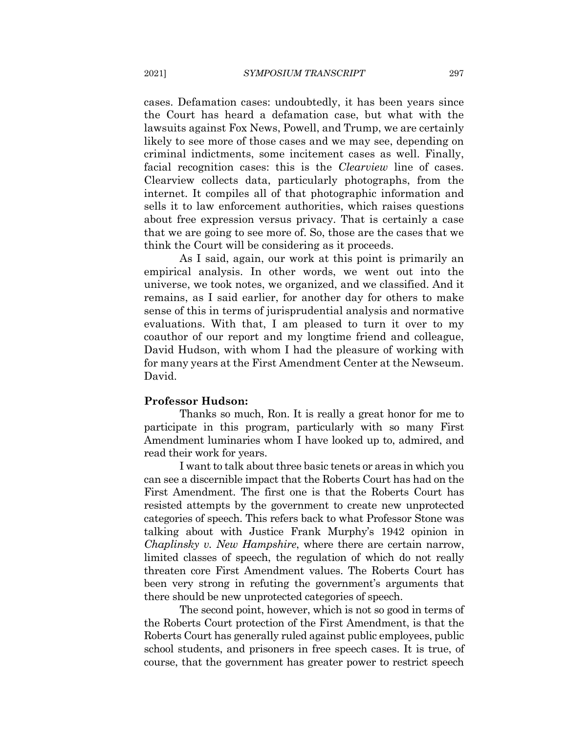cases. Defamation cases: undoubtedly, it has been years since the Court has heard a defamation case, but what with the lawsuits against Fox News, Powell, and Trump, we are certainly likely to see more of those cases and we may see, depending on criminal indictments, some incitement cases as well. Finally, facial recognition cases: this is the *Clearview* line of cases. Clearview collects data, particularly photographs, from the internet. It compiles all of that photographic information and sells it to law enforcement authorities, which raises questions about free expression versus privacy. That is certainly a case that we are going to see more of. So, those are the cases that we think the Court will be considering as it proceeds.

As I said, again, our work at this point is primarily an empirical analysis. In other words, we went out into the universe, we took notes, we organized, and we classified. And it remains, as I said earlier, for another day for others to make sense of this in terms of jurisprudential analysis and normative evaluations. With that, I am pleased to turn it over to my coauthor of our report and my longtime friend and colleague, David Hudson, with whom I had the pleasure of working with for many years at the First Amendment Center at the Newseum. David.

**Professor Hudson:**

Thanks so much, Ron. It is really a great honor for me to participate in this program, particularly with so many First Amendment luminaries whom I have looked up to, admired, and read their work for years.

I want to talk about three basic tenets or areas in which you can see a discernible impact that the Roberts Court has had on the First Amendment. The first one is that the Roberts Court has resisted attempts by the government to create new unprotected categories of speech. This refers back to what Professor Stone was talking about with Justice Frank Murphy's 1942 opinion in *Chaplinsky v. New Hampshire*, where there are certain narrow, limited classes of speech, the regulation of which do not really threaten core First Amendment values. The Roberts Court has been very strong in refuting the government's arguments that there should be new unprotected categories of speech.

The second point, however, which is not so good in terms of the Roberts Court protection of the First Amendment, is that the Roberts Court has generally ruled against public employees, public school students, and prisoners in free speech cases. It is true, of course, that the government has greater power to restrict speech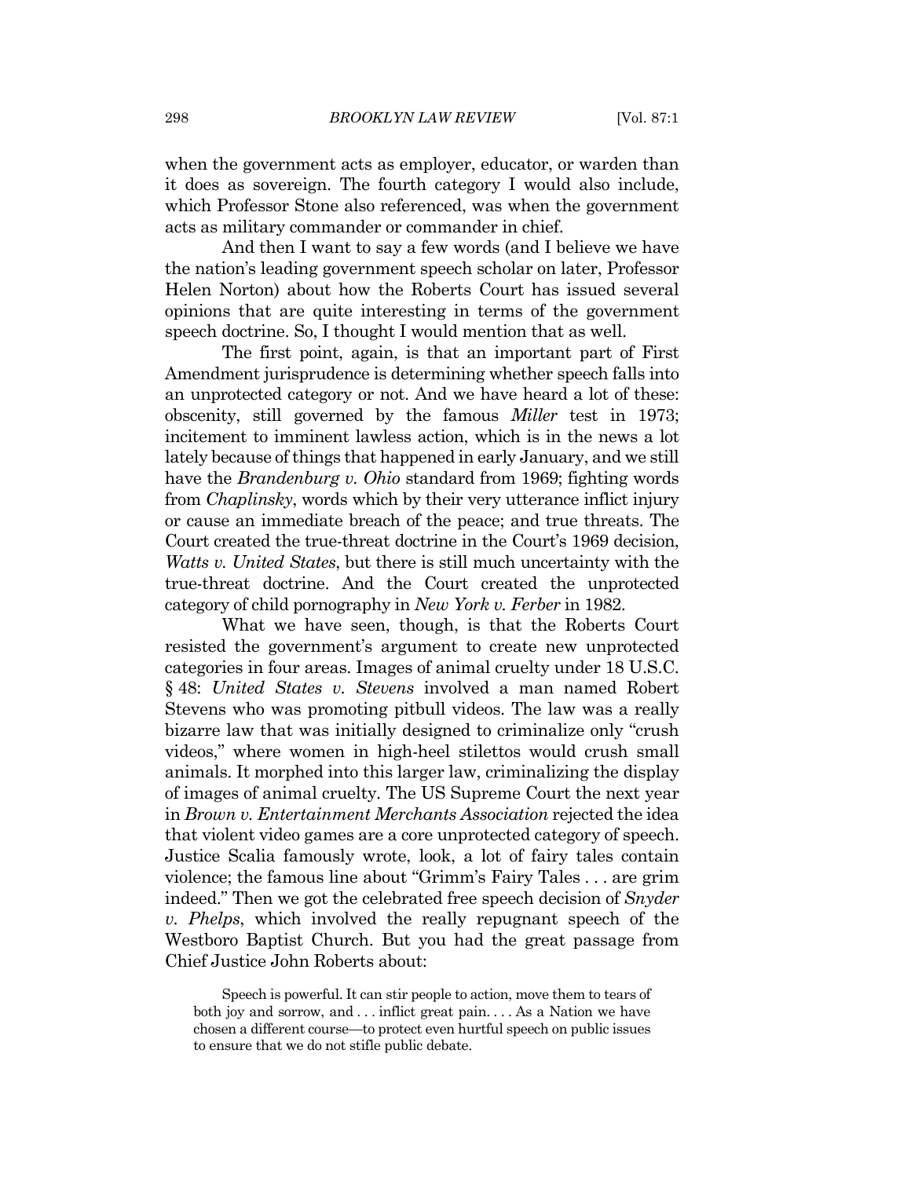when the government acts as employer, educator, or warden than it does as sovereign. The fourth category I would also include, which Professor Stone also referenced, was when the government acts as military commander or commander in chief.

And then I want to say a few words (and I believe we have the nation's leading government speech scholar on later, Professor Helen Norton) about how the Roberts Court has issued several opinions that are quite interesting in terms of the government speech doctrine. So, I thought I would mention that as well.

The first point, again, is that an important part of First Amendment jurisprudence is determining whether speech falls into an unprotected category or not. And we have heard a lot of these: obscenity, still governed by the famous *Miller* test in 1973; incitement to imminent lawless action, which is in the news a lot lately because of things that happened in early January, and we still have the *Brandenburg v. Ohio* standard from 1969; fighting words from *Chaplinsky*, words which by their very utterance inflict injury or cause an immediate breach of the peace; and true threats. The Court created the true-threat doctrine in the Court's 1969 decision, *Watts v. United States*, but there is still much uncertainty with the true-threat doctrine. And the Court created the unprotected category of child pornography in *New York v. Ferber* in 1982.

What we have seen, though, is that the Roberts Court resisted the government's argument to create new unprotected categories in four areas. Images of animal cruelty under 18 U.S.C. § 48: *United States v. Stevens* involved a man named Robert Stevens who was promoting pitbull videos. The law was a really bizarre law that was initially designed to criminalize only "crush videos," where women in high-heel stilettos would crush small animals. It morphed into this larger law, criminalizing the display of images of animal cruelty. The US Supreme Court the next year in *Brown v. Entertainment Merchants Association* rejected the idea that violent video games are a core unprotected category of speech. Justice Scalia famously wrote, look, a lot of fairy tales contain violence; the famous line about "Grimm's Fairy Tales . . . are grim indeed." Then we got the celebrated free speech decision of *Snyder v. Phelps*, which involved the really repugnant speech of the Westboro Baptist Church. But you had the great passage from Chief Justice John Roberts about:

> Speech is powerful. It can stir people to action, move them to tears of both joy and sorrow, and . . . inflict great pain. . . . As a Nation we have chosen a different course—to protect even hurtful speech on public issues to ensure that we do not stifle public debate.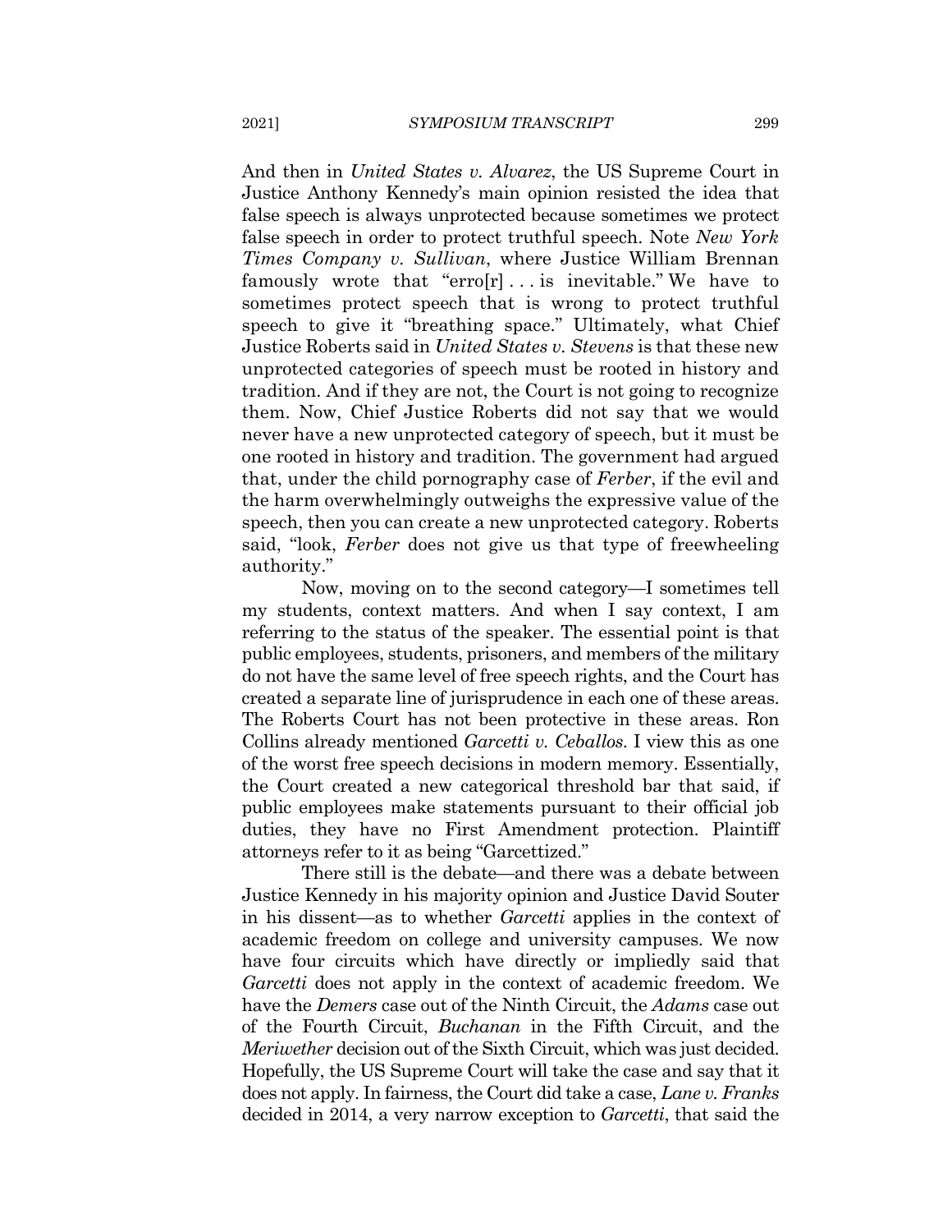And then in *United States v. Alvarez*, the US Supreme Court in Justice Anthony Kennedy's main opinion resisted the idea that false speech is always unprotected because sometimes we protect false speech in order to protect truthful speech. Note *New York Times Company v. Sullivan*, where Justice William Brennan famously wrote that "erro[r] . . . is inevitable." We have to sometimes protect speech that is wrong to protect truthful speech to give it "breathing space." Ultimately, what Chief Justice Roberts said in *United States v. Stevens* is that these new unprotected categories of speech must be rooted in history and tradition. And if they are not, the Court is not going to recognize them. Now, Chief Justice Roberts did not say that we would never have a new unprotected category of speech, but it must be one rooted in history and tradition. The government had argued that, under the child pornography case of *Ferber*, if the evil and the harm overwhelmingly outweighs the expressive value of the speech, then you can create a new unprotected category. Roberts said, "look, *Ferber* does not give us that type of freewheeling authority."

Now, moving on to the second category—I sometimes tell my students, context matters. And when I say context, I am referring to the status of the speaker. The essential point is that public employees, students, prisoners, and members of the military do not have the same level of free speech rights, and the Court has created a separate line of jurisprudence in each one of these areas. The Roberts Court has not been protective in these areas. Ron Collins already mentioned *Garcetti v. Ceballos*. I view this as one of the worst free speech decisions in modern memory. Essentially, the Court created a new categorical threshold bar that said, if public employees make statements pursuant to their official job duties, they have no First Amendment protection. Plaintiff attorneys refer to it as being "Garcettized."

There still is the debate—and there was a debate between Justice Kennedy in his majority opinion and Justice David Souter in his dissent—as to whether *Garcetti* applies in the context of academic freedom on college and university campuses. We now have four circuits which have directly or impliedly said that *Garcetti* does not apply in the context of academic freedom. We have the *Demers* case out of the Ninth Circuit, the *Adams* case out of the Fourth Circuit, *Buchanan* in the Fifth Circuit, and the *Meriwether* decision out of the Sixth Circuit, which was just decided. Hopefully, the US Supreme Court will take the case and say that it does not apply. In fairness, the Court did take a case, *Lane v. Franks* decided in 2014, a very narrow exception to *Garcetti*, that said the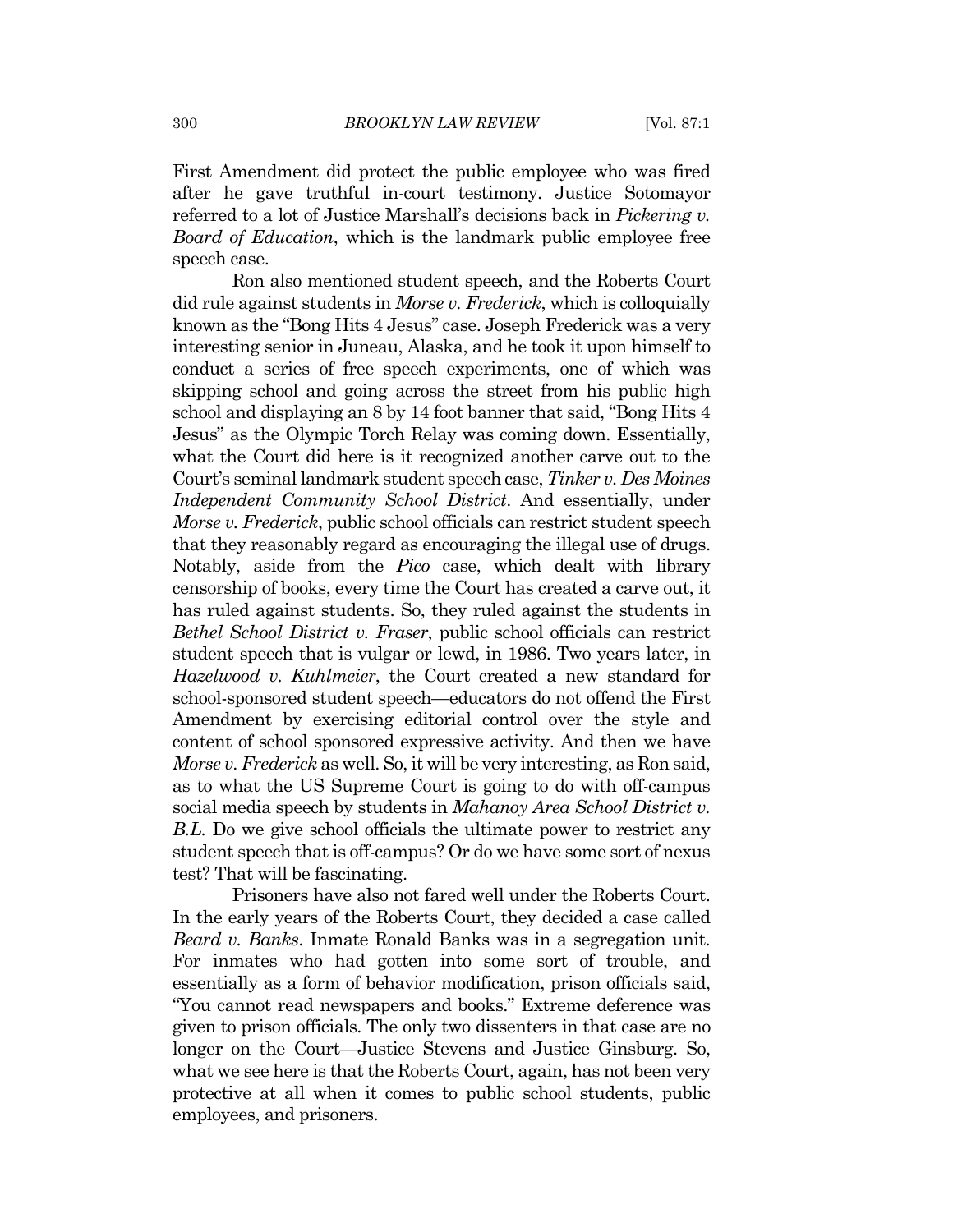First Amendment did protect the public employee who was fired after he gave truthful in-court testimony. Justice Sotomayor referred to a lot of Justice Marshall's decisions back in *Pickering v. Board of Education*, which is the landmark public employee free speech case.

Ron also mentioned student speech, and the Roberts Court did rule against students in *Morse v. Frederick*, which is colloquially known as the "Bong Hits 4 Jesus" case. Joseph Frederick was a very interesting senior in Juneau, Alaska, and he took it upon himself to conduct a series of free speech experiments, one of which was skipping school and going across the street from his public high school and displaying an 8 by 14 foot banner that said, "Bong Hits 4 Jesus" as the Olympic Torch Relay was coming down. Essentially, what the Court did here is it recognized another carve out to the Court's seminal landmark student speech case, *Tinker v. Des Moines Independent Community School District*. And essentially, under *Morse v. Frederick*, public school officials can restrict student speech that they reasonably regard as encouraging the illegal use of drugs. Notably, aside from the *Pico* case, which dealt with library censorship of books, every time the Court has created a carve out, it has ruled against students. So, they ruled against the students in *Bethel School District v. Fraser*, public school officials can restrict student speech that is vulgar or lewd, in 1986. Two years later, in *Hazelwood v. Kuhlmeier*, the Court created a new standard for school-sponsored student speech—educators do not offend the First Amendment by exercising editorial control over the style and content of school sponsored expressive activity. And then we have *Morse v. Frederick* as well. So, it will be very interesting, as Ron said, as to what the US Supreme Court is going to do with off-campus social media speech by students in *Mahanoy Area School District v. B.L.* Do we give school officials the ultimate power to restrict any student speech that is off-campus? Or do we have some sort of nexus test? That will be fascinating.

Prisoners have also not fared well under the Roberts Court. In the early years of the Roberts Court, they decided a case called *Beard v. Banks*. Inmate Ronald Banks was in a segregation unit. For inmates who had gotten into some sort of trouble, and essentially as a form of behavior modification, prison officials said, "You cannot read newspapers and books." Extreme deference was given to prison officials. The only two dissenters in that case are no longer on the Court—Justice Stevens and Justice Ginsburg. So, what we see here is that the Roberts Court, again, has not been very protective at all when it comes to public school students, public employees, and prisoners.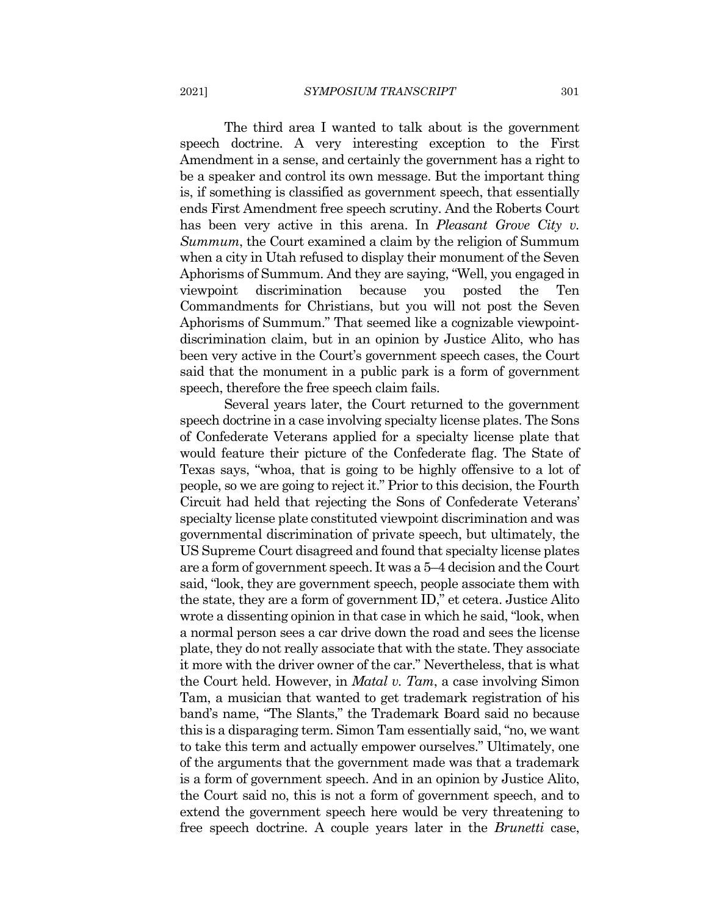The third area I wanted to talk about is the government speech doctrine. A very interesting exception to the First Amendment in a sense, and certainly the government has a right to be a speaker and control its own message. But the important thing is, if something is classified as government speech, that essentially ends First Amendment free speech scrutiny. And the Roberts Court has been very active in this arena. In *Pleasant Grove City v. Summum*, the Court examined a claim by the religion of Summum when a city in Utah refused to display their monument of the Seven Aphorisms of Summum. And they are saying, "Well, you engaged in viewpoint discrimination because you posted the Ten Commandments for Christians, but you will not post the Seven Aphorisms of Summum." That seemed like a cognizable viewpoint-discrimination claim, but in an opinion by Justice Alito, who has been very active in the Court's government speech cases, the Court said that the monument in a public park is a form of government speech, therefore the free speech claim fails.

Several years later, the Court returned to the government speech doctrine in a case involving specialty license plates. The Sons of Confederate Veterans applied for a specialty license plate that would feature their picture of the Confederate flag. The State of Texas says, "whoa, that is going to be highly offensive to a lot of people, so we are going to reject it." Prior to this decision, the Fourth Circuit had held that rejecting the Sons of Confederate Veterans' specialty license plate constituted viewpoint discrimination and was governmental discrimination of private speech, but ultimately, the US Supreme Court disagreed and found that specialty license plates are a form of government speech. It was a 5–4 decision and the Court said, "look, they are government speech, people associate them with the state, they are a form of government ID," et cetera. Justice Alito wrote a dissenting opinion in that case in which he said, "look, when a normal person sees a car drive down the road and sees the license plate, they do not really associate that with the state. They associate it more with the driver owner of the car." Nevertheless, that is what the Court held. However, in *Matal v. Tam*, a case involving Simon Tam, a musician that wanted to get trademark registration of his band's name, "The Slants," the Trademark Board said no because this is a disparaging term. Simon Tam essentially said, "no, we want to take this term and actually empower ourselves." Ultimately, one of the arguments that the government made was that a trademark is a form of government speech. And in an opinion by Justice Alito, the Court said no, this is not a form of government speech, and to extend the government speech here would be very threatening to free speech doctrine. A couple years later in the *Brunetti* case,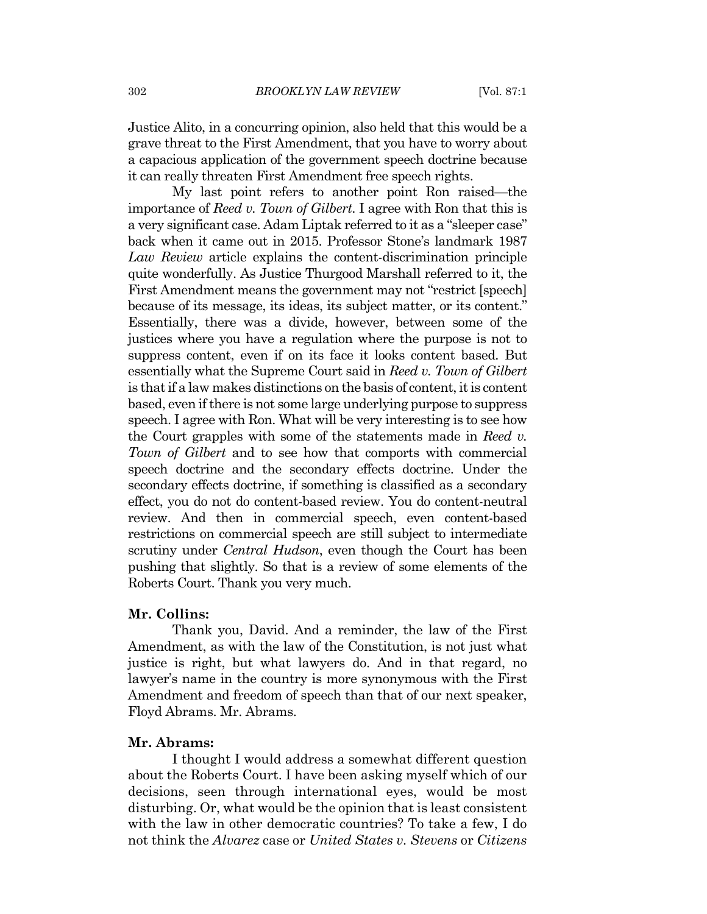Justice Alito, in a concurring opinion, also held that this would be a grave threat to the First Amendment, that you have to worry about a capacious application of the government speech doctrine because it can really threaten First Amendment free speech rights.

My last point refers to another point Ron raised—the importance of *Reed v. Town of Gilbert*. I agree with Ron that this is a very significant case. Adam Liptak referred to it as a "sleeper case" back when it came out in 2015. Professor Stone's landmark 1987 *Law Review* article explains the content-discrimination principle quite wonderfully. As Justice Thurgood Marshall referred to it, the First Amendment means the government may not "restrict [speech] because of its message, its ideas, its subject matter, or its content." Essentially, there was a divide, however, between some of the justices where you have a regulation where the purpose is not to suppress content, even if on its face it looks content based. But essentially what the Supreme Court said in *Reed v. Town of Gilbert* is that if a law makes distinctions on the basis of content, it is content based, even if there is not some large underlying purpose to suppress speech. I agree with Ron. What will be very interesting is to see how the Court grapples with some of the statements made in *Reed v. Town of Gilbert* and to see how that comports with commercial speech doctrine and the secondary effects doctrine. Under the secondary effects doctrine, if something is classified as a secondary effect, you do not do content-based review. You do content-neutral review. And then in commercial speech, even content-based restrictions on commercial speech are still subject to intermediate scrutiny under *Central Hudson*, even though the Court has been pushing that slightly. So that is a review of some elements of the Roberts Court. Thank you very much.

**Mr. Collins:**

Thank you, David. And a reminder, the law of the First Amendment, as with the law of the Constitution, is not just what justice is right, but what lawyers do. And in that regard, no lawyer's name in the country is more synonymous with the First Amendment and freedom of speech than that of our next speaker, Floyd Abrams. Mr. Abrams.

**Mr. Abrams:**

I thought I would address a somewhat different question about the Roberts Court. I have been asking myself which of our decisions, seen through international eyes, would be most disturbing. Or, what would be the opinion that is least consistent with the law in other democratic countries? To take a few, I do not think the *Alvarez* case or *United States v. Stevens* or *Citizens*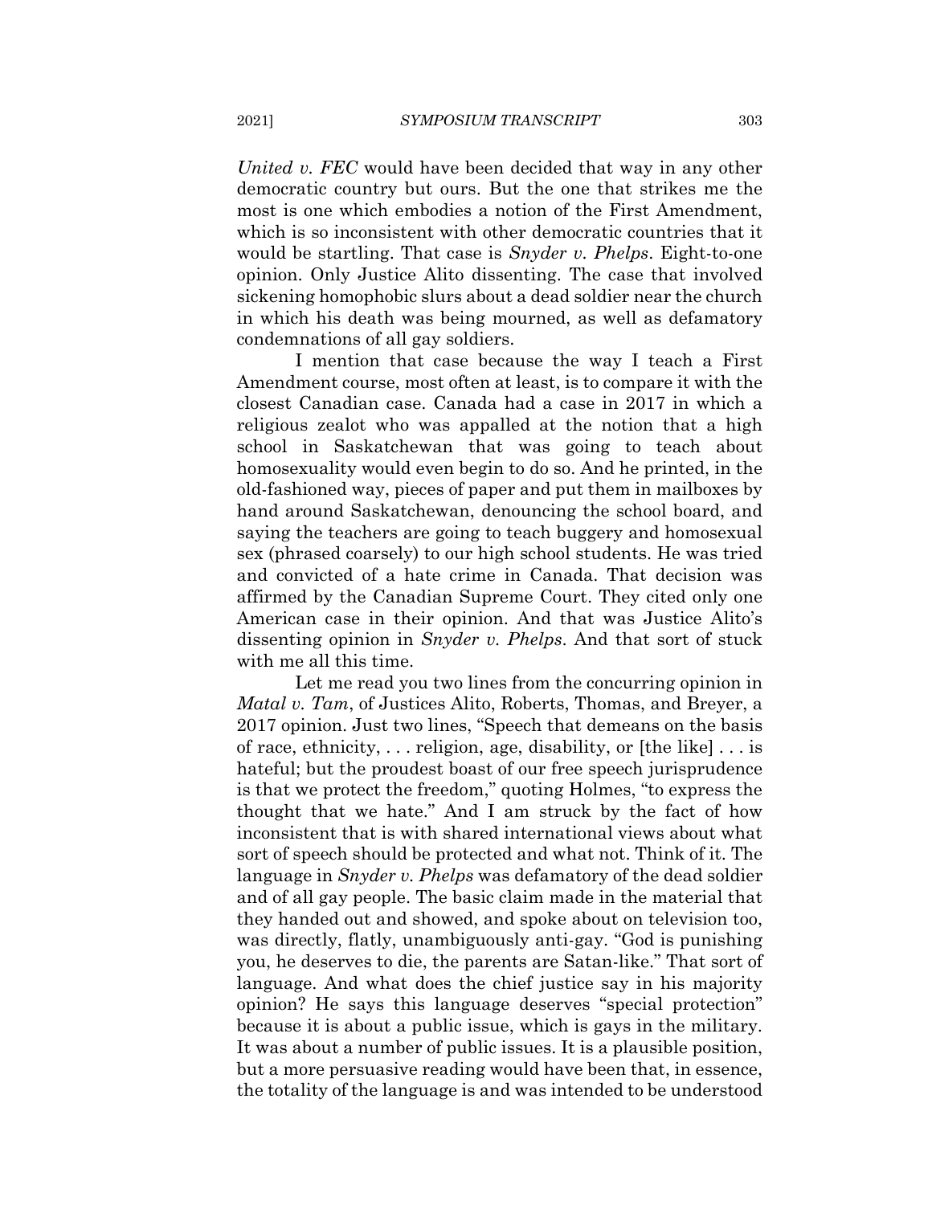*United v. FEC* would have been decided that way in any other democratic country but ours. But the one that strikes me the most is one which embodies a notion of the First Amendment, which is so inconsistent with other democratic countries that it would be startling. That case is *Snyder v. Phelps*. Eight-to-one opinion. Only Justice Alito dissenting. The case that involved sickening homophobic slurs about a dead soldier near the church in which his death was being mourned, as well as defamatory condemnations of all gay soldiers.

I mention that case because the way I teach a First Amendment course, most often at least, is to compare it with the closest Canadian case. Canada had a case in 2017 in which a religious zealot who was appalled at the notion that a high school in Saskatchewan that was going to teach about homosexuality would even begin to do so. And he printed, in the old-fashioned way, pieces of paper and put them in mailboxes by hand around Saskatchewan, denouncing the school board, and saying the teachers are going to teach buggery and homosexual sex (phrased coarsely) to our high school students. He was tried and convicted of a hate crime in Canada. That decision was affirmed by the Canadian Supreme Court. They cited only one American case in their opinion. And that was Justice Alito's dissenting opinion in *Snyder v. Phelps*. And that sort of stuck with me all this time.

Let me read you two lines from the concurring opinion in *Matal v. Tam*, of Justices Alito, Roberts, Thomas, and Breyer, a 2017 opinion. Just two lines, "Speech that demeans on the basis of race, ethnicity, . . . religion, age, disability, or [the like] . . . is hateful; but the proudest boast of our free speech jurisprudence is that we protect the freedom," quoting Holmes, "to express the thought that we hate." And I am struck by the fact of how inconsistent that is with shared international views about what sort of speech should be protected and what not. Think of it. The language in *Snyder v. Phelps* was defamatory of the dead soldier and of all gay people. The basic claim made in the material that they handed out and showed, and spoke about on television too, was directly, flatly, unambiguously anti-gay. "God is punishing you, he deserves to die, the parents are Satan-like." That sort of language. And what does the chief justice say in his majority opinion? He says this language deserves "special protection" because it is about a public issue, which is gays in the military. It was about a number of public issues. It is a plausible position, but a more persuasive reading would have been that, in essence, the totality of the language is and was intended to be understood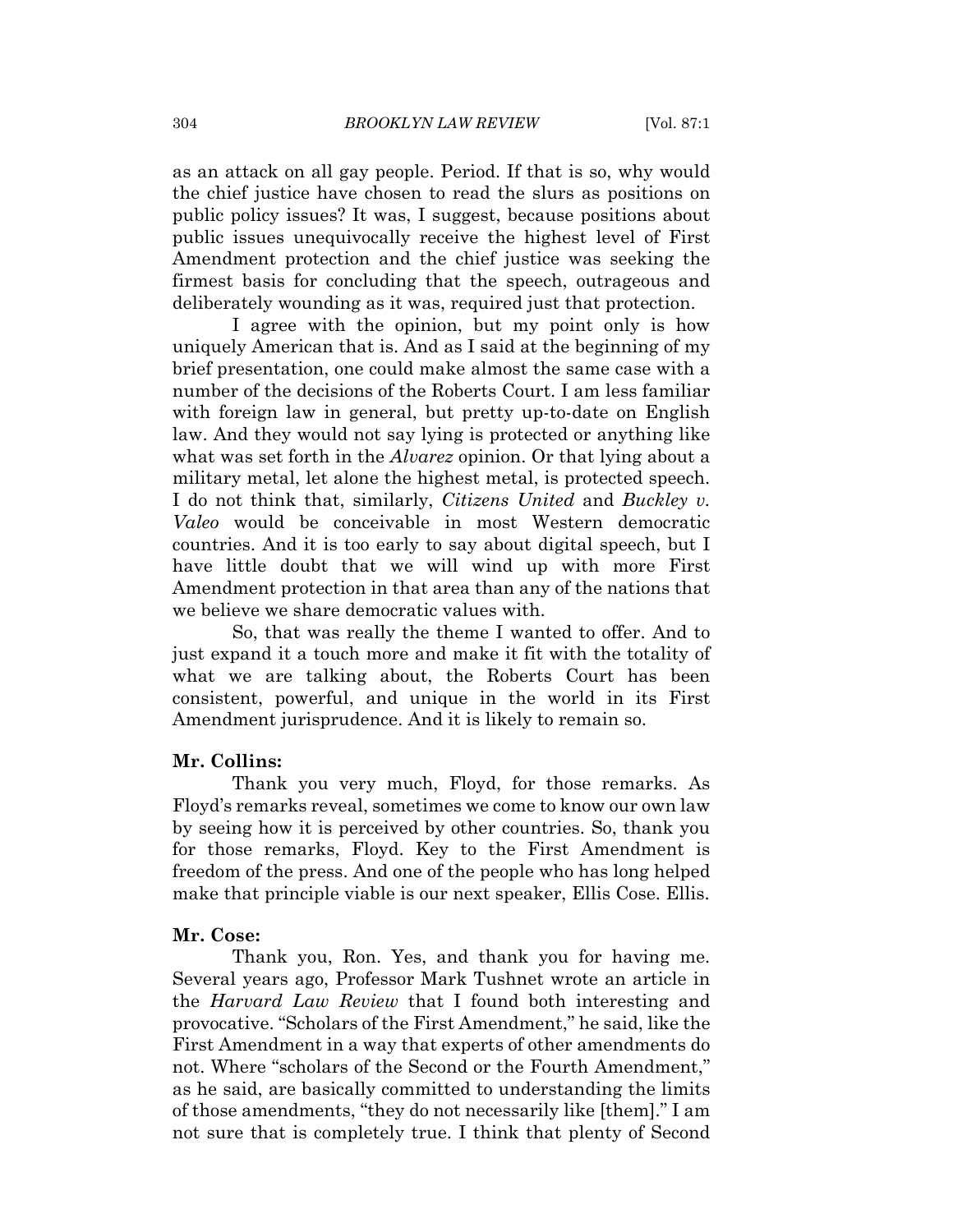as an attack on all gay people. Period. If that is so, why would the chief justice have chosen to read the slurs as positions on public policy issues? It was, I suggest, because positions about public issues unequivocally receive the highest level of First Amendment protection and the chief justice was seeking the firmest basis for concluding that the speech, outrageous and deliberately wounding as it was, required just that protection.

I agree with the opinion, but my point only is how uniquely American that is. And as I said at the beginning of my brief presentation, one could make almost the same case with a number of the decisions of the Roberts Court. I am less familiar with foreign law in general, but pretty up-to-date on English law. And they would not say lying is protected or anything like what was set forth in the *Alvarez* opinion. Or that lying about a military metal, let alone the highest metal, is protected speech. I do not think that, similarly, *Citizens United* and *Buckley v. Valeo* would be conceivable in most Western democratic countries. And it is too early to say about digital speech, but I have little doubt that we will wind up with more First Amendment protection in that area than any of the nations that we believe we share democratic values with.

So, that was really the theme I wanted to offer. And to just expand it a touch more and make it fit with the totality of what we are talking about, the Roberts Court has been consistent, powerful, and unique in the world in its First Amendment jurisprudence. And it is likely to remain so.

**Mr. Collins:**

Thank you very much, Floyd, for those remarks. As Floyd's remarks reveal, sometimes we come to know our own law by seeing how it is perceived by other countries. So, thank you for those remarks, Floyd. Key to the First Amendment is freedom of the press. And one of the people who has long helped make that principle viable is our next speaker, Ellis Cose. Ellis.

**Mr. Cose:**

Thank you, Ron. Yes, and thank you for having me. Several years ago, Professor Mark Tushnet wrote an article in the *Harvard Law Review* that I found both interesting and provocative. "Scholars of the First Amendment," he said, like the First Amendment in a way that experts of other amendments do not. Where "scholars of the Second or the Fourth Amendment," as he said, are basically committed to understanding the limits of those amendments, "they do not necessarily like [them]." I am not sure that is completely true. I think that plenty of Second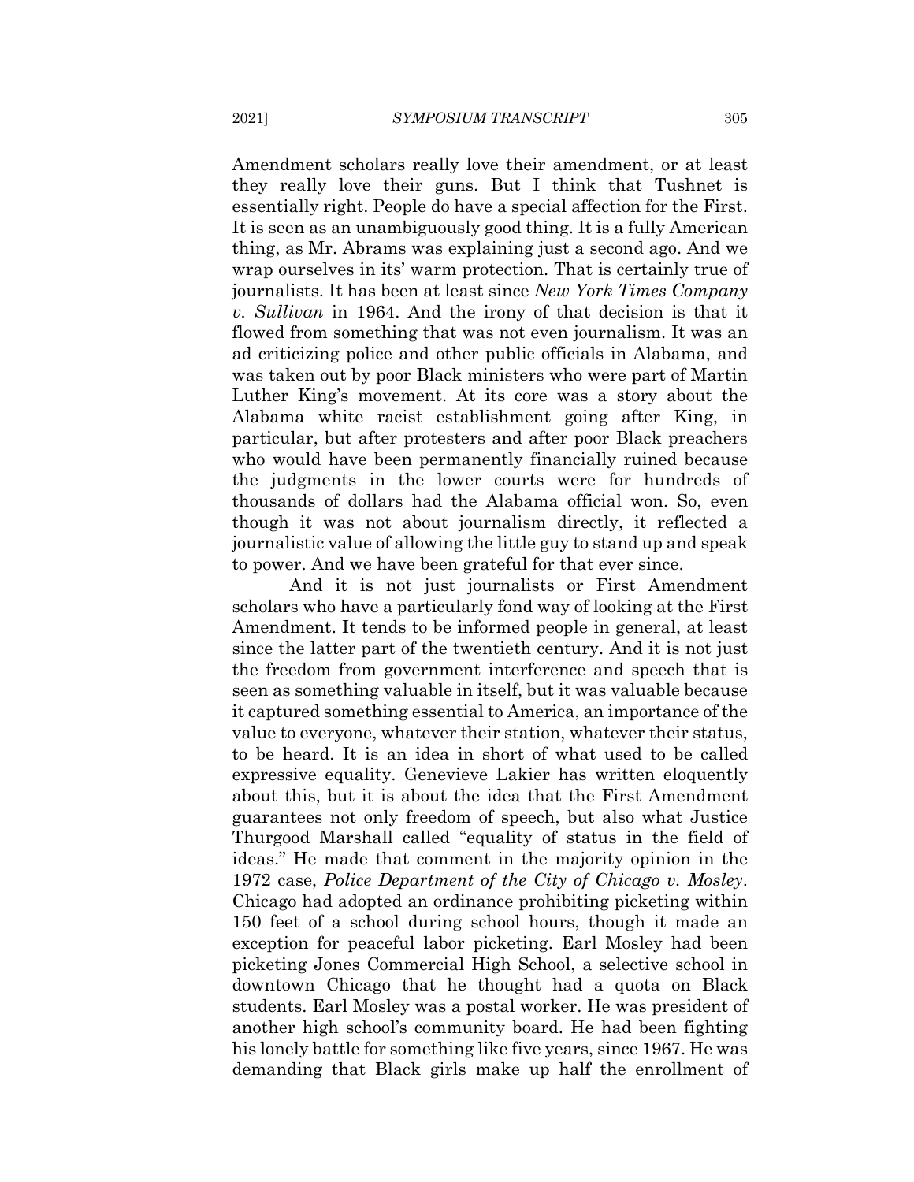Amendment scholars really love their amendment, or at least they really love their guns. But I think that Tushnet is essentially right. People do have a special affection for the First. It is seen as an unambiguously good thing. It is a fully American thing, as Mr. Abrams was explaining just a second ago. And we wrap ourselves in its' warm protection. That is certainly true of journalists. It has been at least since *New York Times Company v. Sullivan* in 1964. And the irony of that decision is that it flowed from something that was not even journalism. It was an ad criticizing police and other public officials in Alabama, and was taken out by poor Black ministers who were part of Martin Luther King's movement. At its core was a story about the Alabama white racist establishment going after King, in particular, but after protesters and after poor Black preachers who would have been permanently financially ruined because the judgments in the lower courts were for hundreds of thousands of dollars had the Alabama official won. So, even though it was not about journalism directly, it reflected a journalistic value of allowing the little guy to stand up and speak to power. And we have been grateful for that ever since.

And it is not just journalists or First Amendment scholars who have a particularly fond way of looking at the First Amendment. It tends to be informed people in general, at least since the latter part of the twentieth century. And it is not just the freedom from government interference and speech that is seen as something valuable in itself, but it was valuable because it captured something essential to America, an importance of the value to everyone, whatever their station, whatever their status, to be heard. It is an idea in short of what used to be called expressive equality. Genevieve Lakier has written eloquently about this, but it is about the idea that the First Amendment guarantees not only freedom of speech, but also what Justice Thurgood Marshall called "equality of status in the field of ideas." He made that comment in the majority opinion in the 1972 case, *Police Department of the City of Chicago v. Mosley*. Chicago had adopted an ordinance prohibiting picketing within 150 feet of a school during school hours, though it made an exception for peaceful labor picketing. Earl Mosley had been picketing Jones Commercial High School, a selective school in downtown Chicago that he thought had a quota on Black students. Earl Mosley was a postal worker. He was president of another high school's community board. He had been fighting his lonely battle for something like five years, since 1967. He was demanding that Black girls make up half the enrollment of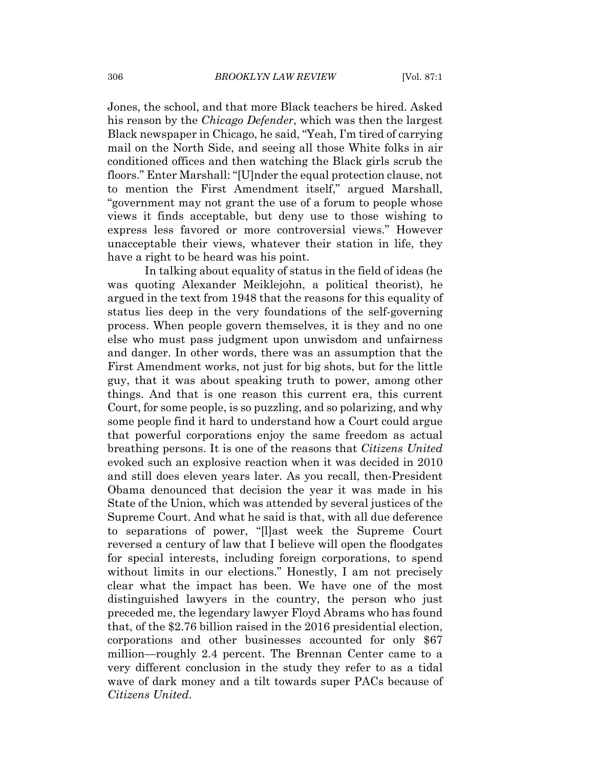Jones, the school, and that more Black teachers be hired. Asked his reason by the *Chicago Defender*, which was then the largest Black newspaper in Chicago, he said, "Yeah, I'm tired of carrying mail on the North Side, and seeing all those White folks in air conditioned offices and then watching the Black girls scrub the floors." Enter Marshall: "[U]nder the equal protection clause, not to mention the First Amendment itself," argued Marshall, "government may not grant the use of a forum to people whose views it finds acceptable, but deny use to those wishing to express less favored or more controversial views." However unacceptable their views, whatever their station in life, they have a right to be heard was his point.

In talking about equality of status in the field of ideas (he was quoting Alexander Meiklejohn, a political theorist), he argued in the text from 1948 that the reasons for this equality of status lies deep in the very foundations of the self-governing process. When people govern themselves, it is they and no one else who must pass judgment upon unwisdom and unfairness and danger. In other words, there was an assumption that the First Amendment works, not just for big shots, but for the little guy, that it was about speaking truth to power, among other things. And that is one reason this current era, this current Court, for some people, is so puzzling, and so polarizing, and why some people find it hard to understand how a Court could argue that powerful corporations enjoy the same freedom as actual breathing persons. It is one of the reasons that *Citizens United* evoked such an explosive reaction when it was decided in 2010 and still does eleven years later. As you recall, then-President Obama denounced that decision the year it was made in his State of the Union, which was attended by several justices of the Supreme Court. And what he said is that, with all due deference to separations of power, "[l]ast week the Supreme Court reversed a century of law that I believe will open the floodgates for special interests, including foreign corporations, to spend without limits in our elections." Honestly, I am not precisely clear what the impact has been. We have one of the most distinguished lawyers in the country, the person who just preceded me, the legendary lawyer Floyd Abrams who has found that, of the $2.76 billion raised in the 2016 presidential election, corporations and other businesses accounted for only $67 million—roughly 2.4 percent. The Brennan Center came to a very different conclusion in the study they refer to as a tidal wave of dark money and a tilt towards super PACs because of *Citizens United*.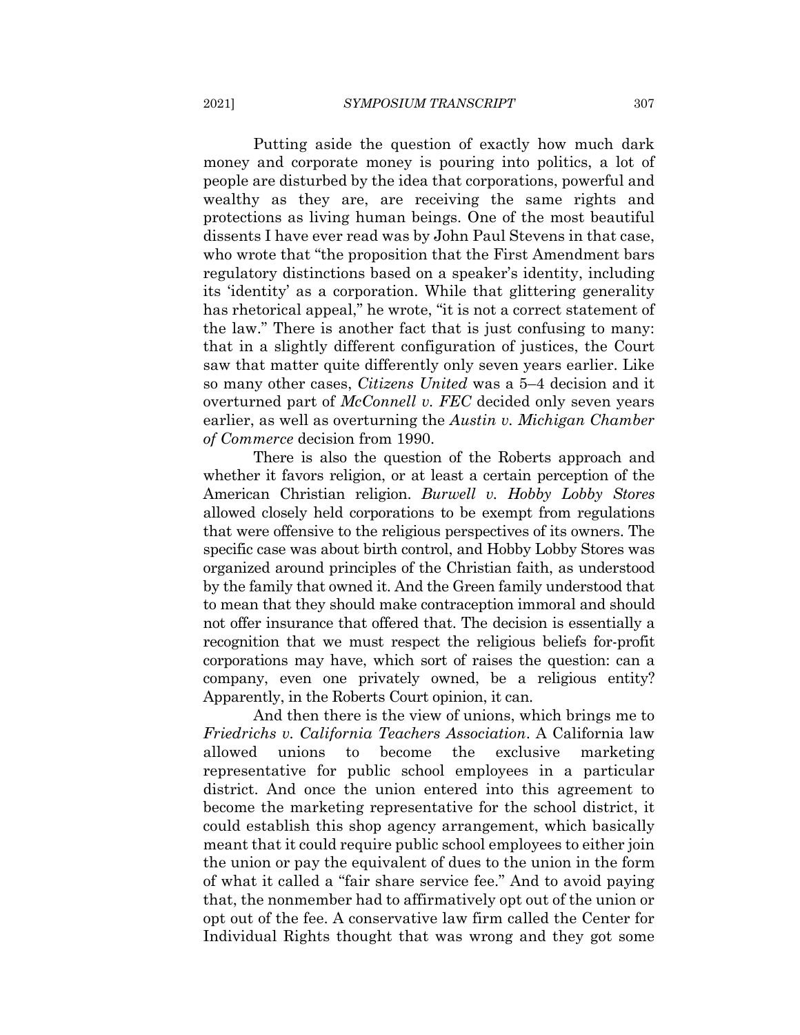Putting aside the question of exactly how much dark money and corporate money is pouring into politics, a lot of people are disturbed by the idea that corporations, powerful and wealthy as they are, are receiving the same rights and protections as living human beings. One of the most beautiful dissents I have ever read was by John Paul Stevens in that case, who wrote that "the proposition that the First Amendment bars regulatory distinctions based on a speaker's identity, including its 'identity' as a corporation. While that glittering generality has rhetorical appeal," he wrote, "it is not a correct statement of the law." There is another fact that is just confusing to many: that in a slightly different configuration of justices, the Court saw that matter quite differently only seven years earlier. Like so many other cases, *Citizens United* was a 5–4 decision and it overturned part of *McConnell v. FEC* decided only seven years earlier, as well as overturning the *Austin v. Michigan Chamber of Commerce* decision from 1990.

There is also the question of the Roberts approach and whether it favors religion, or at least a certain perception of the American Christian religion. *Burwell v. Hobby Lobby Stores* allowed closely held corporations to be exempt from regulations that were offensive to the religious perspectives of its owners. The specific case was about birth control, and Hobby Lobby Stores was organized around principles of the Christian faith, as understood by the family that owned it. And the Green family understood that to mean that they should make contraception immoral and should not offer insurance that offered that. The decision is essentially a recognition that we must respect the religious beliefs for-profit corporations may have, which sort of raises the question: can a company, even one privately owned, be a religious entity? Apparently, in the Roberts Court opinion, it can.

And then there is the view of unions, which brings me to *Friedrichs v. California Teachers Association*. A California law allowed unions to become the exclusive marketing representative for public school employees in a particular district. And once the union entered into this agreement to become the marketing representative for the school district, it could establish this shop agency arrangement, which basically meant that it could require public school employees to either join the union or pay the equivalent of dues to the union in the form of what it called a "fair share service fee." And to avoid paying that, the nonmember had to affirmatively opt out of the union or opt out of the fee. A conservative law firm called the Center for Individual Rights thought that was wrong and they got some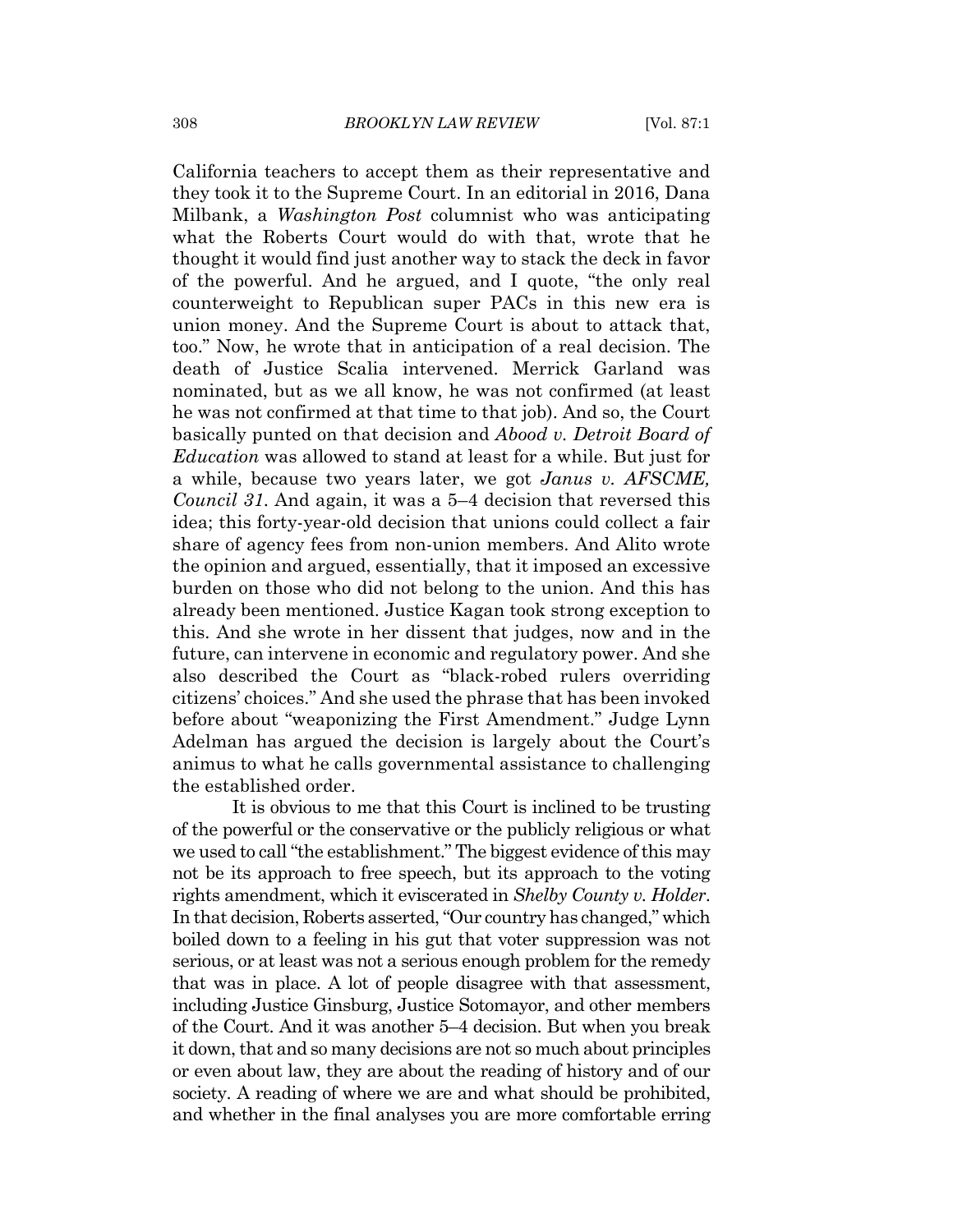California teachers to accept them as their representative and they took it to the Supreme Court. In an editorial in 2016, Dana Milbank, a *Washington Post* columnist who was anticipating what the Roberts Court would do with that, wrote that he thought it would find just another way to stack the deck in favor of the powerful. And he argued, and I quote, "the only real counterweight to Republican super PACs in this new era is union money. And the Supreme Court is about to attack that, too." Now, he wrote that in anticipation of a real decision. The death of Justice Scalia intervened. Merrick Garland was nominated, but as we all know, he was not confirmed (at least he was not confirmed at that time to that job). And so, the Court basically punted on that decision and *Abood v. Detroit Board of Education* was allowed to stand at least for a while. But just for a while, because two years later, we got *Janus v. AFSCME, Council 31*. And again, it was a 5–4 decision that reversed this idea; this forty-year-old decision that unions could collect a fair share of agency fees from non-union members. And Alito wrote the opinion and argued, essentially, that it imposed an excessive burden on those who did not belong to the union. And this has already been mentioned. Justice Kagan took strong exception to this. And she wrote in her dissent that judges, now and in the future, can intervene in economic and regulatory power. And she also described the Court as "black-robed rulers overriding citizens' choices." And she used the phrase that has been invoked before about "weaponizing the First Amendment." Judge Lynn Adelman has argued the decision is largely about the Court's animus to what he calls governmental assistance to challenging the established order.

It is obvious to me that this Court is inclined to be trusting of the powerful or the conservative or the publicly religious or what we used to call "the establishment." The biggest evidence of this may not be its approach to free speech, but its approach to the voting rights amendment, which it eviscerated in *Shelby County v. Holder*. In that decision, Roberts asserted, "Our country has changed," which boiled down to a feeling in his gut that voter suppression was not serious, or at least was not a serious enough problem for the remedy that was in place. A lot of people disagree with that assessment, including Justice Ginsburg, Justice Sotomayor, and other members of the Court. And it was another 5–4 decision. But when you break it down, that and so many decisions are not so much about principles or even about law, they are about the reading of history and of our society. A reading of where we are and what should be prohibited, and whether in the final analyses you are more comfortable erring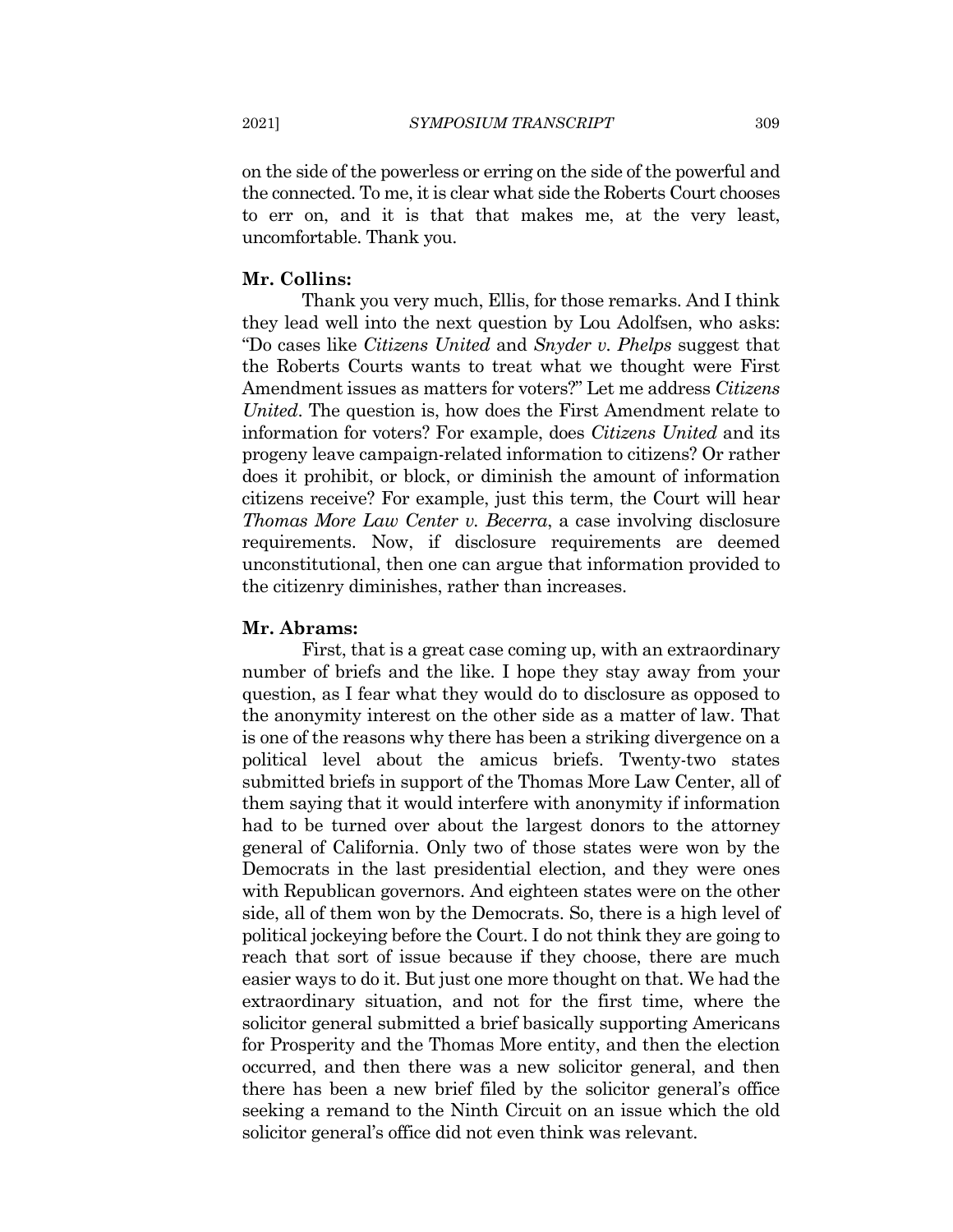on the side of the powerless or erring on the side of the powerful and the connected. To me, it is clear what side the Roberts Court chooses to err on, and it is that that makes me, at the very least, uncomfortable. Thank you.

**Mr. Collins:**

Thank you very much, Ellis, for those remarks. And I think they lead well into the next question by Lou Adolfsen, who asks: "Do cases like *Citizens United* and *Snyder v. Phelps* suggest that the Roberts Courts wants to treat what we thought were First Amendment issues as matters for voters?" Let me address *Citizens United*. The question is, how does the First Amendment relate to information for voters? For example, does *Citizens United* and its progeny leave campaign-related information to citizens? Or rather does it prohibit, or block, or diminish the amount of information citizens receive? For example, just this term, the Court will hear *Thomas More Law Center v. Becerra*, a case involving disclosure requirements. Now, if disclosure requirements are deemed unconstitutional, then one can argue that information provided to the citizenry diminishes, rather than increases.

**Mr. Abrams:**

First, that is a great case coming up, with an extraordinary number of briefs and the like. I hope they stay away from your question, as I fear what they would do to disclosure as opposed to the anonymity interest on the other side as a matter of law. That is one of the reasons why there has been a striking divergence on a political level about the amicus briefs. Twenty-two states submitted briefs in support of the Thomas More Law Center, all of them saying that it would interfere with anonymity if information had to be turned over about the largest donors to the attorney general of California. Only two of those states were won by the Democrats in the last presidential election, and they were ones with Republican governors. And eighteen states were on the other side, all of them won by the Democrats. So, there is a high level of political jockeying before the Court. I do not think they are going to reach that sort of issue because if they choose, there are much easier ways to do it. But just one more thought on that. We had the extraordinary situation, and not for the first time, where the solicitor general submitted a brief basically supporting Americans for Prosperity and the Thomas More entity, and then the election occurred, and then there was a new solicitor general, and then there has been a new brief filed by the solicitor general's office seeking a remand to the Ninth Circuit on an issue which the old solicitor general's office did not even think was relevant.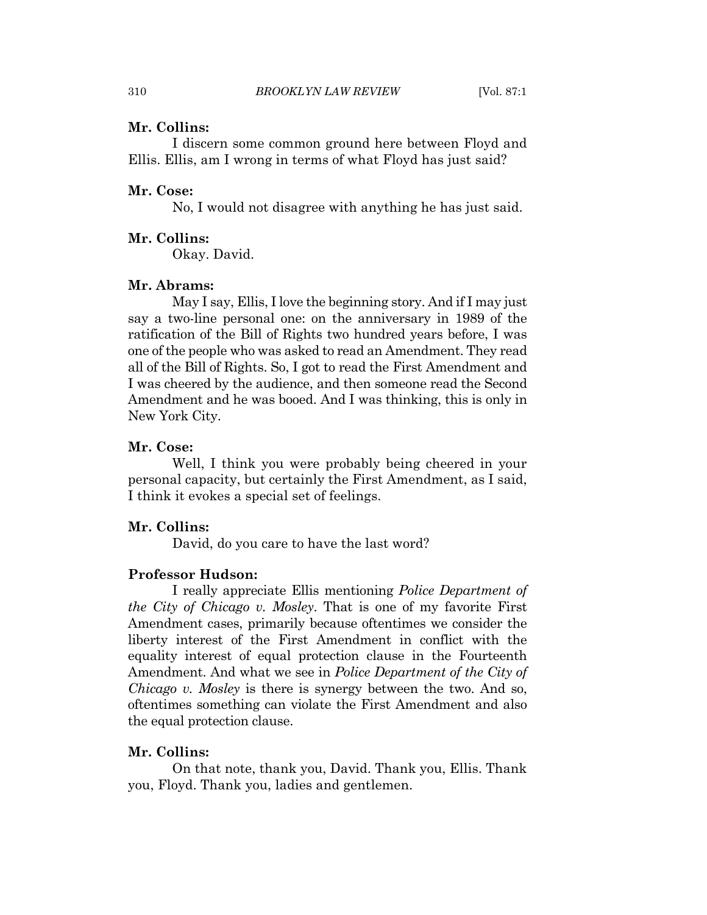**Mr. Collins:**

I discern some common ground here between Floyd and Ellis. Ellis, am I wrong in terms of what Floyd has just said?

**Mr. Cose:**

No, I would not disagree with anything he has just said.

**Mr. Collins:**

Okay. David.

**Mr. Abrams:**

May I say, Ellis, I love the beginning story. And if I may just say a two-line personal one: on the anniversary in 1989 of the ratification of the Bill of Rights two hundred years before, I was one of the people who was asked to read an Amendment. They read all of the Bill of Rights. So, I got to read the First Amendment and I was cheered by the audience, and then someone read the Second Amendment and he was booed. And I was thinking, this is only in New York City.

**Mr. Cose:**

Well, I think you were probably being cheered in your personal capacity, but certainly the First Amendment, as I said, I think it evokes a special set of feelings.

**Mr. Collins:**

David, do you care to have the last word?

**Professor Hudson:**

I really appreciate Ellis mentioning *Police Department of the City of Chicago v. Mosley*. That is one of my favorite First Amendment cases, primarily because oftentimes we consider the liberty interest of the First Amendment in conflict with the equality interest of equal protection clause in the Fourteenth Amendment. And what we see in *Police Department of the City of Chicago v. Mosley* is there is synergy between the two. And so, oftentimes something can violate the First Amendment and also the equal protection clause.

**Mr. Collins:**

On that note, thank you, David. Thank you, Ellis. Thank you, Floyd. Thank you, ladies and gentlemen.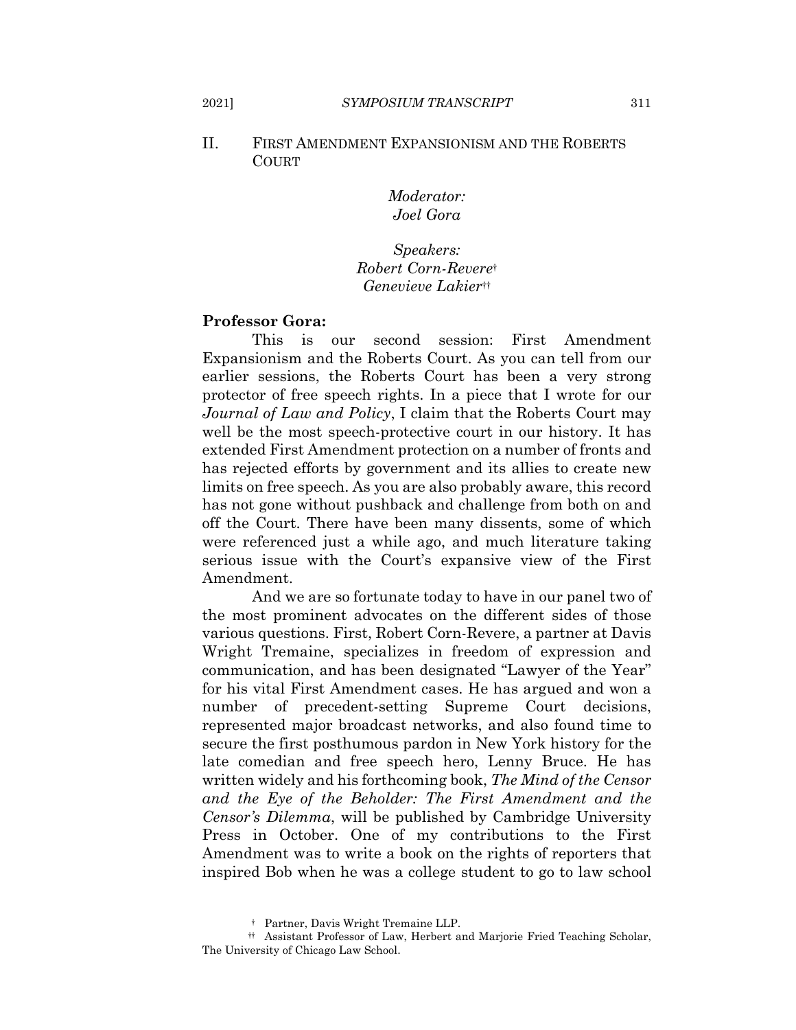## II. FIRST AMENDMENT EXPANSIONISM AND THE ROBERTS COURT

*Moderator:*
*Joel Gora*

*Speakers:*
*Robert Corn-Revere*†
*Genevieve Lakier*††

**Professor Gora:**

This is our second session: First Amendment Expansionism and the Roberts Court. As you can tell from our earlier sessions, the Roberts Court has been a very strong protector of free speech rights. In a piece that I wrote for our *Journal of Law and Policy*, I claim that the Roberts Court may well be the most speech-protective court in our history. It has extended First Amendment protection on a number of fronts and has rejected efforts by government and its allies to create new limits on free speech. As you are also probably aware, this record has not gone without pushback and challenge from both on and off the Court. There have been many dissents, some of which were referenced just a while ago, and much literature taking serious issue with the Court's expansive view of the First Amendment.

And we are so fortunate today to have in our panel two of the most prominent advocates on the different sides of those various questions. First, Robert Corn-Revere, a partner at Davis Wright Tremaine, specializes in freedom of expression and communication, and has been designated "Lawyer of the Year" for his vital First Amendment cases. He has argued and won a number of precedent-setting Supreme Court decisions, represented major broadcast networks, and also found time to secure the first posthumous pardon in New York history for the late comedian and free speech hero, Lenny Bruce. He has written widely and his forthcoming book, *The Mind of the Censor and the Eye of the Beholder: The First Amendment and the Censor's Dilemma*, will be published by Cambridge University Press in October. One of my contributions to the First Amendment was to write a book on the rights of reporters that inspired Bob when he was a college student to go to law school

† Partner, Davis Wright Tremaine LLP.

†† Assistant Professor of Law, Herbert and Marjorie Fried Teaching Scholar, The University of Chicago Law School.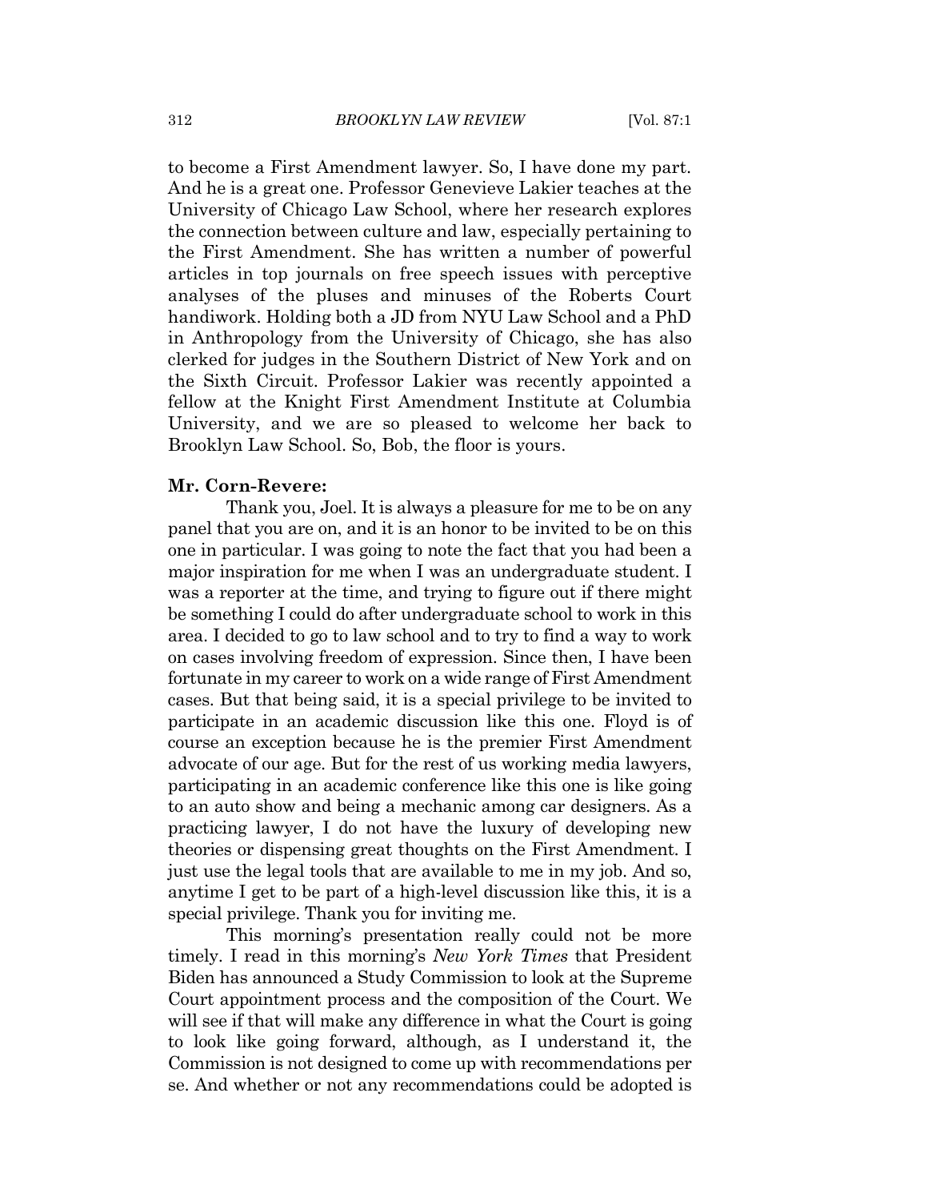to become a First Amendment lawyer. So, I have done my part. And he is a great one. Professor Genevieve Lakier teaches at the University of Chicago Law School, where her research explores the connection between culture and law, especially pertaining to the First Amendment. She has written a number of powerful articles in top journals on free speech issues with perceptive analyses of the pluses and minuses of the Roberts Court handiwork. Holding both a JD from NYU Law School and a PhD in Anthropology from the University of Chicago, she has also clerked for judges in the Southern District of New York and on the Sixth Circuit. Professor Lakier was recently appointed a fellow at the Knight First Amendment Institute at Columbia University, and we are so pleased to welcome her back to Brooklyn Law School. So, Bob, the floor is yours.

**Mr. Corn-Revere:**

Thank you, Joel. It is always a pleasure for me to be on any panel that you are on, and it is an honor to be invited to be on this one in particular. I was going to note the fact that you had been a major inspiration for me when I was an undergraduate student. I was a reporter at the time, and trying to figure out if there might be something I could do after undergraduate school to work in this area. I decided to go to law school and to try to find a way to work on cases involving freedom of expression. Since then, I have been fortunate in my career to work on a wide range of First Amendment cases. But that being said, it is a special privilege to be invited to participate in an academic discussion like this one. Floyd is of course an exception because he is the premier First Amendment advocate of our age. But for the rest of us working media lawyers, participating in an academic conference like this one is like going to an auto show and being a mechanic among car designers. As a practicing lawyer, I do not have the luxury of developing new theories or dispensing great thoughts on the First Amendment. I just use the legal tools that are available to me in my job. And so, anytime I get to be part of a high-level discussion like this, it is a special privilege. Thank you for inviting me.

This morning's presentation really could not be more timely. I read in this morning's *New York Times* that President Biden has announced a Study Commission to look at the Supreme Court appointment process and the composition of the Court. We will see if that will make any difference in what the Court is going to look like going forward, although, as I understand it, the Commission is not designed to come up with recommendations per se. And whether or not any recommendations could be adopted is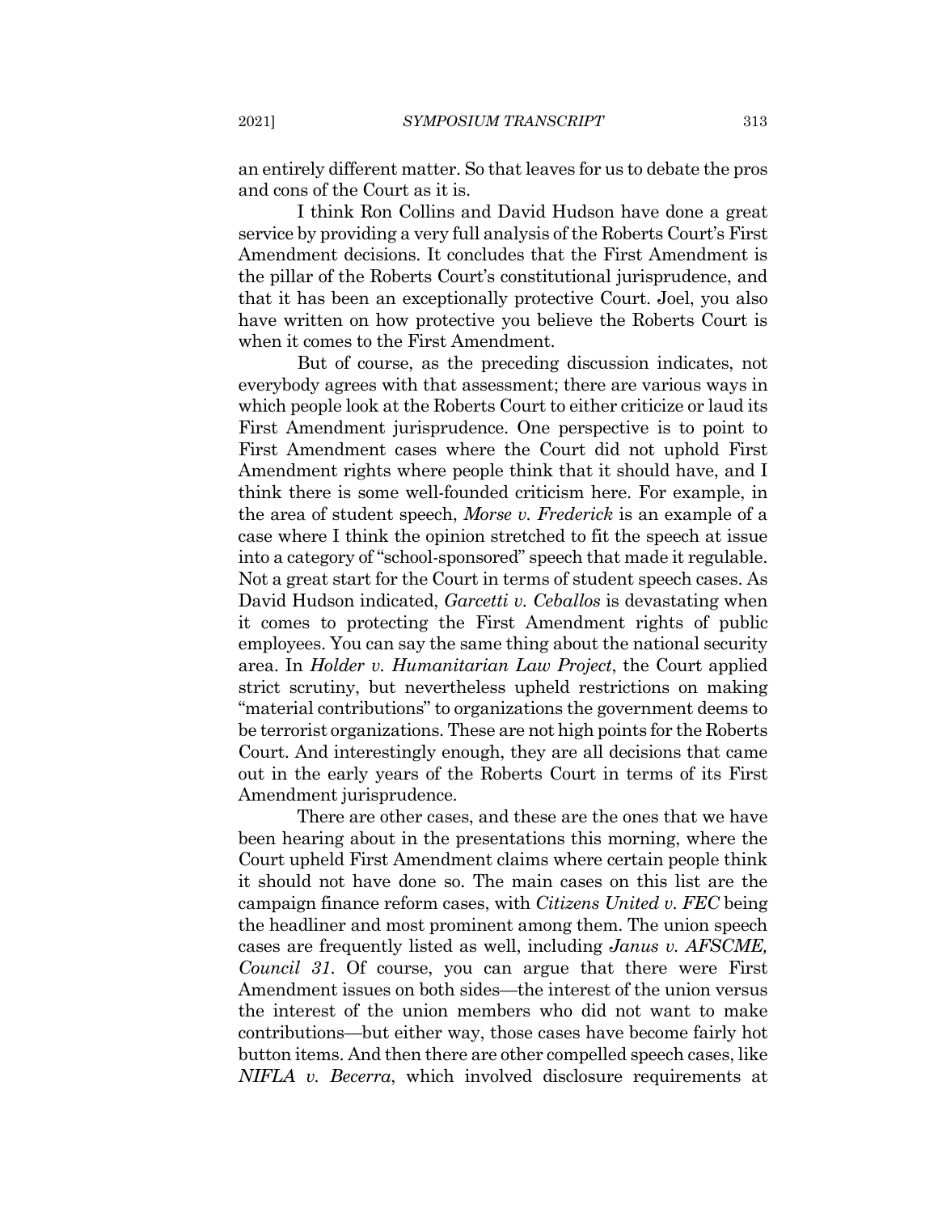an entirely different matter. So that leaves for us to debate the pros and cons of the Court as it is.

I think Ron Collins and David Hudson have done a great service by providing a very full analysis of the Roberts Court's First Amendment decisions. It concludes that the First Amendment is the pillar of the Roberts Court's constitutional jurisprudence, and that it has been an exceptionally protective Court. Joel, you also have written on how protective you believe the Roberts Court is when it comes to the First Amendment.

But of course, as the preceding discussion indicates, not everybody agrees with that assessment; there are various ways in which people look at the Roberts Court to either criticize or laud its First Amendment jurisprudence. One perspective is to point to First Amendment cases where the Court did not uphold First Amendment rights where people think that it should have, and I think there is some well-founded criticism here. For example, in the area of student speech, *Morse v. Frederick* is an example of a case where I think the opinion stretched to fit the speech at issue into a category of "school-sponsored" speech that made it regulable. Not a great start for the Court in terms of student speech cases. As David Hudson indicated, *Garcetti v. Ceballos* is devastating when it comes to protecting the First Amendment rights of public employees. You can say the same thing about the national security area. In *Holder v. Humanitarian Law Project*, the Court applied strict scrutiny, but nevertheless upheld restrictions on making "material contributions" to organizations the government deems to be terrorist organizations. These are not high points for the Roberts Court. And interestingly enough, they are all decisions that came out in the early years of the Roberts Court in terms of its First Amendment jurisprudence.

There are other cases, and these are the ones that we have been hearing about in the presentations this morning, where the Court upheld First Amendment claims where certain people think it should not have done so. The main cases on this list are the campaign finance reform cases, with *Citizens United v. FEC* being the headliner and most prominent among them. The union speech cases are frequently listed as well, including *Janus v. AFSCME, Council 31*. Of course, you can argue that there were First Amendment issues on both sides—the interest of the union versus the interest of the union members who did not want to make contributions—but either way, those cases have become fairly hot button items. And then there are other compelled speech cases, like *NIFLA v. Becerra*, which involved disclosure requirements at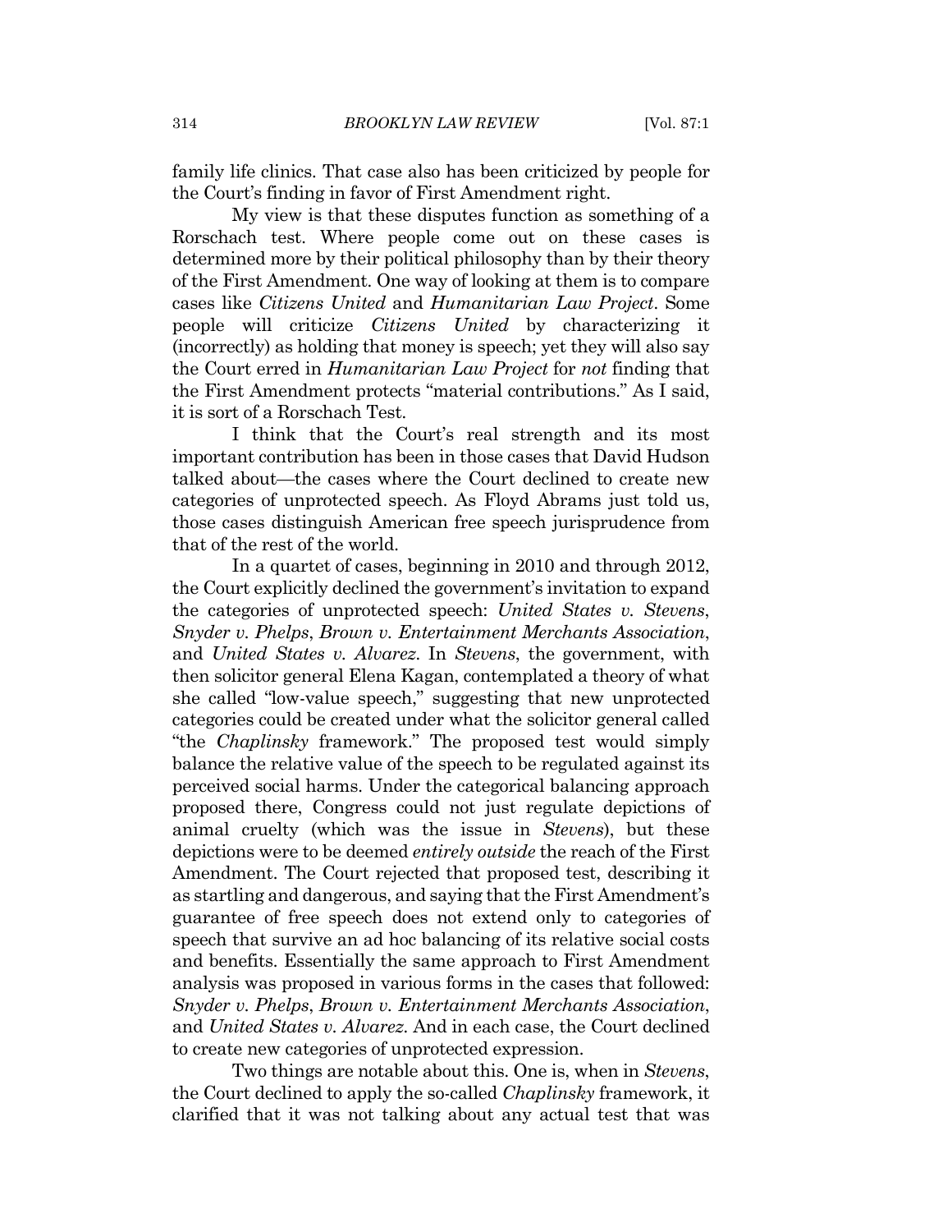family life clinics. That case also has been criticized by people for the Court's finding in favor of First Amendment right.

My view is that these disputes function as something of a Rorschach test. Where people come out on these cases is determined more by their political philosophy than by their theory of the First Amendment. One way of looking at them is to compare cases like *Citizens United* and *Humanitarian Law Project*. Some people will criticize *Citizens United* by characterizing it (incorrectly) as holding that money is speech; yet they will also say the Court erred in *Humanitarian Law Project* for *not* finding that the First Amendment protects "material contributions." As I said, it is sort of a Rorschach Test.

I think that the Court's real strength and its most important contribution has been in those cases that David Hudson talked about—the cases where the Court declined to create new categories of unprotected speech. As Floyd Abrams just told us, those cases distinguish American free speech jurisprudence from that of the rest of the world.

In a quartet of cases, beginning in 2010 and through 2012, the Court explicitly declined the government's invitation to expand the categories of unprotected speech: *United States v. Stevens*, *Snyder v. Phelps*, *Brown v. Entertainment Merchants Association*, and *United States v. Alvarez*. In *Stevens*, the government, with then solicitor general Elena Kagan, contemplated a theory of what she called "low-value speech," suggesting that new unprotected categories could be created under what the solicitor general called "the *Chaplinsky* framework." The proposed test would simply balance the relative value of the speech to be regulated against its perceived social harms. Under the categorical balancing approach proposed there, Congress could not just regulate depictions of animal cruelty (which was the issue in *Stevens*), but these depictions were to be deemed *entirely outside* the reach of the First Amendment. The Court rejected that proposed test, describing it as startling and dangerous, and saying that the First Amendment's guarantee of free speech does not extend only to categories of speech that survive an ad hoc balancing of its relative social costs and benefits. Essentially the same approach to First Amendment analysis was proposed in various forms in the cases that followed: *Snyder v. Phelps*, *Brown v. Entertainment Merchants Association*, and *United States v. Alvarez*. And in each case, the Court declined to create new categories of unprotected expression.

Two things are notable about this. One is, when in *Stevens*, the Court declined to apply the so-called *Chaplinsky* framework, it clarified that it was not talking about any actual test that was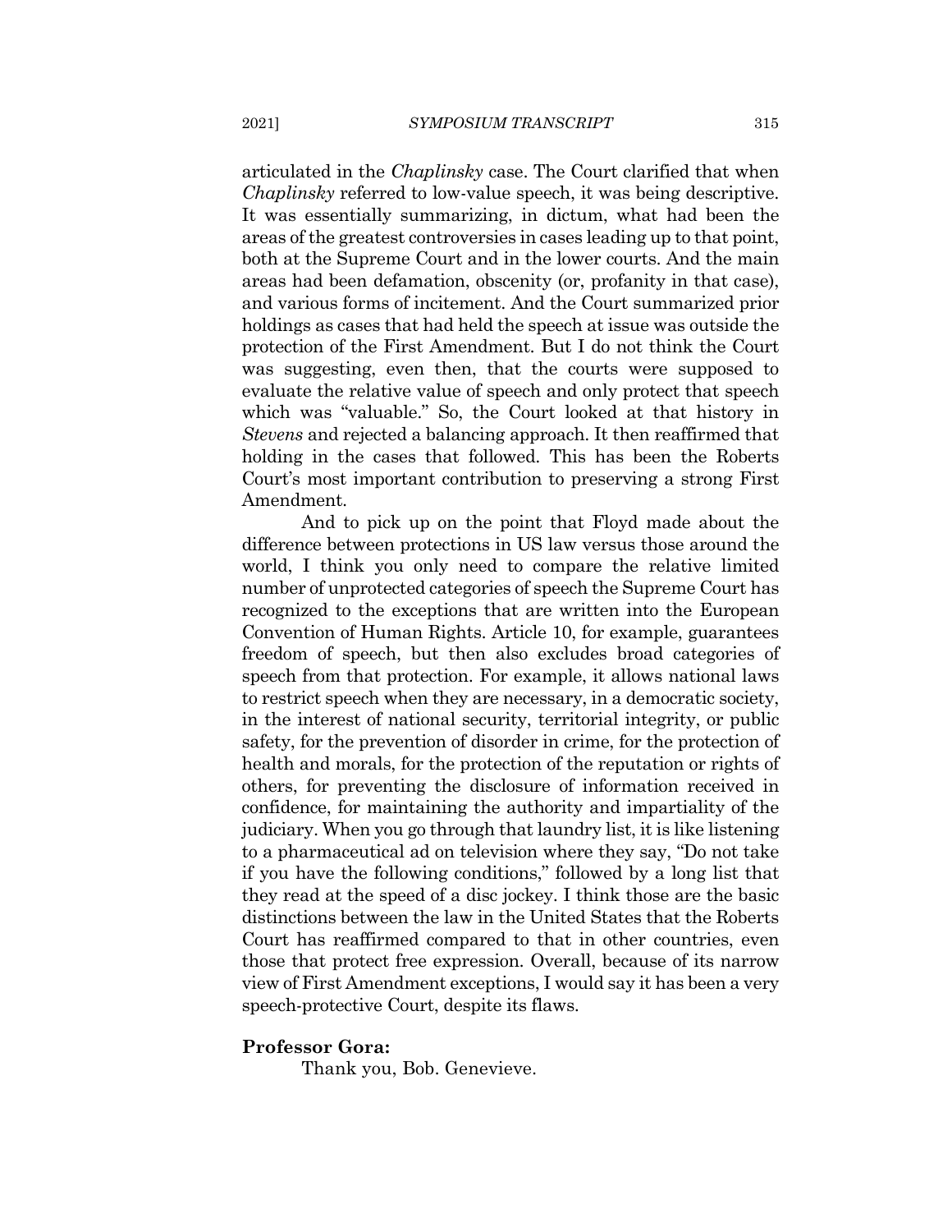articulated in the *Chaplinsky* case. The Court clarified that when *Chaplinsky* referred to low-value speech, it was being descriptive. It was essentially summarizing, in dictum, what had been the areas of the greatest controversies in cases leading up to that point, both at the Supreme Court and in the lower courts. And the main areas had been defamation, obscenity (or, profanity in that case), and various forms of incitement. And the Court summarized prior holdings as cases that had held the speech at issue was outside the protection of the First Amendment. But I do not think the Court was suggesting, even then, that the courts were supposed to evaluate the relative value of speech and only protect that speech which was "valuable." So, the Court looked at that history in *Stevens* and rejected a balancing approach. It then reaffirmed that holding in the cases that followed. This has been the Roberts Court's most important contribution to preserving a strong First Amendment.

And to pick up on the point that Floyd made about the difference between protections in US law versus those around the world, I think you only need to compare the relative limited number of unprotected categories of speech the Supreme Court has recognized to the exceptions that are written into the European Convention of Human Rights. Article 10, for example, guarantees freedom of speech, but then also excludes broad categories of speech from that protection. For example, it allows national laws to restrict speech when they are necessary, in a democratic society, in the interest of national security, territorial integrity, or public safety, for the prevention of disorder in crime, for the protection of health and morals, for the protection of the reputation or rights of others, for preventing the disclosure of information received in confidence, for maintaining the authority and impartiality of the judiciary. When you go through that laundry list, it is like listening to a pharmaceutical ad on television where they say, "Do not take if you have the following conditions," followed by a long list that they read at the speed of a disc jockey. I think those are the basic distinctions between the law in the United States that the Roberts Court has reaffirmed compared to that in other countries, even those that protect free expression. Overall, because of its narrow view of First Amendment exceptions, I would say it has been a very speech-protective Court, despite its flaws.

**Professor Gora:**

Thank you, Bob. Genevieve.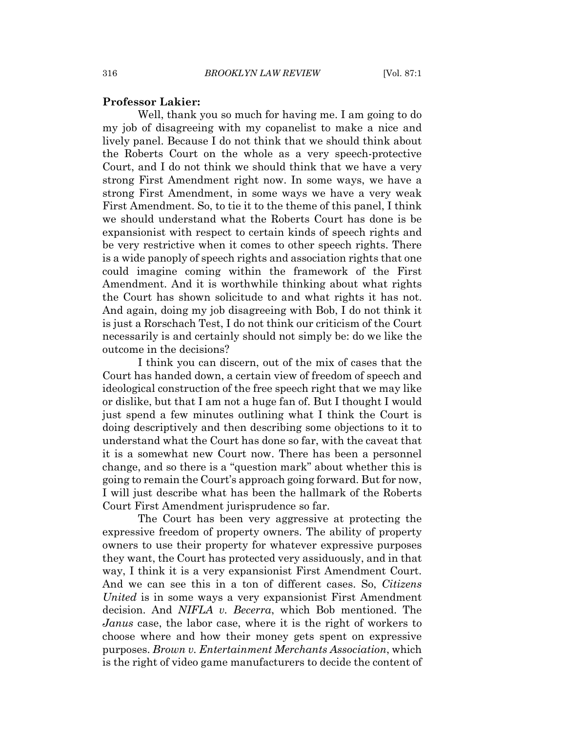**Professor Lakier:**

Well, thank you so much for having me. I am going to do my job of disagreeing with my copanelist to make a nice and lively panel. Because I do not think that we should think about the Roberts Court on the whole as a very speech-protective Court, and I do not think we should think that we have a very strong First Amendment right now. In some ways, we have a strong First Amendment, in some ways we have a very weak First Amendment. So, to tie it to the theme of this panel, I think we should understand what the Roberts Court has done is be expansionist with respect to certain kinds of speech rights and be very restrictive when it comes to other speech rights. There is a wide panoply of speech rights and association rights that one could imagine coming within the framework of the First Amendment. And it is worthwhile thinking about what rights the Court has shown solicitude to and what rights it has not. And again, doing my job disagreeing with Bob, I do not think it is just a Rorschach Test, I do not think our criticism of the Court necessarily is and certainly should not simply be: do we like the outcome in the decisions?

I think you can discern, out of the mix of cases that the Court has handed down, a certain view of freedom of speech and ideological construction of the free speech right that we may like or dislike, but that I am not a huge fan of. But I thought I would just spend a few minutes outlining what I think the Court is doing descriptively and then describing some objections to it to understand what the Court has done so far, with the caveat that it is a somewhat new Court now. There has been a personnel change, and so there is a "question mark" about whether this is going to remain the Court's approach going forward. But for now, I will just describe what has been the hallmark of the Roberts Court First Amendment jurisprudence so far.

The Court has been very aggressive at protecting the expressive freedom of property owners. The ability of property owners to use their property for whatever expressive purposes they want, the Court has protected very assiduously, and in that way, I think it is a very expansionist First Amendment Court. And we can see this in a ton of different cases. So, *Citizens United* is in some ways a very expansionist First Amendment decision. And *NIFLA v. Becerra*, which Bob mentioned. The *Janus* case, the labor case, where it is the right of workers to choose where and how their money gets spent on expressive purposes. *Brown v. Entertainment Merchants Association*, which is the right of video game manufacturers to decide the content of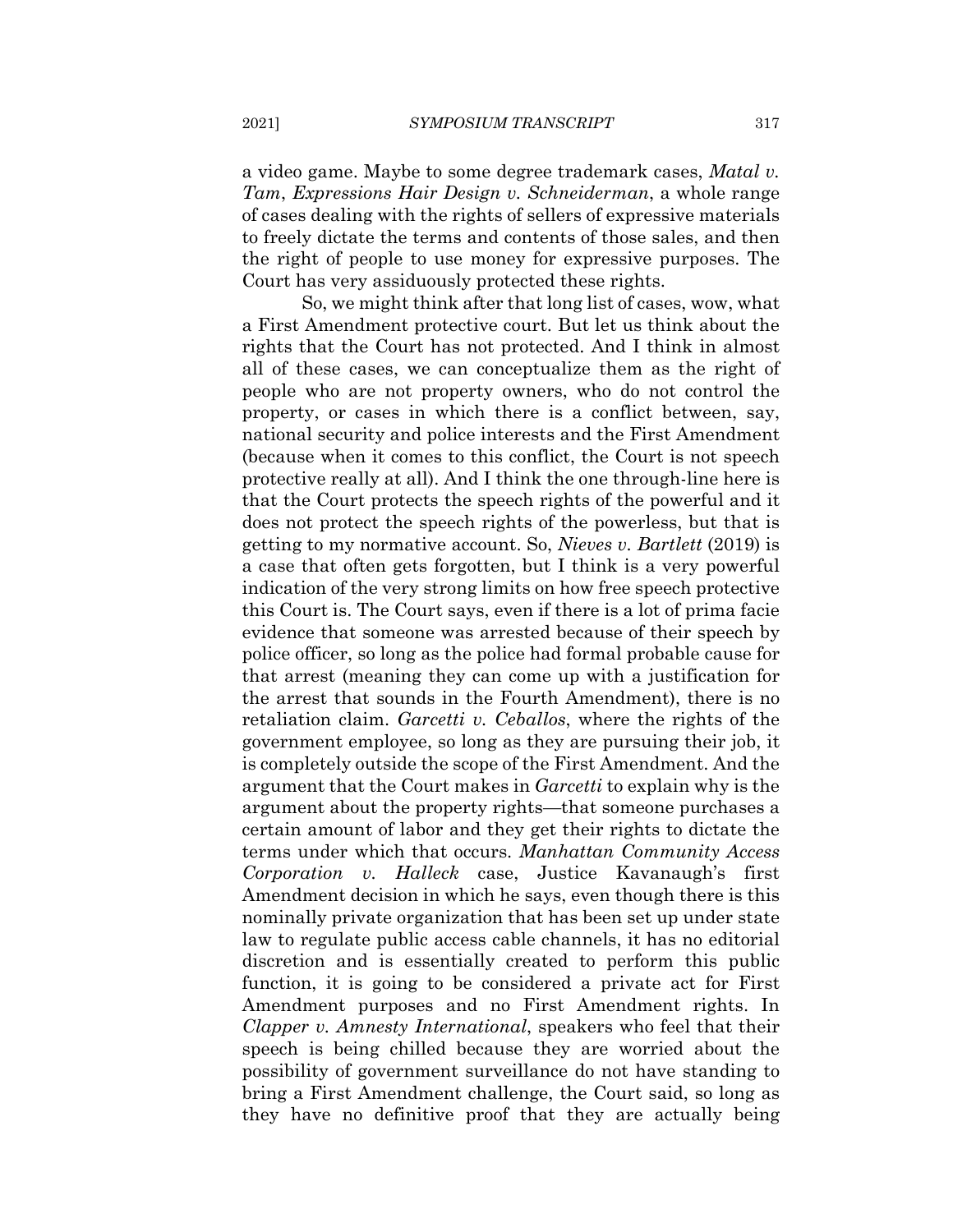a video game. Maybe to some degree trademark cases, *Matal v. Tam*, *Expressions Hair Design v. Schneiderman*, a whole range of cases dealing with the rights of sellers of expressive materials to freely dictate the terms and contents of those sales, and then the right of people to use money for expressive purposes. The Court has very assiduously protected these rights.

So, we might think after that long list of cases, wow, what a First Amendment protective court. But let us think about the rights that the Court has not protected. And I think in almost all of these cases, we can conceptualize them as the right of people who are not property owners, who do not control the property, or cases in which there is a conflict between, say, national security and police interests and the First Amendment (because when it comes to this conflict, the Court is not speech protective really at all). And I think the one through-line here is that the Court protects the speech rights of the powerful and it does not protect the speech rights of the powerless, but that is getting to my normative account. So, *Nieves v. Bartlett* (2019) is a case that often gets forgotten, but I think is a very powerful indication of the very strong limits on how free speech protective this Court is. The Court says, even if there is a lot of prima facie evidence that someone was arrested because of their speech by police officer, so long as the police had formal probable cause for that arrest (meaning they can come up with a justification for the arrest that sounds in the Fourth Amendment), there is no retaliation claim. *Garcetti v. Ceballos*, where the rights of the government employee, so long as they are pursuing their job, it is completely outside the scope of the First Amendment. And the argument that the Court makes in *Garcetti* to explain why is the argument about the property rights—that someone purchases a certain amount of labor and they get their rights to dictate the terms under which that occurs. *Manhattan Community Access Corporation v. Halleck* case, Justice Kavanaugh's first Amendment decision in which he says, even though there is this nominally private organization that has been set up under state law to regulate public access cable channels, it has no editorial discretion and is essentially created to perform this public function, it is going to be considered a private act for First Amendment purposes and no First Amendment rights. In *Clapper v. Amnesty International*, speakers who feel that their speech is being chilled because they are worried about the possibility of government surveillance do not have standing to bring a First Amendment challenge, the Court said, so long as they have no definitive proof that they are actually being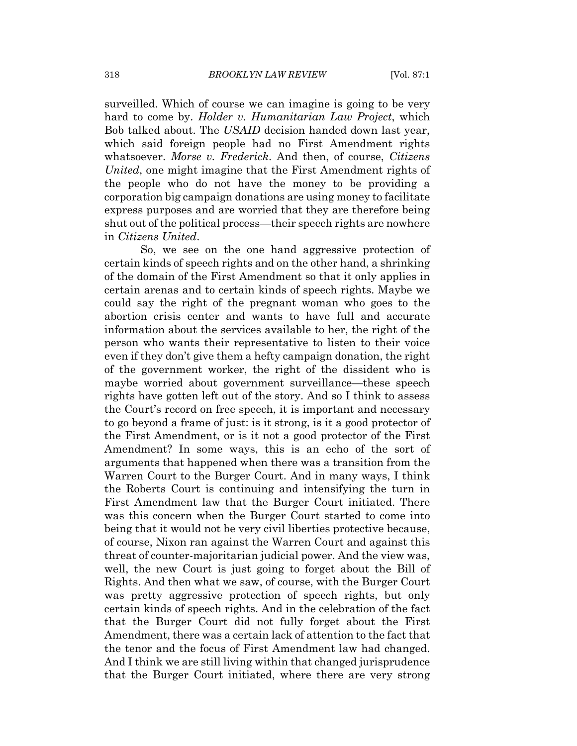surveilled. Which of course we can imagine is going to be very hard to come by. *Holder v. Humanitarian Law Project*, which Bob talked about. The *USAID* decision handed down last year, which said foreign people had no First Amendment rights whatsoever. *Morse v. Frederick*. And then, of course, *Citizens United*, one might imagine that the First Amendment rights of the people who do not have the money to be providing a corporation big campaign donations are using money to facilitate express purposes and are worried that they are therefore being shut out of the political process—their speech rights are nowhere in *Citizens United*.

So, we see on the one hand aggressive protection of certain kinds of speech rights and on the other hand, a shrinking of the domain of the First Amendment so that it only applies in certain arenas and to certain kinds of speech rights. Maybe we could say the right of the pregnant woman who goes to the abortion crisis center and wants to have full and accurate information about the services available to her, the right of the person who wants their representative to listen to their voice even if they don't give them a hefty campaign donation, the right of the government worker, the right of the dissident who is maybe worried about government surveillance—these speech rights have gotten left out of the story. And so I think to assess the Court's record on free speech, it is important and necessary to go beyond a frame of just: is it strong, is it a good protector of the First Amendment, or is it not a good protector of the First Amendment? In some ways, this is an echo of the sort of arguments that happened when there was a transition from the Warren Court to the Burger Court. And in many ways, I think the Roberts Court is continuing and intensifying the turn in First Amendment law that the Burger Court initiated. There was this concern when the Burger Court started to come into being that it would not be very civil liberties protective because, of course, Nixon ran against the Warren Court and against this threat of counter-majoritarian judicial power. And the view was, well, the new Court is just going to forget about the Bill of Rights. And then what we saw, of course, with the Burger Court was pretty aggressive protection of speech rights, but only certain kinds of speech rights. And in the celebration of the fact that the Burger Court did not fully forget about the First Amendment, there was a certain lack of attention to the fact that the tenor and the focus of First Amendment law had changed. And I think we are still living within that changed jurisprudence that the Burger Court initiated, where there are very strong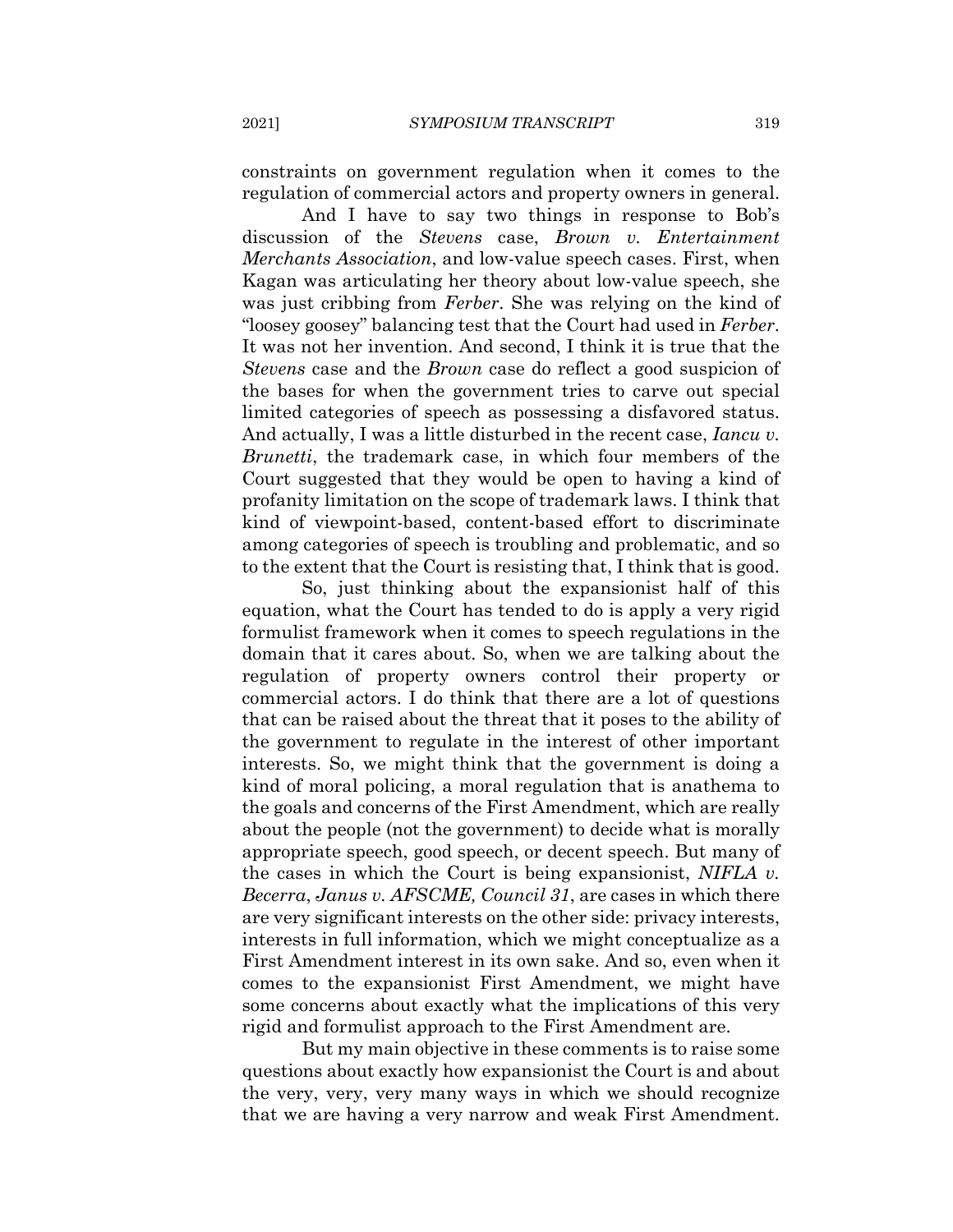constraints on government regulation when it comes to the regulation of commercial actors and property owners in general.

And I have to say two things in response to Bob's discussion of the *Stevens* case, *Brown v. Entertainment Merchants Association*, and low-value speech cases. First, when Kagan was articulating her theory about low-value speech, she was just cribbing from *Ferber*. She was relying on the kind of "loosey goosey" balancing test that the Court had used in *Ferber*. It was not her invention. And second, I think it is true that the *Stevens* case and the *Brown* case do reflect a good suspicion of the bases for when the government tries to carve out special limited categories of speech as possessing a disfavored status. And actually, I was a little disturbed in the recent case, *Iancu v. Brunetti*, the trademark case, in which four members of the Court suggested that they would be open to having a kind of profanity limitation on the scope of trademark laws. I think that kind of viewpoint-based, content-based effort to discriminate among categories of speech is troubling and problematic, and so to the extent that the Court is resisting that, I think that is good.

So, just thinking about the expansionist half of this equation, what the Court has tended to do is apply a very rigid formulist framework when it comes to speech regulations in the domain that it cares about. So, when we are talking about the regulation of property owners control their property or commercial actors. I do think that there are a lot of questions that can be raised about the threat that it poses to the ability of the government to regulate in the interest of other important interests. So, we might think that the government is doing a kind of moral policing, a moral regulation that is anathema to the goals and concerns of the First Amendment, which are really about the people (not the government) to decide what is morally appropriate speech, good speech, or decent speech. But many of the cases in which the Court is being expansionist, *NIFLA v. Becerra*, *Janus v. AFSCME, Council 31*, are cases in which there are very significant interests on the other side: privacy interests, interests in full information, which we might conceptualize as a First Amendment interest in its own sake. And so, even when it comes to the expansionist First Amendment, we might have some concerns about exactly what the implications of this very rigid and formulist approach to the First Amendment are.

But my main objective in these comments is to raise some questions about exactly how expansionist the Court is and about the very, very, very many ways in which we should recognize that we are having a very narrow and weak First Amendment.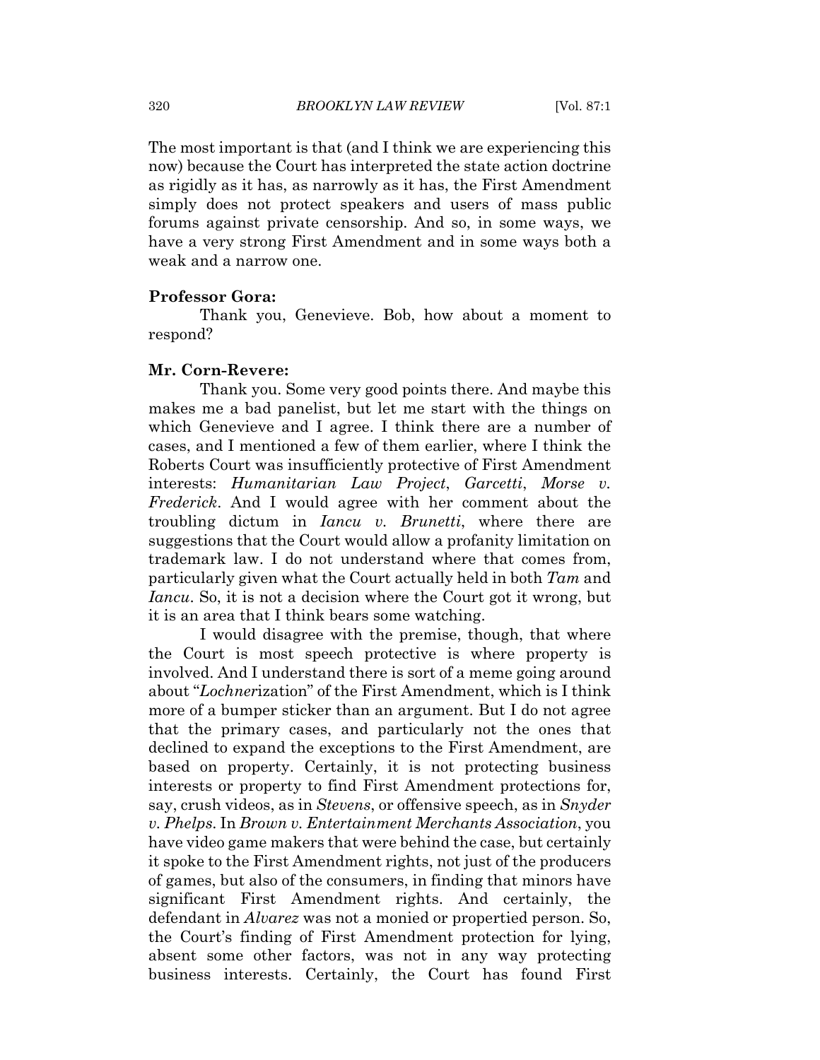The most important is that (and I think we are experiencing this now) because the Court has interpreted the state action doctrine as rigidly as it has, as narrowly as it has, the First Amendment simply does not protect speakers and users of mass public forums against private censorship. And so, in some ways, we have a very strong First Amendment and in some ways both a weak and a narrow one.

**Professor Gora:**

Thank you, Genevieve. Bob, how about a moment to respond?

**Mr. Corn-Revere:**

Thank you. Some very good points there. And maybe this makes me a bad panelist, but let me start with the things on which Genevieve and I agree. I think there are a number of cases, and I mentioned a few of them earlier, where I think the Roberts Court was insufficiently protective of First Amendment interests: *Humanitarian Law Project*, *Garcetti*, *Morse v. Frederick*. And I would agree with her comment about the troubling dictum in *Iancu v. Brunetti*, where there are suggestions that the Court would allow a profanity limitation on trademark law. I do not understand where that comes from, particularly given what the Court actually held in both *Tam* and *Iancu*. So, it is not a decision where the Court got it wrong, but it is an area that I think bears some watching.

I would disagree with the premise, though, that where the Court is most speech protective is where property is involved. And I understand there is sort of a meme going around about "*Lochner*ization" of the First Amendment, which is I think more of a bumper sticker than an argument. But I do not agree that the primary cases, and particularly not the ones that declined to expand the exceptions to the First Amendment, are based on property. Certainly, it is not protecting business interests or property to find First Amendment protections for, say, crush videos, as in *Stevens*, or offensive speech, as in *Snyder v. Phelps*. In *Brown v. Entertainment Merchants Association*, you have video game makers that were behind the case, but certainly it spoke to the First Amendment rights, not just of the producers of games, but also of the consumers, in finding that minors have significant First Amendment rights. And certainly, the defendant in *Alvarez* was not a monied or propertied person. So, the Court's finding of First Amendment protection for lying, absent some other factors, was not in any way protecting business interests. Certainly, the Court has found First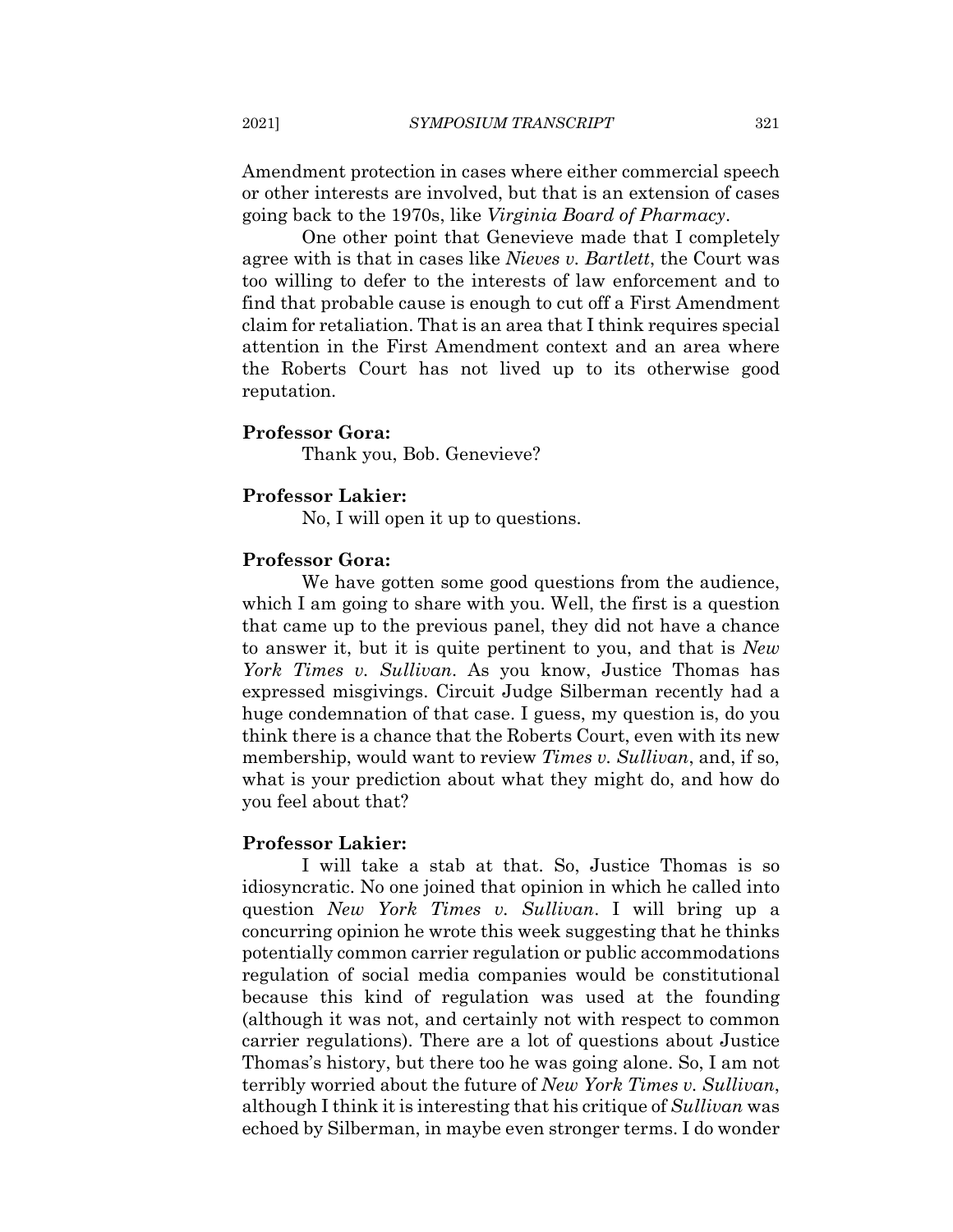Amendment protection in cases where either commercial speech or other interests are involved, but that is an extension of cases going back to the 1970s, like *Virginia Board of Pharmacy*.

One other point that Genevieve made that I completely agree with is that in cases like *Nieves v. Bartlett*, the Court was too willing to defer to the interests of law enforcement and to find that probable cause is enough to cut off a First Amendment claim for retaliation. That is an area that I think requires special attention in the First Amendment context and an area where the Roberts Court has not lived up to its otherwise good reputation.

**Professor Gora:**

Thank you, Bob. Genevieve?

**Professor Lakier:**

No, I will open it up to questions.

**Professor Gora:**

We have gotten some good questions from the audience, which I am going to share with you. Well, the first is a question that came up to the previous panel, they did not have a chance to answer it, but it is quite pertinent to you, and that is *New York Times v. Sullivan*. As you know, Justice Thomas has expressed misgivings. Circuit Judge Silberman recently had a huge condemnation of that case. I guess, my question is, do you think there is a chance that the Roberts Court, even with its new membership, would want to review *Times v. Sullivan*, and, if so, what is your prediction about what they might do, and how do you feel about that?

**Professor Lakier:**

I will take a stab at that. So, Justice Thomas is so idiosyncratic. No one joined that opinion in which he called into question *New York Times v. Sullivan*. I will bring up a concurring opinion he wrote this week suggesting that he thinks potentially common carrier regulation or public accommodations regulation of social media companies would be constitutional because this kind of regulation was used at the founding (although it was not, and certainly not with respect to common carrier regulations). There are a lot of questions about Justice Thomas's history, but there too he was going alone. So, I am not terribly worried about the future of *New York Times v. Sullivan*, although I think it is interesting that his critique of *Sullivan* was echoed by Silberman, in maybe even stronger terms. I do wonder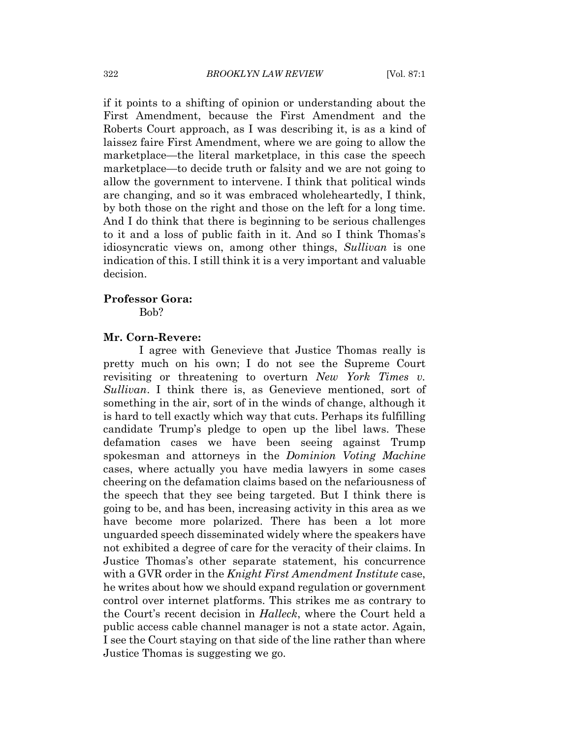if it points to a shifting of opinion or understanding about the First Amendment, because the First Amendment and the Roberts Court approach, as I was describing it, is as a kind of laissez faire First Amendment, where we are going to allow the marketplace—the literal marketplace, in this case the speech marketplace—to decide truth or falsity and we are not going to allow the government to intervene. I think that political winds are changing, and so it was embraced wholeheartedly, I think, by both those on the right and those on the left for a long time. And I do think that there is beginning to be serious challenges to it and a loss of public faith in it. And so I think Thomas's idiosyncratic views on, among other things, *Sullivan* is one indication of this. I still think it is a very important and valuable decision.

**Professor Gora:**

Bob?

**Mr. Corn-Revere:**

I agree with Genevieve that Justice Thomas really is pretty much on his own; I do not see the Supreme Court revisiting or threatening to overturn *New York Times v. Sullivan*. I think there is, as Genevieve mentioned, sort of something in the air, sort of in the winds of change, although it is hard to tell exactly which way that cuts. Perhaps its fulfilling candidate Trump's pledge to open up the libel laws. These defamation cases we have been seeing against Trump spokesman and attorneys in the *Dominion Voting Machine* cases, where actually you have media lawyers in some cases cheering on the defamation claims based on the nefariousness of the speech that they see being targeted. But I think there is going to be, and has been, increasing activity in this area as we have become more polarized. There has been a lot more unguarded speech disseminated widely where the speakers have not exhibited a degree of care for the veracity of their claims. In Justice Thomas's other separate statement, his concurrence with a GVR order in the *Knight First Amendment Institute* case, he writes about how we should expand regulation or government control over internet platforms. This strikes me as contrary to the Court's recent decision in *Halleck*, where the Court held a public access cable channel manager is not a state actor. Again, I see the Court staying on that side of the line rather than where Justice Thomas is suggesting we go.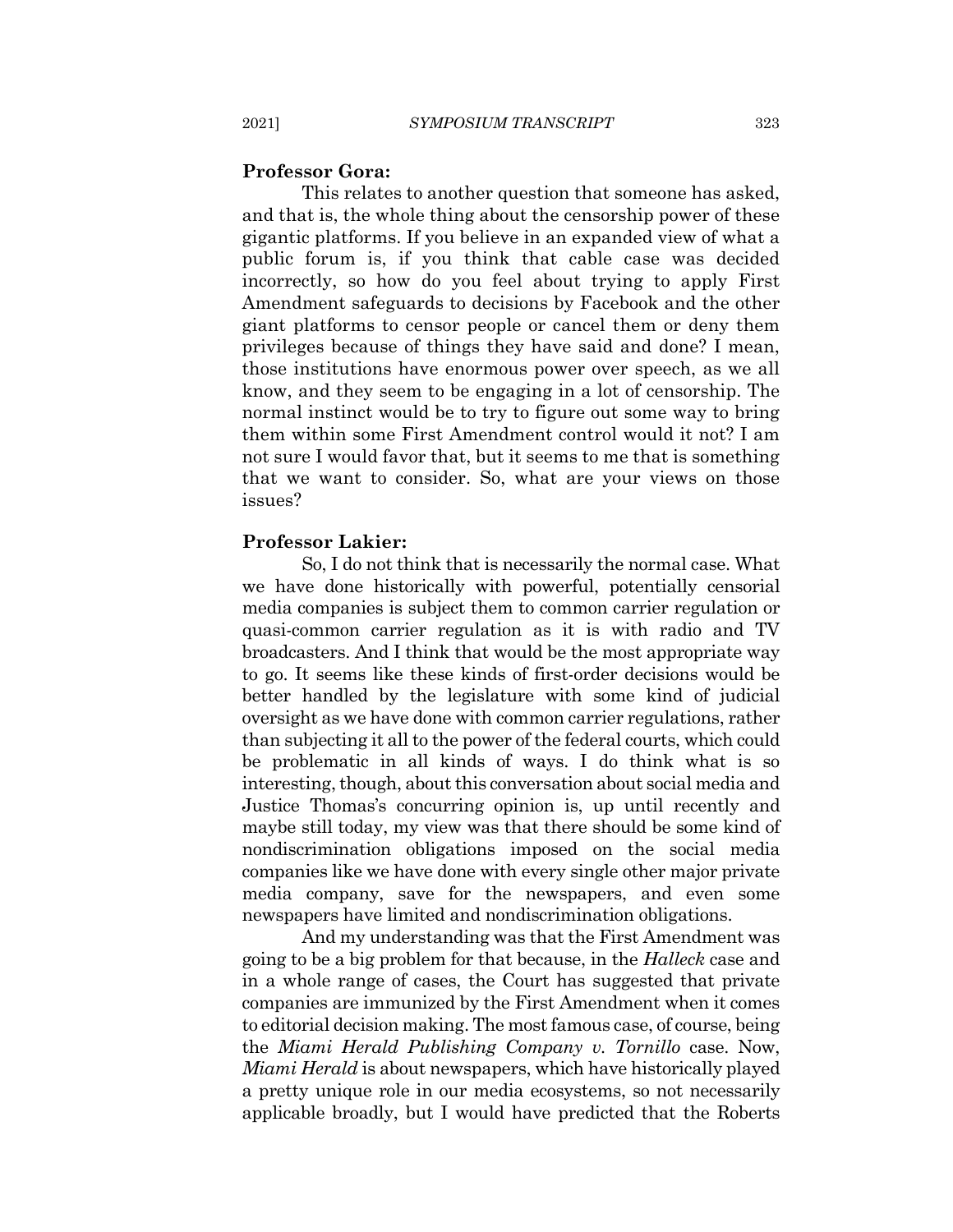**Professor Gora:**

This relates to another question that someone has asked, and that is, the whole thing about the censorship power of these gigantic platforms. If you believe in an expanded view of what a public forum is, if you think that cable case was decided incorrectly, so how do you feel about trying to apply First Amendment safeguards to decisions by Facebook and the other giant platforms to censor people or cancel them or deny them privileges because of things they have said and done? I mean, those institutions have enormous power over speech, as we all know, and they seem to be engaging in a lot of censorship. The normal instinct would be to try to figure out some way to bring them within some First Amendment control would it not? I am not sure I would favor that, but it seems to me that is something that we want to consider. So, what are your views on those issues?

**Professor Lakier:**

So, I do not think that is necessarily the normal case. What we have done historically with powerful, potentially censorial media companies is subject them to common carrier regulation or quasi-common carrier regulation as it is with radio and TV broadcasters. And I think that would be the most appropriate way to go. It seems like these kinds of first-order decisions would be better handled by the legislature with some kind of judicial oversight as we have done with common carrier regulations, rather than subjecting it all to the power of the federal courts, which could be problematic in all kinds of ways. I do think what is so interesting, though, about this conversation about social media and Justice Thomas's concurring opinion is, up until recently and maybe still today, my view was that there should be some kind of nondiscrimination obligations imposed on the social media companies like we have done with every single other major private media company, save for the newspapers, and even some newspapers have limited and nondiscrimination obligations.

And my understanding was that the First Amendment was going to be a big problem for that because, in the *Halleck* case and in a whole range of cases, the Court has suggested that private companies are immunized by the First Amendment when it comes to editorial decision making. The most famous case, of course, being the *Miami Herald Publishing Company v. Tornillo* case. Now, *Miami Herald* is about newspapers, which have historically played a pretty unique role in our media ecosystems, so not necessarily applicable broadly, but I would have predicted that the Roberts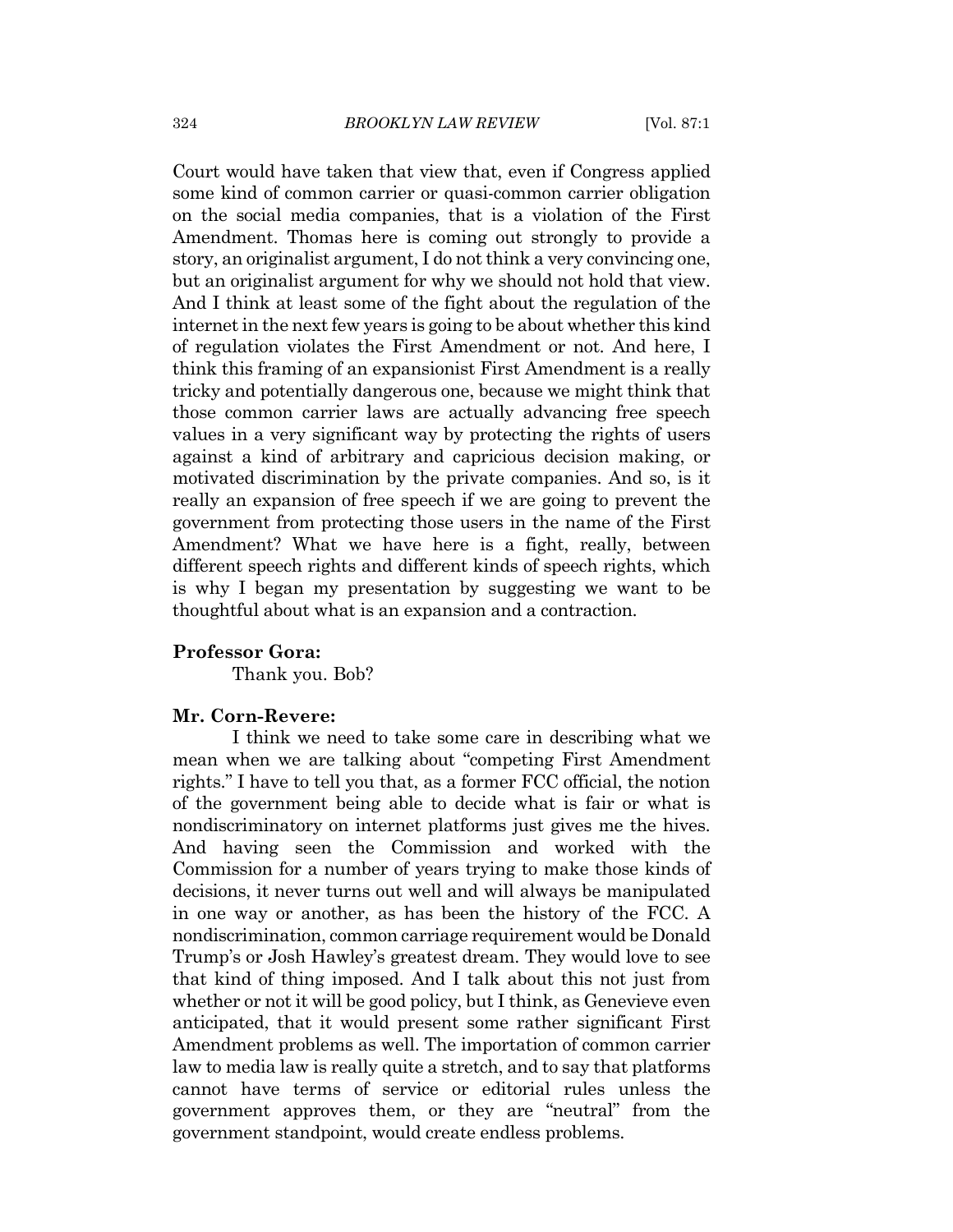Court would have taken that view that, even if Congress applied some kind of common carrier or quasi-common carrier obligation on the social media companies, that is a violation of the First Amendment. Thomas here is coming out strongly to provide a story, an originalist argument, I do not think a very convincing one, but an originalist argument for why we should not hold that view. And I think at least some of the fight about the regulation of the internet in the next few years is going to be about whether this kind of regulation violates the First Amendment or not. And here, I think this framing of an expansionist First Amendment is a really tricky and potentially dangerous one, because we might think that those common carrier laws are actually advancing free speech values in a very significant way by protecting the rights of users against a kind of arbitrary and capricious decision making, or motivated discrimination by the private companies. And so, is it really an expansion of free speech if we are going to prevent the government from protecting those users in the name of the First Amendment? What we have here is a fight, really, between different speech rights and different kinds of speech rights, which is why I began my presentation by suggesting we want to be thoughtful about what is an expansion and a contraction.

**Professor Gora:**

Thank you. Bob?

**Mr. Corn-Revere:**

I think we need to take some care in describing what we mean when we are talking about "competing First Amendment rights." I have to tell you that, as a former FCC official, the notion of the government being able to decide what is fair or what is nondiscriminatory on internet platforms just gives me the hives. And having seen the Commission and worked with the Commission for a number of years trying to make those kinds of decisions, it never turns out well and will always be manipulated in one way or another, as has been the history of the FCC. A nondiscrimination, common carriage requirement would be Donald Trump's or Josh Hawley's greatest dream. They would love to see that kind of thing imposed. And I talk about this not just from whether or not it will be good policy, but I think, as Genevieve even anticipated, that it would present some rather significant First Amendment problems as well. The importation of common carrier law to media law is really quite a stretch, and to say that platforms cannot have terms of service or editorial rules unless the government approves them, or they are "neutral" from the government standpoint, would create endless problems.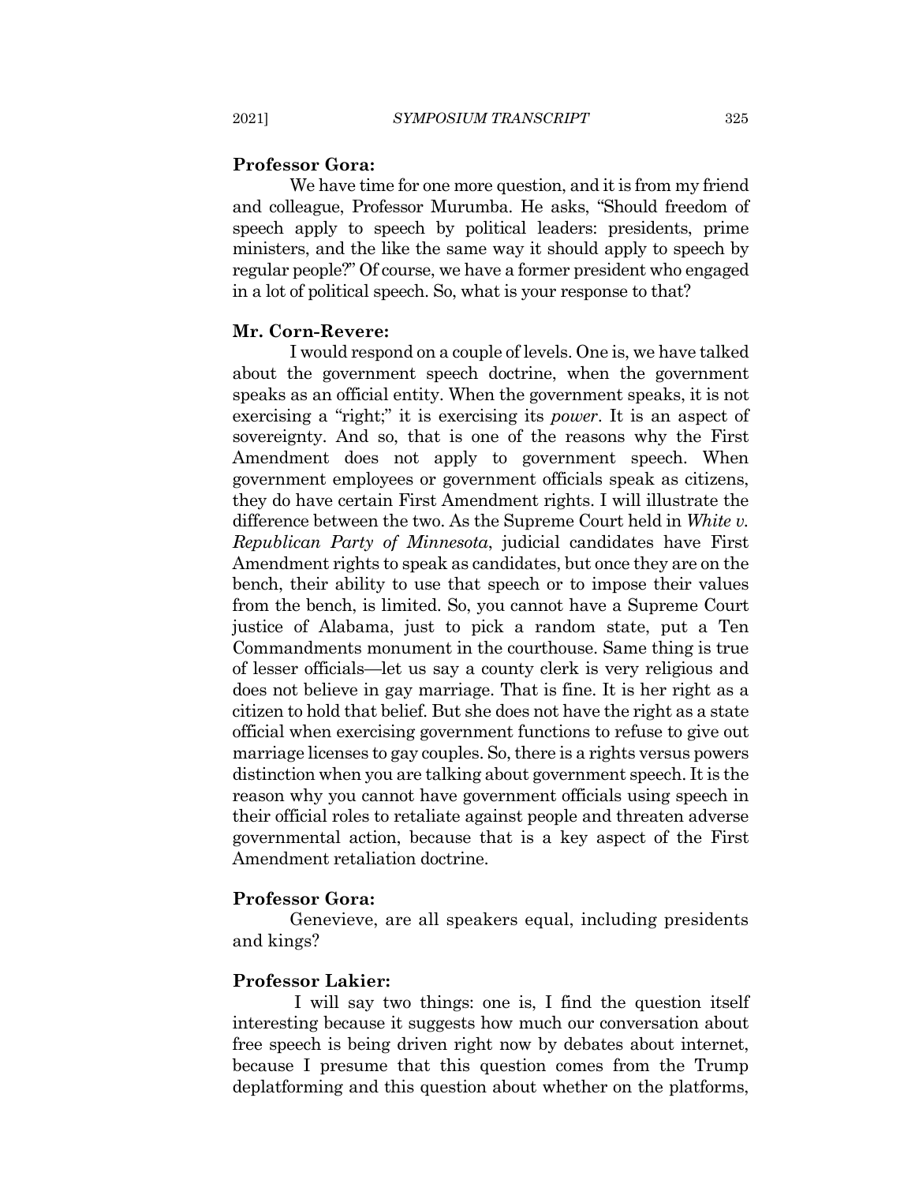**Professor Gora:**

We have time for one more question, and it is from my friend and colleague, Professor Murumba. He asks, "Should freedom of speech apply to speech by political leaders: presidents, prime ministers, and the like the same way it should apply to speech by regular people?" Of course, we have a former president who engaged in a lot of political speech. So, what is your response to that?

**Mr. Corn-Revere:**

I would respond on a couple of levels. One is, we have talked about the government speech doctrine, when the government speaks as an official entity. When the government speaks, it is not exercising a "right;" it is exercising its *power*. It is an aspect of sovereignty. And so, that is one of the reasons why the First Amendment does not apply to government speech. When government employees or government officials speak as citizens, they do have certain First Amendment rights. I will illustrate the difference between the two. As the Supreme Court held in *White v. Republican Party of Minnesota*, judicial candidates have First Amendment rights to speak as candidates, but once they are on the bench, their ability to use that speech or to impose their values from the bench, is limited. So, you cannot have a Supreme Court justice of Alabama, just to pick a random state, put a Ten Commandments monument in the courthouse. Same thing is true of lesser officials—let us say a county clerk is very religious and does not believe in gay marriage. That is fine. It is her right as a citizen to hold that belief. But she does not have the right as a state official when exercising government functions to refuse to give out marriage licenses to gay couples. So, there is a rights versus powers distinction when you are talking about government speech. It is the reason why you cannot have government officials using speech in their official roles to retaliate against people and threaten adverse governmental action, because that is a key aspect of the First Amendment retaliation doctrine.

**Professor Gora:**

Genevieve, are all speakers equal, including presidents and kings?

**Professor Lakier:**

I will say two things: one is, I find the question itself interesting because it suggests how much our conversation about free speech is being driven right now by debates about internet, because I presume that this question comes from the Trump deplatforming and this question about whether on the platforms,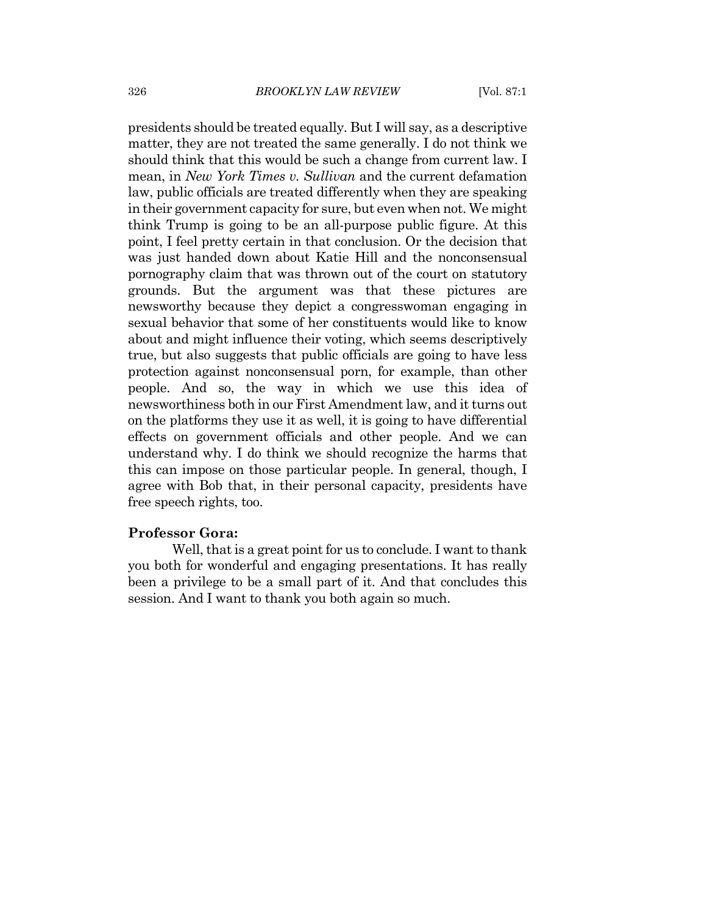presidents should be treated equally. But I will say, as a descriptive matter, they are not treated the same generally. I do not think we should think that this would be such a change from current law. I mean, in *New York Times v. Sullivan* and the current defamation law, public officials are treated differently when they are speaking in their government capacity for sure, but even when not. We might think Trump is going to be an all-purpose public figure. At this point, I feel pretty certain in that conclusion. Or the decision that was just handed down about Katie Hill and the nonconsensual pornography claim that was thrown out of the court on statutory grounds. But the argument was that these pictures are newsworthy because they depict a congresswoman engaging in sexual behavior that some of her constituents would like to know about and might influence their voting, which seems descriptively true, but also suggests that public officials are going to have less protection against nonconsensual porn, for example, than other people. And so, the way in which we use this idea of newsworthiness both in our First Amendment law, and it turns out on the platforms they use it as well, it is going to have differential effects on government officials and other people. And we can understand why. I do think we should recognize the harms that this can impose on those particular people. In general, though, I agree with Bob that, in their personal capacity, presidents have free speech rights, too.

**Professor Gora:**

Well, that is a great point for us to conclude. I want to thank you both for wonderful and engaging presentations. It has really been a privilege to be a small part of it. And that concludes this session. And I want to thank you both again so much.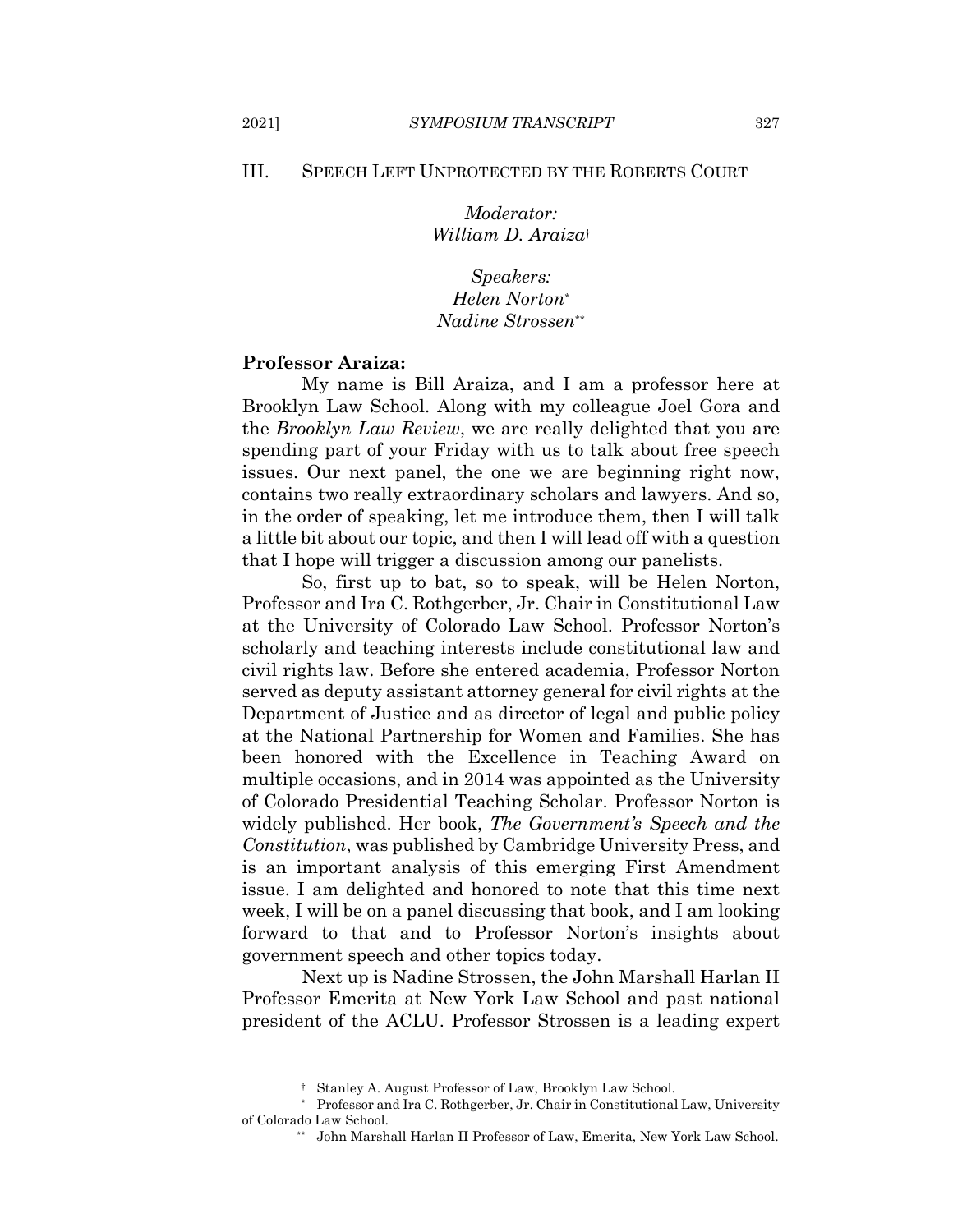## III. SPEECH LEFT UNPROTECTED BY THE ROBERTS COURT

*Moderator:*
*William D. Araiza*†

*Speakers:*
*Helen Norton*\*
*Nadine Strossen*\*\*

**Professor Araiza:**

My name is Bill Araiza, and I am a professor here at Brooklyn Law School. Along with my colleague Joel Gora and the *Brooklyn Law Review*, we are really delighted that you are spending part of your Friday with us to talk about free speech issues. Our next panel, the one we are beginning right now, contains two really extraordinary scholars and lawyers. And so, in the order of speaking, let me introduce them, then I will talk a little bit about our topic, and then I will lead off with a question that I hope will trigger a discussion among our panelists.

So, first up to bat, so to speak, will be Helen Norton, Professor and Ira C. Rothgerber, Jr. Chair in Constitutional Law at the University of Colorado Law School. Professor Norton's scholarly and teaching interests include constitutional law and civil rights law. Before she entered academia, Professor Norton served as deputy assistant attorney general for civil rights at the Department of Justice and as director of legal and public policy at the National Partnership for Women and Families. She has been honored with the Excellence in Teaching Award on multiple occasions, and in 2014 was appointed as the University of Colorado Presidential Teaching Scholar. Professor Norton is widely published. Her book, *The Government's Speech and the Constitution*, was published by Cambridge University Press, and is an important analysis of this emerging First Amendment issue. I am delighted and honored to note that this time next week, I will be on a panel discussing that book, and I am looking forward to that and to Professor Norton's insights about government speech and other topics today.

Next up is Nadine Strossen, the John Marshall Harlan II Professor Emerita at New York Law School and past national president of the ACLU. Professor Strossen is a leading expert

† Stanley A. August Professor of Law, Brooklyn Law School.

\* Professor and Ira C. Rothgerber, Jr. Chair in Constitutional Law, University of Colorado Law School.

\*\* John Marshall Harlan II Professor of Law, Emerita, New York Law School.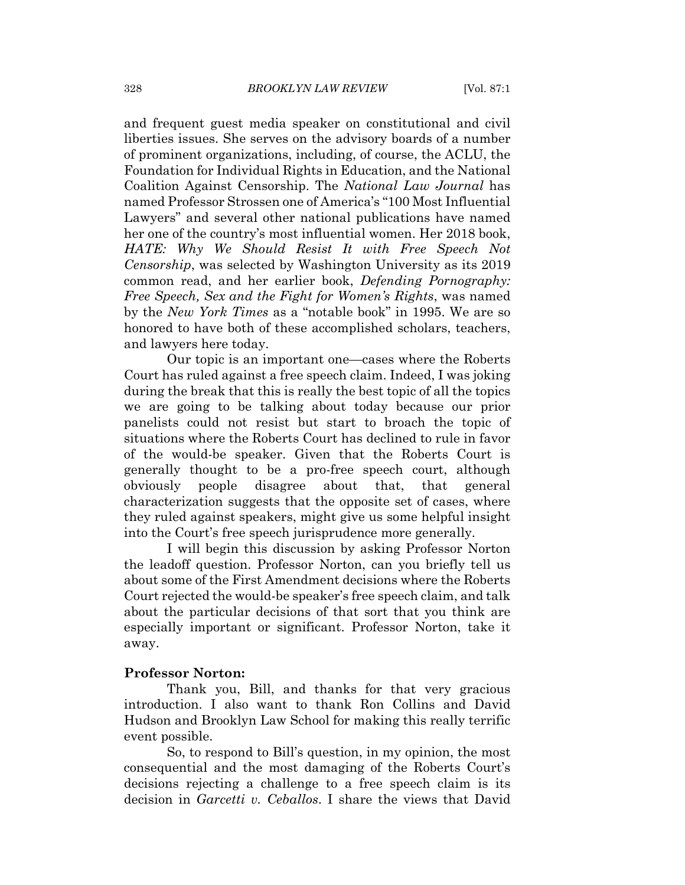and frequent guest media speaker on constitutional and civil liberties issues. She serves on the advisory boards of a number of prominent organizations, including, of course, the ACLU, the Foundation for Individual Rights in Education, and the National Coalition Against Censorship. The *National Law Journal* has named Professor Strossen one of America's "100 Most Influential Lawyers" and several other national publications have named her one of the country's most influential women. Her 2018 book, *HATE: Why We Should Resist It with Free Speech Not Censorship*, was selected by Washington University as its 2019 common read, and her earlier book, *Defending Pornography: Free Speech, Sex and the Fight for Women's Rights*, was named by the *New York Times* as a "notable book" in 1995. We are so honored to have both of these accomplished scholars, teachers, and lawyers here today.

Our topic is an important one—cases where the Roberts Court has ruled against a free speech claim. Indeed, I was joking during the break that this is really the best topic of all the topics we are going to be talking about today because our prior panelists could not resist but start to broach the topic of situations where the Roberts Court has declined to rule in favor of the would-be speaker. Given that the Roberts Court is generally thought to be a pro-free speech court, although obviously people disagree about that, that general characterization suggests that the opposite set of cases, where they ruled against speakers, might give us some helpful insight into the Court's free speech jurisprudence more generally.

I will begin this discussion by asking Professor Norton the leadoff question. Professor Norton, can you briefly tell us about some of the First Amendment decisions where the Roberts Court rejected the would-be speaker's free speech claim, and talk about the particular decisions of that sort that you think are especially important or significant. Professor Norton, take it away.

**Professor Norton:**

Thank you, Bill, and thanks for that very gracious introduction. I also want to thank Ron Collins and David Hudson and Brooklyn Law School for making this really terrific event possible.

So, to respond to Bill's question, in my opinion, the most consequential and the most damaging of the Roberts Court's decisions rejecting a challenge to a free speech claim is its decision in *Garcetti v. Ceballos*. I share the views that David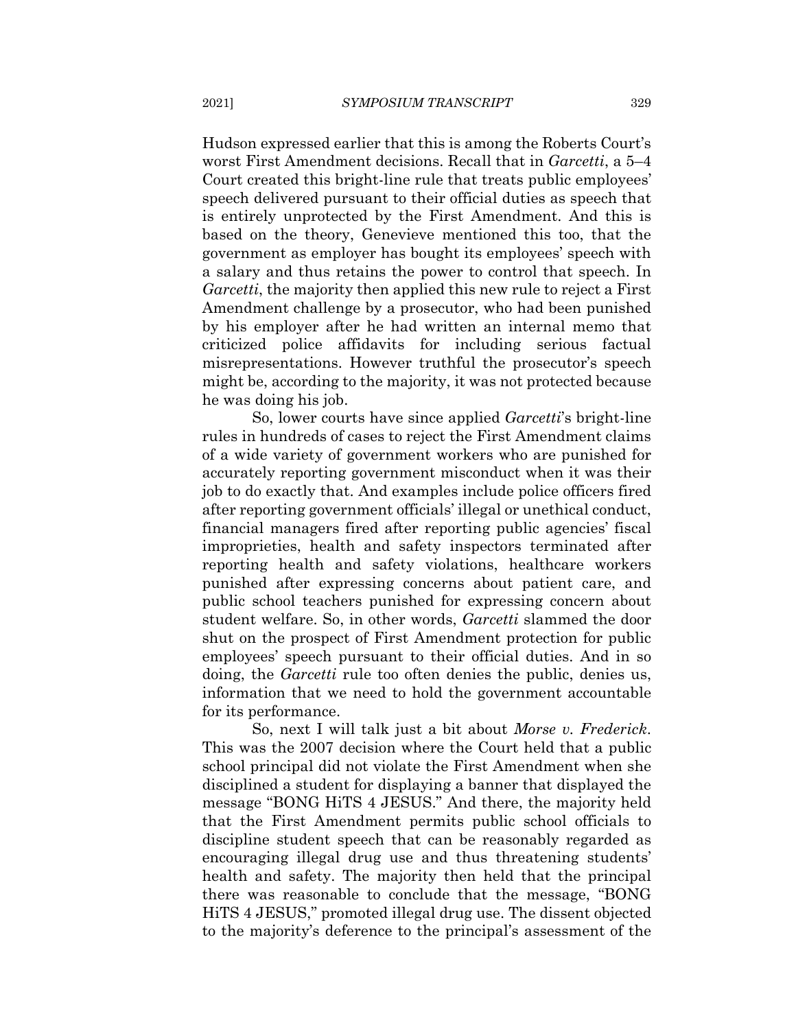Hudson expressed earlier that this is among the Roberts Court's worst First Amendment decisions. Recall that in *Garcetti*, a 5–4 Court created this bright-line rule that treats public employees' speech delivered pursuant to their official duties as speech that is entirely unprotected by the First Amendment. And this is based on the theory, Genevieve mentioned this too, that the government as employer has bought its employees' speech with a salary and thus retains the power to control that speech. In *Garcetti*, the majority then applied this new rule to reject a First Amendment challenge by a prosecutor, who had been punished by his employer after he had written an internal memo that criticized police affidavits for including serious factual misrepresentations. However truthful the prosecutor's speech might be, according to the majority, it was not protected because he was doing his job.

So, lower courts have since applied *Garcetti*'s bright-line rules in hundreds of cases to reject the First Amendment claims of a wide variety of government workers who are punished for accurately reporting government misconduct when it was their job to do exactly that. And examples include police officers fired after reporting government officials' illegal or unethical conduct, financial managers fired after reporting public agencies' fiscal improprieties, health and safety inspectors terminated after reporting health and safety violations, healthcare workers punished after expressing concerns about patient care, and public school teachers punished for expressing concern about student welfare. So, in other words, *Garcetti* slammed the door shut on the prospect of First Amendment protection for public employees' speech pursuant to their official duties. And in so doing, the *Garcetti* rule too often denies the public, denies us, information that we need to hold the government accountable for its performance.

So, next I will talk just a bit about *Morse v. Frederick*. This was the 2007 decision where the Court held that a public school principal did not violate the First Amendment when she disciplined a student for displaying a banner that displayed the message "BONG HiTS 4 JESUS." And there, the majority held that the First Amendment permits public school officials to discipline student speech that can be reasonably regarded as encouraging illegal drug use and thus threatening students' health and safety. The majority then held that the principal there was reasonable to conclude that the message, "BONG HiTS 4 JESUS," promoted illegal drug use. The dissent objected to the majority's deference to the principal's assessment of the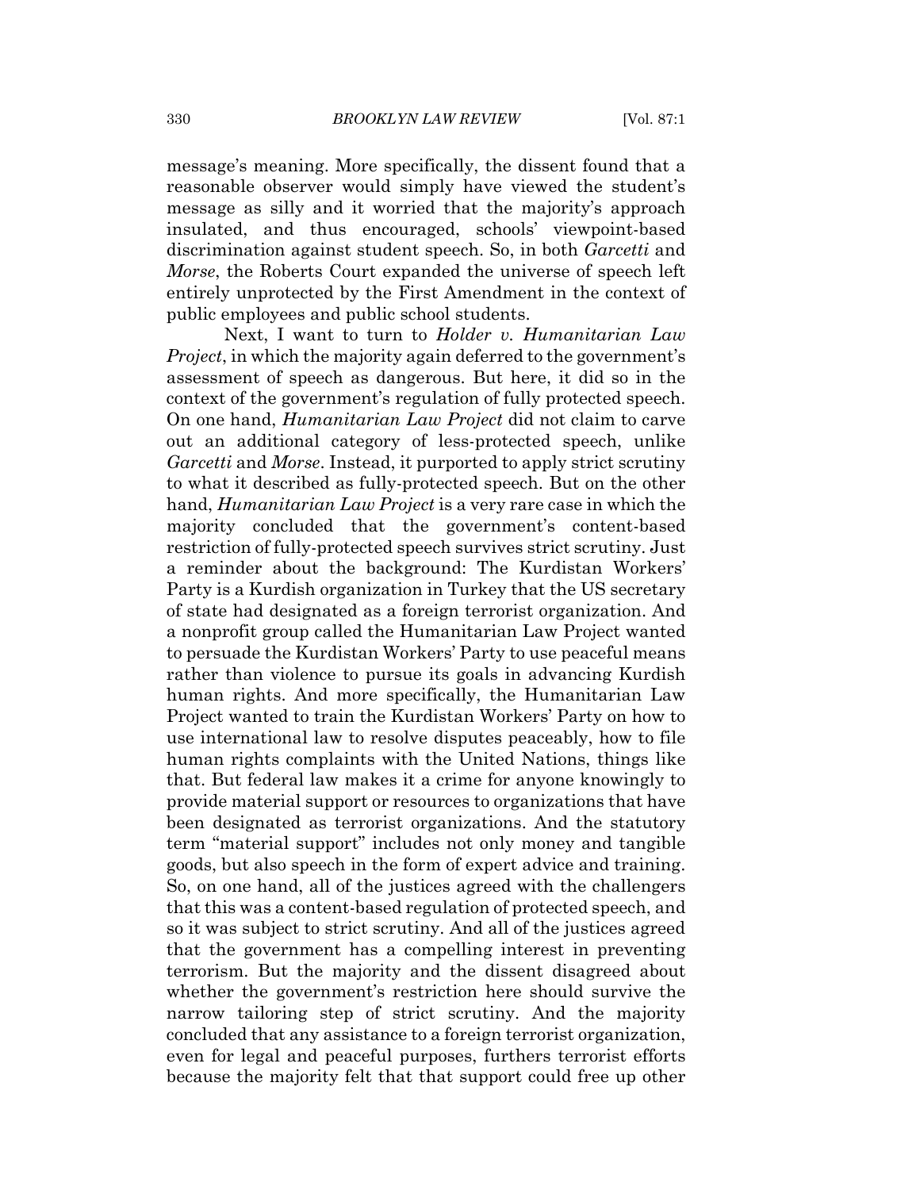message's meaning. More specifically, the dissent found that a reasonable observer would simply have viewed the student's message as silly and it worried that the majority's approach insulated, and thus encouraged, schools' viewpoint-based discrimination against student speech. So, in both *Garcetti* and *Morse*, the Roberts Court expanded the universe of speech left entirely unprotected by the First Amendment in the context of public employees and public school students.

Next, I want to turn to *Holder v. Humanitarian Law Project*, in which the majority again deferred to the government's assessment of speech as dangerous. But here, it did so in the context of the government's regulation of fully protected speech. On one hand, *Humanitarian Law Project* did not claim to carve out an additional category of less-protected speech, unlike *Garcetti* and *Morse*. Instead, it purported to apply strict scrutiny to what it described as fully-protected speech. But on the other hand, *Humanitarian Law Project* is a very rare case in which the majority concluded that the government's content-based restriction of fully-protected speech survives strict scrutiny. Just a reminder about the background: The Kurdistan Workers' Party is a Kurdish organization in Turkey that the US secretary of state had designated as a foreign terrorist organization. And a nonprofit group called the Humanitarian Law Project wanted to persuade the Kurdistan Workers' Party to use peaceful means rather than violence to pursue its goals in advancing Kurdish human rights. And more specifically, the Humanitarian Law Project wanted to train the Kurdistan Workers' Party on how to use international law to resolve disputes peaceably, how to file human rights complaints with the United Nations, things like that. But federal law makes it a crime for anyone knowingly to provide material support or resources to organizations that have been designated as terrorist organizations. And the statutory term "material support" includes not only money and tangible goods, but also speech in the form of expert advice and training. So, on one hand, all of the justices agreed with the challengers that this was a content-based regulation of protected speech, and so it was subject to strict scrutiny. And all of the justices agreed that the government has a compelling interest in preventing terrorism. But the majority and the dissent disagreed about whether the government's restriction here should survive the narrow tailoring step of strict scrutiny. And the majority concluded that any assistance to a foreign terrorist organization, even for legal and peaceful purposes, furthers terrorist efforts because the majority felt that that support could free up other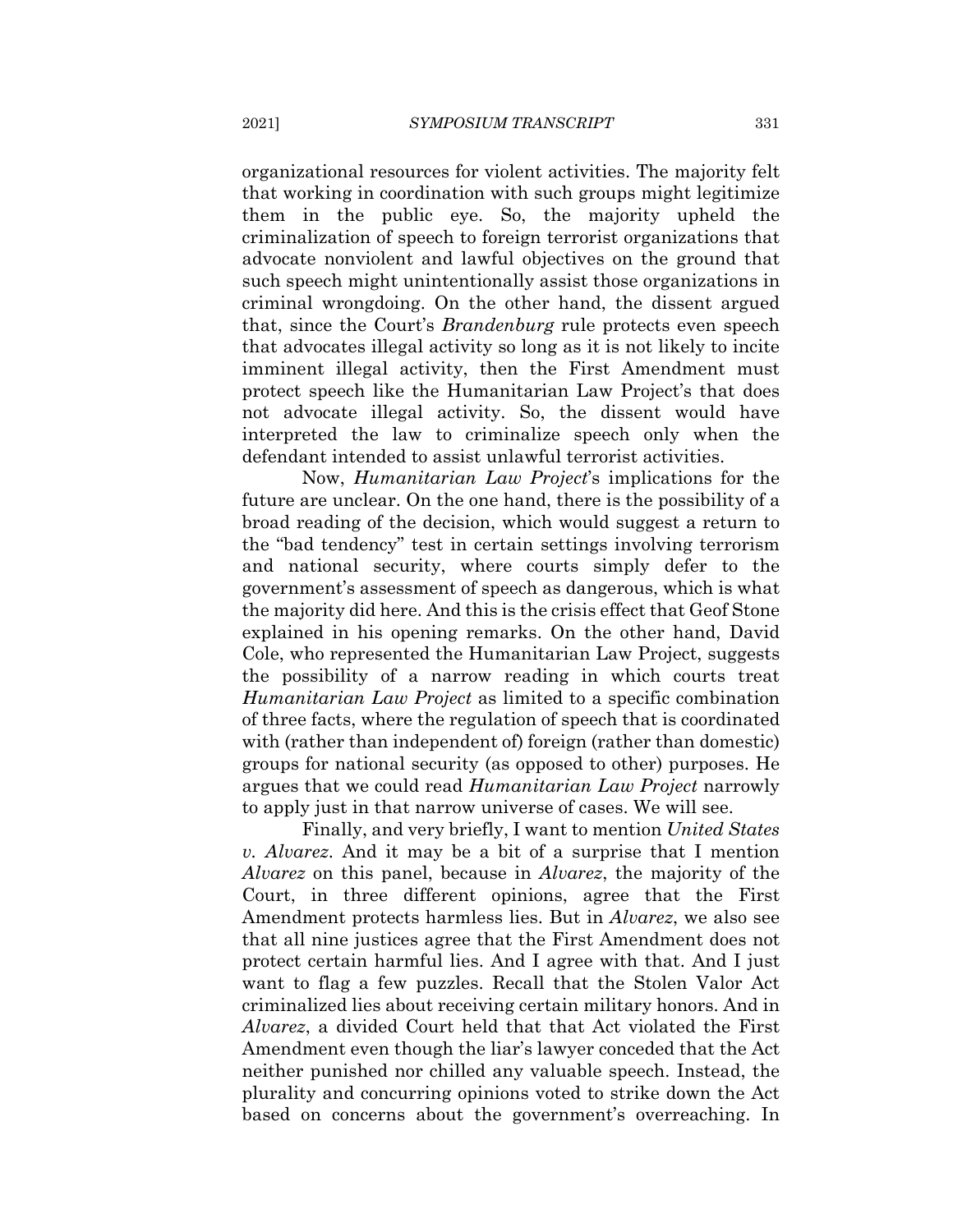organizational resources for violent activities. The majority felt that working in coordination with such groups might legitimize them in the public eye. So, the majority upheld the criminalization of speech to foreign terrorist organizations that advocate nonviolent and lawful objectives on the ground that such speech might unintentionally assist those organizations in criminal wrongdoing. On the other hand, the dissent argued that, since the Court's *Brandenburg* rule protects even speech that advocates illegal activity so long as it is not likely to incite imminent illegal activity, then the First Amendment must protect speech like the Humanitarian Law Project's that does not advocate illegal activity. So, the dissent would have interpreted the law to criminalize speech only when the defendant intended to assist unlawful terrorist activities.

Now, *Humanitarian Law Project*'s implications for the future are unclear. On the one hand, there is the possibility of a broad reading of the decision, which would suggest a return to the "bad tendency" test in certain settings involving terrorism and national security, where courts simply defer to the government's assessment of speech as dangerous, which is what the majority did here. And this is the crisis effect that Geof Stone explained in his opening remarks. On the other hand, David Cole, who represented the Humanitarian Law Project, suggests the possibility of a narrow reading in which courts treat *Humanitarian Law Project* as limited to a specific combination of three facts, where the regulation of speech that is coordinated with (rather than independent of) foreign (rather than domestic) groups for national security (as opposed to other) purposes. He argues that we could read *Humanitarian Law Project* narrowly to apply just in that narrow universe of cases. We will see.

Finally, and very briefly, I want to mention *United States v. Alvarez*. And it may be a bit of a surprise that I mention *Alvarez* on this panel, because in *Alvarez*, the majority of the Court, in three different opinions, agree that the First Amendment protects harmless lies. But in *Alvarez*, we also see that all nine justices agree that the First Amendment does not protect certain harmful lies. And I agree with that. And I just want to flag a few puzzles. Recall that the Stolen Valor Act criminalized lies about receiving certain military honors. And in *Alvarez*, a divided Court held that that Act violated the First Amendment even though the liar's lawyer conceded that the Act neither punished nor chilled any valuable speech. Instead, the plurality and concurring opinions voted to strike down the Act based on concerns about the government's overreaching. In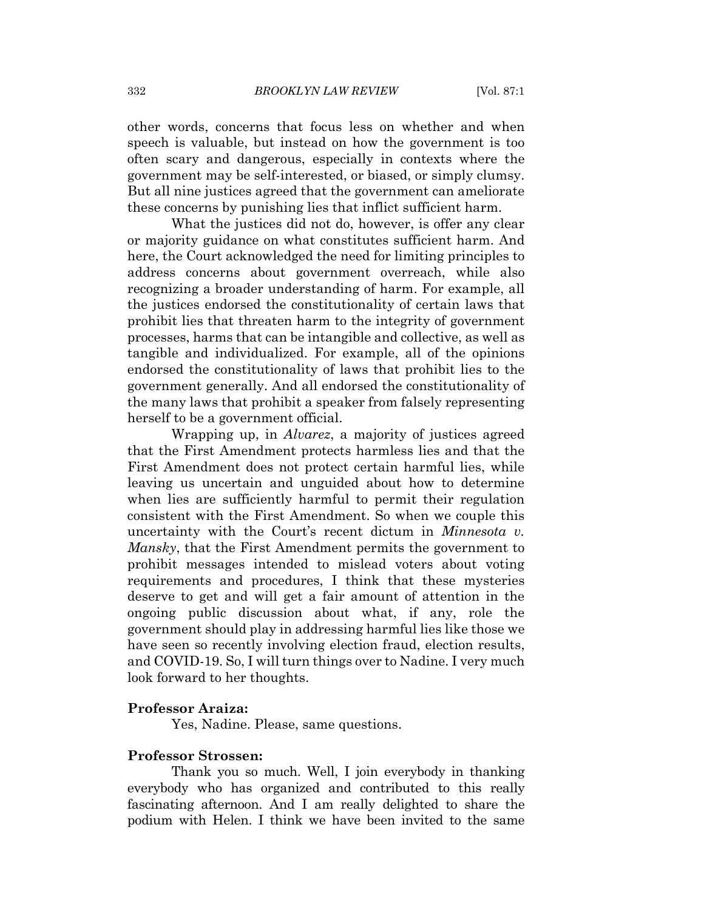other words, concerns that focus less on whether and when speech is valuable, but instead on how the government is too often scary and dangerous, especially in contexts where the government may be self-interested, or biased, or simply clumsy. But all nine justices agreed that the government can ameliorate these concerns by punishing lies that inflict sufficient harm.

What the justices did not do, however, is offer any clear or majority guidance on what constitutes sufficient harm. And here, the Court acknowledged the need for limiting principles to address concerns about government overreach, while also recognizing a broader understanding of harm. For example, all the justices endorsed the constitutionality of certain laws that prohibit lies that threaten harm to the integrity of government processes, harms that can be intangible and collective, as well as tangible and individualized. For example, all of the opinions endorsed the constitutionality of laws that prohibit lies to the government generally. And all endorsed the constitutionality of the many laws that prohibit a speaker from falsely representing herself to be a government official.

Wrapping up, in *Alvarez*, a majority of justices agreed that the First Amendment protects harmless lies and that the First Amendment does not protect certain harmful lies, while leaving us uncertain and unguided about how to determine when lies are sufficiently harmful to permit their regulation consistent with the First Amendment. So when we couple this uncertainty with the Court's recent dictum in *Minnesota v. Mansky*, that the First Amendment permits the government to prohibit messages intended to mislead voters about voting requirements and procedures, I think that these mysteries deserve to get and will get a fair amount of attention in the ongoing public discussion about what, if any, role the government should play in addressing harmful lies like those we have seen so recently involving election fraud, election results, and COVID-19. So, I will turn things over to Nadine. I very much look forward to her thoughts.

**Professor Araiza:**

Yes, Nadine. Please, same questions.

**Professor Strossen:**

Thank you so much. Well, I join everybody in thanking everybody who has organized and contributed to this really fascinating afternoon. And I am really delighted to share the podium with Helen. I think we have been invited to the same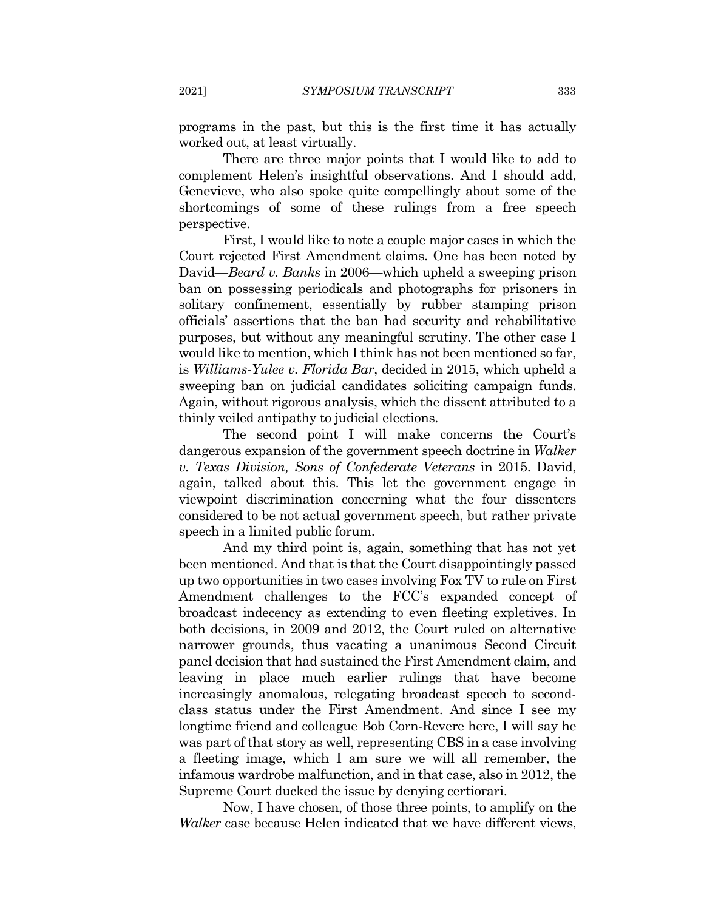programs in the past, but this is the first time it has actually worked out, at least virtually.

There are three major points that I would like to add to complement Helen's insightful observations. And I should add, Genevieve, who also spoke quite compellingly about some of the shortcomings of some of these rulings from a free speech perspective.

First, I would like to note a couple major cases in which the Court rejected First Amendment claims. One has been noted by David—*Beard v. Banks* in 2006—which upheld a sweeping prison ban on possessing periodicals and photographs for prisoners in solitary confinement, essentially by rubber stamping prison officials' assertions that the ban had security and rehabilitative purposes, but without any meaningful scrutiny. The other case I would like to mention, which I think has not been mentioned so far, is *Williams-Yulee v. Florida Bar*, decided in 2015, which upheld a sweeping ban on judicial candidates soliciting campaign funds. Again, without rigorous analysis, which the dissent attributed to a thinly veiled antipathy to judicial elections.

The second point I will make concerns the Court's dangerous expansion of the government speech doctrine in *Walker v. Texas Division, Sons of Confederate Veterans* in 2015. David, again, talked about this. This let the government engage in viewpoint discrimination concerning what the four dissenters considered to be not actual government speech, but rather private speech in a limited public forum.

And my third point is, again, something that has not yet been mentioned. And that is that the Court disappointingly passed up two opportunities in two cases involving Fox TV to rule on First Amendment challenges to the FCC's expanded concept of broadcast indecency as extending to even fleeting expletives. In both decisions, in 2009 and 2012, the Court ruled on alternative narrower grounds, thus vacating a unanimous Second Circuit panel decision that had sustained the First Amendment claim, and leaving in place much earlier rulings that have become increasingly anomalous, relegating broadcast speech to second-class status under the First Amendment. And since I see my longtime friend and colleague Bob Corn-Revere here, I will say he was part of that story as well, representing CBS in a case involving a fleeting image, which I am sure we will all remember, the infamous wardrobe malfunction, and in that case, also in 2012, the Supreme Court ducked the issue by denying certiorari.

Now, I have chosen, of those three points, to amplify on the *Walker* case because Helen indicated that we have different views,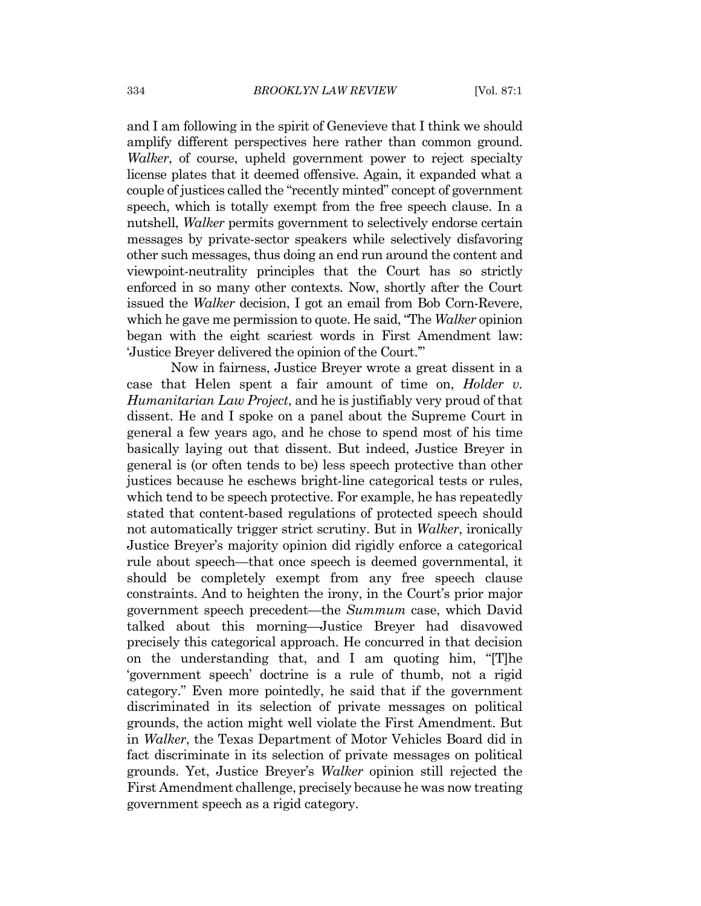and I am following in the spirit of Genevieve that I think we should amplify different perspectives here rather than common ground. *Walker*, of course, upheld government power to reject specialty license plates that it deemed offensive. Again, it expanded what a couple of justices called the "recently minted" concept of government speech, which is totally exempt from the free speech clause. In a nutshell, *Walker* permits government to selectively endorse certain messages by private-sector speakers while selectively disfavoring other such messages, thus doing an end run around the content and viewpoint-neutrality principles that the Court has so strictly enforced in so many other contexts. Now, shortly after the Court issued the *Walker* decision, I got an email from Bob Corn-Revere, which he gave me permission to quote. He said, "The *Walker* opinion began with the eight scariest words in First Amendment law: 'Justice Breyer delivered the opinion of the Court.'"

Now in fairness, Justice Breyer wrote a great dissent in a case that Helen spent a fair amount of time on, *Holder v. Humanitarian Law Project*, and he is justifiably very proud of that dissent. He and I spoke on a panel about the Supreme Court in general a few years ago, and he chose to spend most of his time basically laying out that dissent. But indeed, Justice Breyer in general is (or often tends to be) less speech protective than other justices because he eschews bright-line categorical tests or rules, which tend to be speech protective. For example, he has repeatedly stated that content-based regulations of protected speech should not automatically trigger strict scrutiny. But in *Walker*, ironically Justice Breyer's majority opinion did rigidly enforce a categorical rule about speech—that once speech is deemed governmental, it should be completely exempt from any free speech clause constraints. And to heighten the irony, in the Court's prior major government speech precedent—the *Summum* case, which David talked about this morning—Justice Breyer had disavowed precisely this categorical approach. He concurred in that decision on the understanding that, and I am quoting him, "[T]he 'government speech' doctrine is a rule of thumb, not a rigid category." Even more pointedly, he said that if the government discriminated in its selection of private messages on political grounds, the action might well violate the First Amendment. But in *Walker*, the Texas Department of Motor Vehicles Board did in fact discriminate in its selection of private messages on political grounds. Yet, Justice Breyer's *Walker* opinion still rejected the First Amendment challenge, precisely because he was now treating government speech as a rigid category.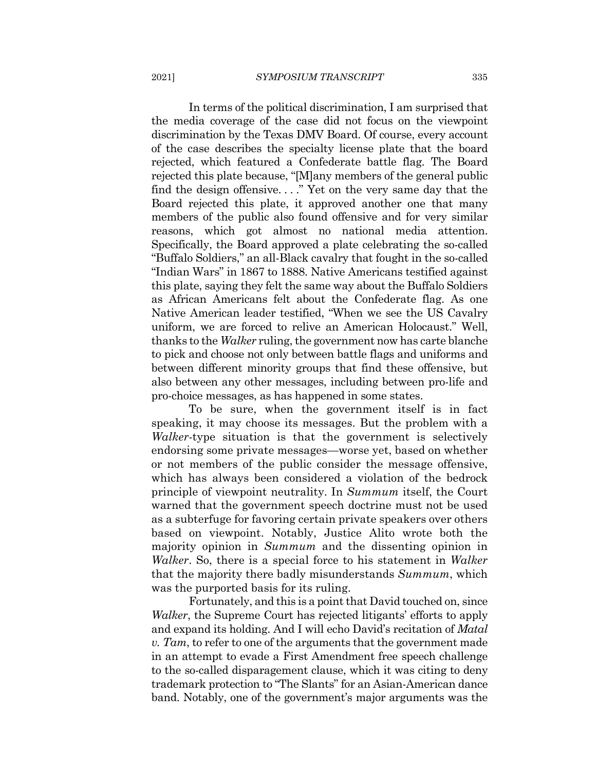In terms of the political discrimination, I am surprised that the media coverage of the case did not focus on the viewpoint discrimination by the Texas DMV Board. Of course, every account of the case describes the specialty license plate that the board rejected, which featured a Confederate battle flag. The Board rejected this plate because, "[M]any members of the general public find the design offensive. . . ." Yet on the very same day that the Board rejected this plate, it approved another one that many members of the public also found offensive and for very similar reasons, which got almost no national media attention. Specifically, the Board approved a plate celebrating the so-called "Buffalo Soldiers," an all-Black cavalry that fought in the so-called "Indian Wars" in 1867 to 1888. Native Americans testified against this plate, saying they felt the same way about the Buffalo Soldiers as African Americans felt about the Confederate flag. As one Native American leader testified, "When we see the US Cavalry uniform, we are forced to relive an American Holocaust." Well, thanks to the *Walker* ruling, the government now has carte blanche to pick and choose not only between battle flags and uniforms and between different minority groups that find these offensive, but also between any other messages, including between pro-life and pro-choice messages, as has happened in some states.

To be sure, when the government itself is in fact speaking, it may choose its messages. But the problem with a *Walker*-type situation is that the government is selectively endorsing some private messages—worse yet, based on whether or not members of the public consider the message offensive, which has always been considered a violation of the bedrock principle of viewpoint neutrality. In *Summum* itself, the Court warned that the government speech doctrine must not be used as a subterfuge for favoring certain private speakers over others based on viewpoint. Notably, Justice Alito wrote both the majority opinion in *Summum* and the dissenting opinion in *Walker*. So, there is a special force to his statement in *Walker* that the majority there badly misunderstands *Summum*, which was the purported basis for its ruling.

Fortunately, and this is a point that David touched on, since *Walker*, the Supreme Court has rejected litigants' efforts to apply and expand its holding. And I will echo David's recitation of *Matal v. Tam*, to refer to one of the arguments that the government made in an attempt to evade a First Amendment free speech challenge to the so-called disparagement clause, which it was citing to deny trademark protection to "The Slants" for an Asian-American dance band. Notably, one of the government's major arguments was the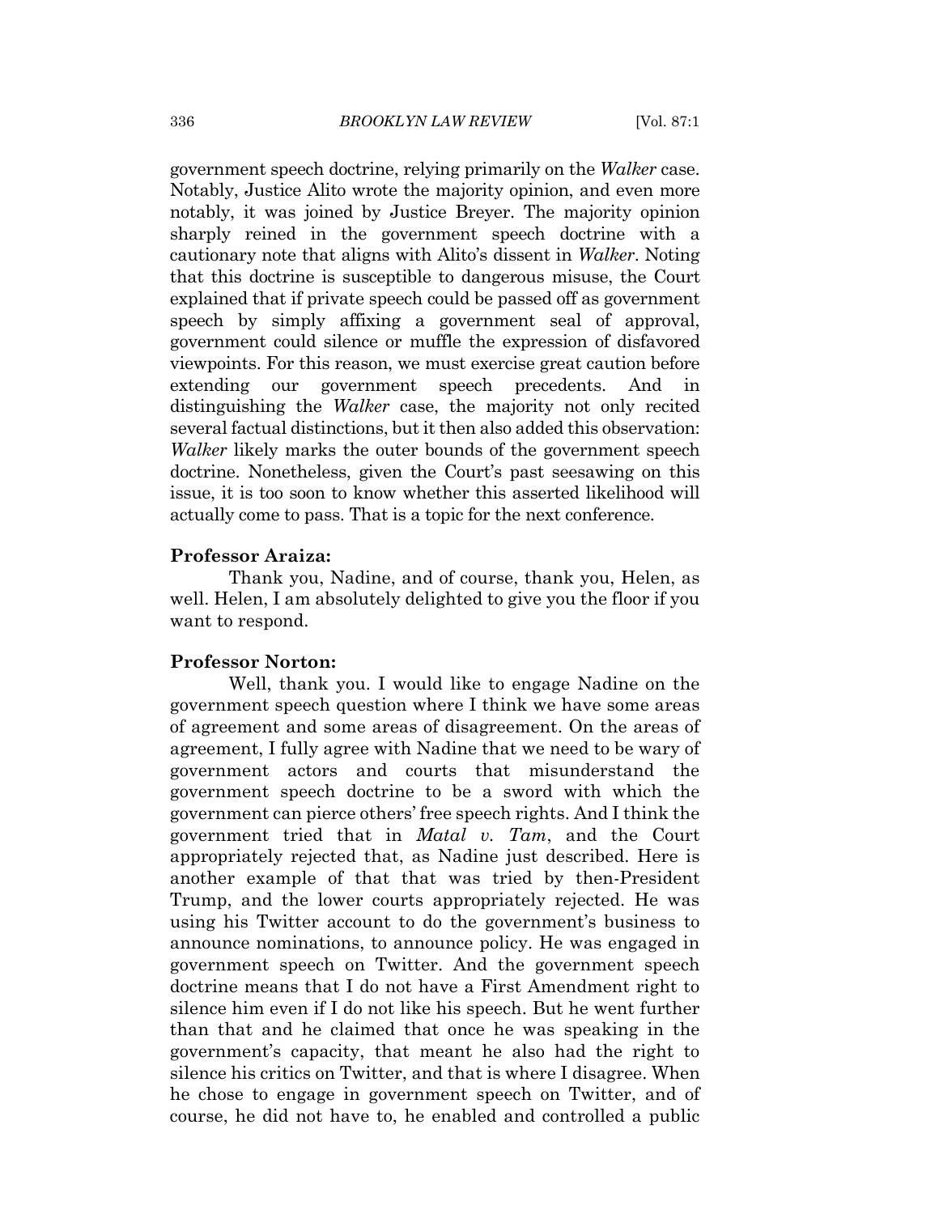government speech doctrine, relying primarily on the *Walker* case. Notably, Justice Alito wrote the majority opinion, and even more notably, it was joined by Justice Breyer. The majority opinion sharply reined in the government speech doctrine with a cautionary note that aligns with Alito's dissent in *Walker*. Noting that this doctrine is susceptible to dangerous misuse, the Court explained that if private speech could be passed off as government speech by simply affixing a government seal of approval, government could silence or muffle the expression of disfavored viewpoints. For this reason, we must exercise great caution before extending our government speech precedents. And in distinguishing the *Walker* case, the majority not only recited several factual distinctions, but it then also added this observation: *Walker* likely marks the outer bounds of the government speech doctrine. Nonetheless, given the Court's past seesawing on this issue, it is too soon to know whether this asserted likelihood will actually come to pass. That is a topic for the next conference.

**Professor Araiza:**

Thank you, Nadine, and of course, thank you, Helen, as well. Helen, I am absolutely delighted to give you the floor if you want to respond.

**Professor Norton:**

Well, thank you. I would like to engage Nadine on the government speech question where I think we have some areas of agreement and some areas of disagreement. On the areas of agreement, I fully agree with Nadine that we need to be wary of government actors and courts that misunderstand the government speech doctrine to be a sword with which the government can pierce others' free speech rights. And I think the government tried that in *Matal v. Tam*, and the Court appropriately rejected that, as Nadine just described. Here is another example of that that was tried by then-President Trump, and the lower courts appropriately rejected. He was using his Twitter account to do the government's business to announce nominations, to announce policy. He was engaged in government speech on Twitter. And the government speech doctrine means that I do not have a First Amendment right to silence him even if I do not like his speech. But he went further than that and he claimed that once he was speaking in the government's capacity, that meant he also had the right to silence his critics on Twitter, and that is where I disagree. When he chose to engage in government speech on Twitter, and of course, he did not have to, he enabled and controlled a public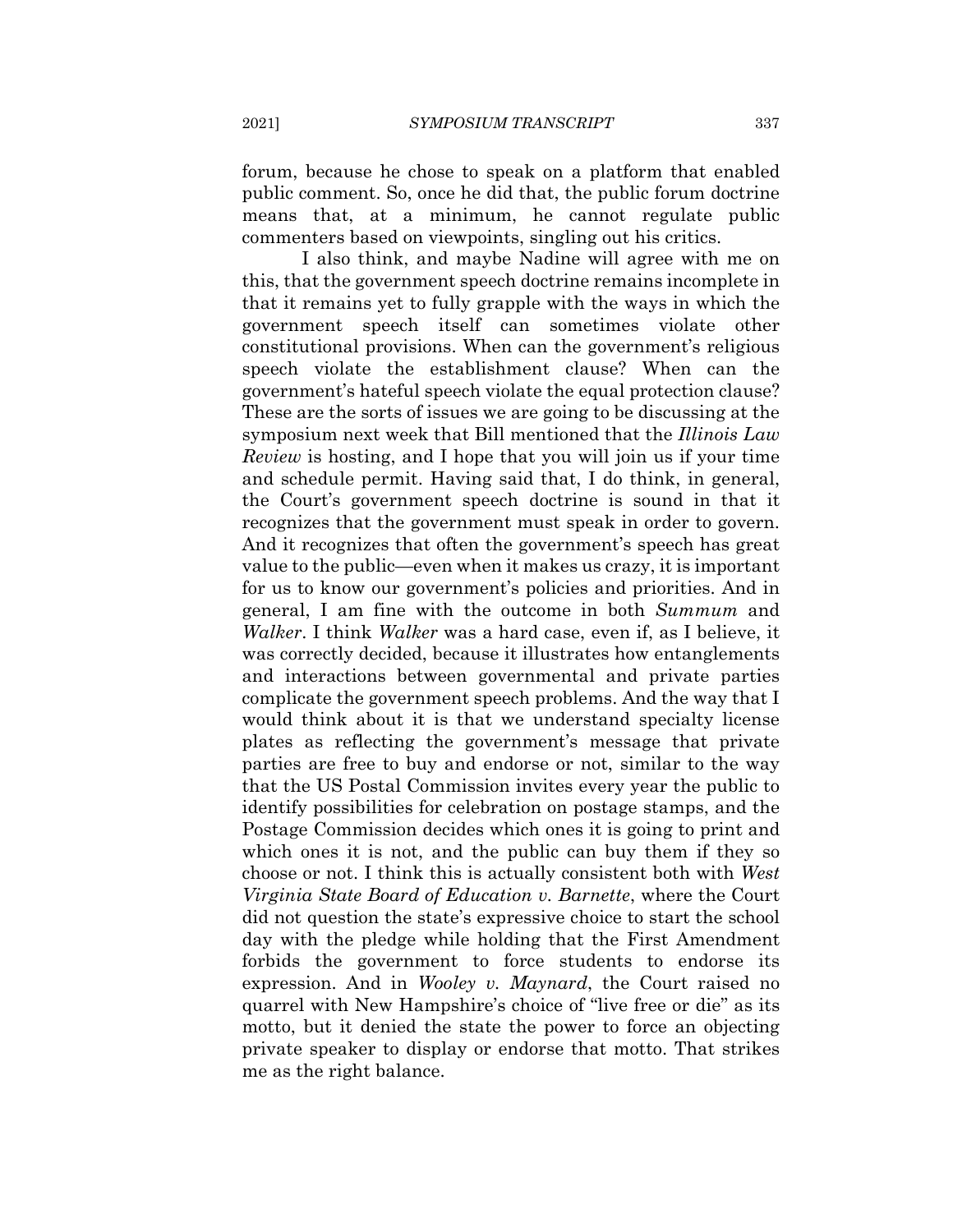forum, because he chose to speak on a platform that enabled public comment. So, once he did that, the public forum doctrine means that, at a minimum, he cannot regulate public commenters based on viewpoints, singling out his critics.

I also think, and maybe Nadine will agree with me on this, that the government speech doctrine remains incomplete in that it remains yet to fully grapple with the ways in which the government speech itself can sometimes violate other constitutional provisions. When can the government's religious speech violate the establishment clause? When can the government's hateful speech violate the equal protection clause? These are the sorts of issues we are going to be discussing at the symposium next week that Bill mentioned that the *Illinois Law Review* is hosting, and I hope that you will join us if your time and schedule permit. Having said that, I do think, in general, the Court's government speech doctrine is sound in that it recognizes that the government must speak in order to govern. And it recognizes that often the government's speech has great value to the public—even when it makes us crazy, it is important for us to know our government's policies and priorities. And in general, I am fine with the outcome in both *Summum* and *Walker*. I think *Walker* was a hard case, even if, as I believe, it was correctly decided, because it illustrates how entanglements and interactions between governmental and private parties complicate the government speech problems. And the way that I would think about it is that we understand specialty license plates as reflecting the government's message that private parties are free to buy and endorse or not, similar to the way that the US Postal Commission invites every year the public to identify possibilities for celebration on postage stamps, and the Postage Commission decides which ones it is going to print and which ones it is not, and the public can buy them if they so choose or not. I think this is actually consistent both with *West Virginia State Board of Education v. Barnette*, where the Court did not question the state's expressive choice to start the school day with the pledge while holding that the First Amendment forbids the government to force students to endorse its expression. And in *Wooley v. Maynard*, the Court raised no quarrel with New Hampshire's choice of "live free or die" as its motto, but it denied the state the power to force an objecting private speaker to display or endorse that motto. That strikes me as the right balance.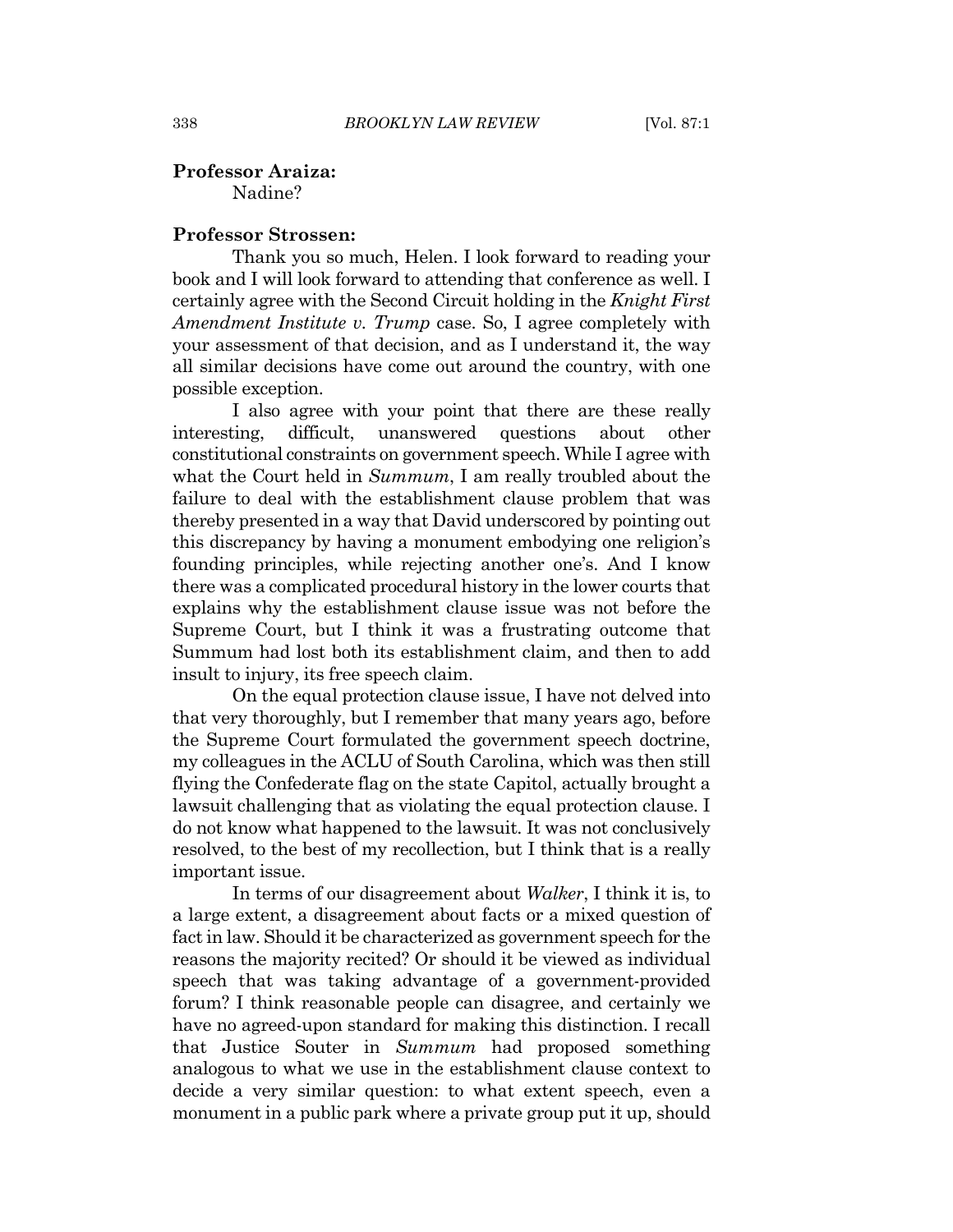**Professor Araiza:**
Nadine?

**Professor Strossen:**
Thank you so much, Helen. I look forward to reading your book and I will look forward to attending that conference as well. I certainly agree with the Second Circuit holding in the *Knight First Amendment Institute v. Trump* case. So, I agree completely with your assessment of that decision, and as I understand it, the way all similar decisions have come out around the country, with one possible exception.

I also agree with your point that there are these really interesting, difficult, unanswered questions about other constitutional constraints on government speech. While I agree with what the Court held in *Summum*, I am really troubled about the failure to deal with the establishment clause problem that was thereby presented in a way that David underscored by pointing out this discrepancy by having a monument embodying one religion's founding principles, while rejecting another one's. And I know there was a complicated procedural history in the lower courts that explains why the establishment clause issue was not before the Supreme Court, but I think it was a frustrating outcome that Summum had lost both its establishment claim, and then to add insult to injury, its free speech claim.

On the equal protection clause issue, I have not delved into that very thoroughly, but I remember that many years ago, before the Supreme Court formulated the government speech doctrine, my colleagues in the ACLU of South Carolina, which was then still flying the Confederate flag on the state Capitol, actually brought a lawsuit challenging that as violating the equal protection clause. I do not know what happened to the lawsuit. It was not conclusively resolved, to the best of my recollection, but I think that is a really important issue.

In terms of our disagreement about *Walker*, I think it is, to a large extent, a disagreement about facts or a mixed question of fact in law. Should it be characterized as government speech for the reasons the majority recited? Or should it be viewed as individual speech that was taking advantage of a government-provided forum? I think reasonable people can disagree, and certainly we have no agreed-upon standard for making this distinction. I recall that Justice Souter in *Summum* had proposed something analogous to what we use in the establishment clause context to decide a very similar question: to what extent speech, even a monument in a public park where a private group put it up, should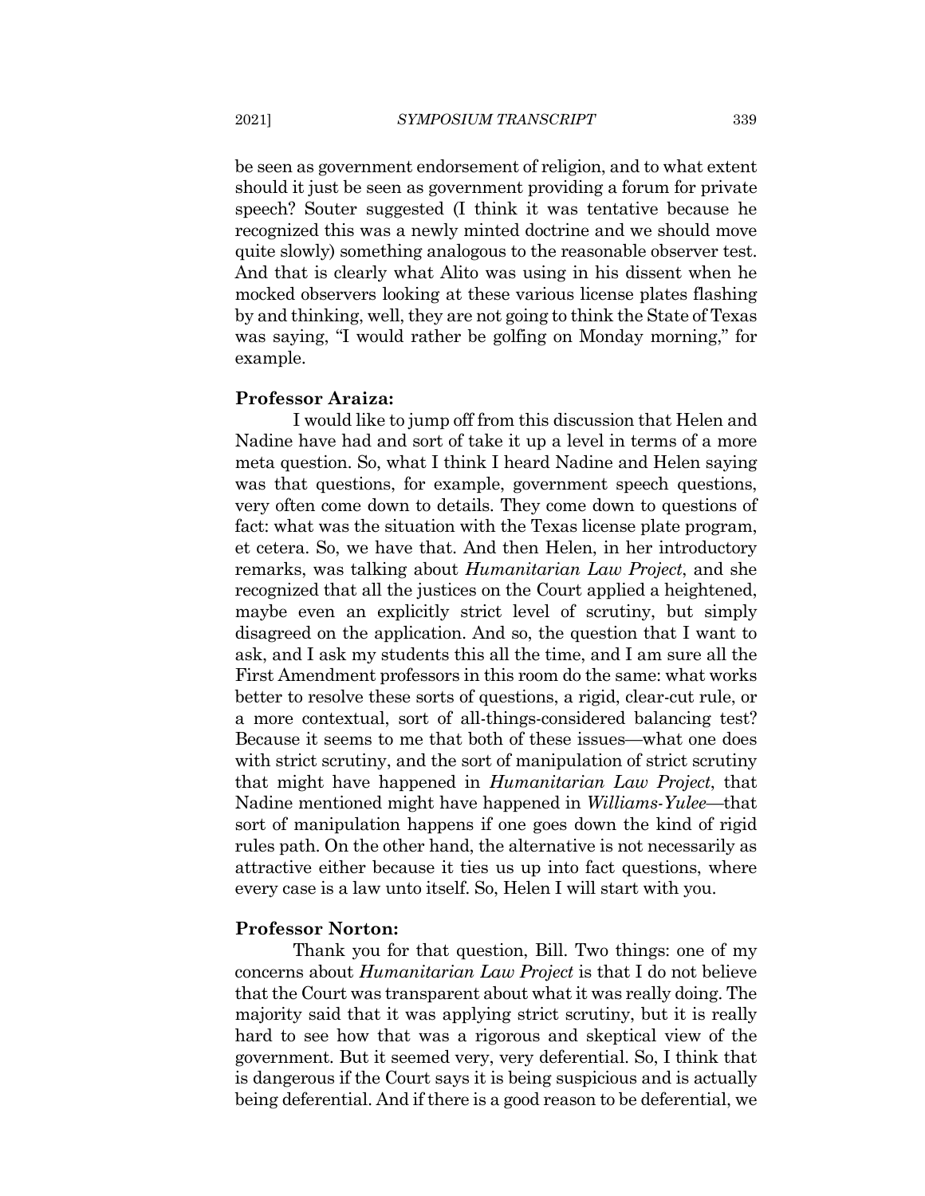be seen as government endorsement of religion, and to what extent should it just be seen as government providing a forum for private speech? Souter suggested (I think it was tentative because he recognized this was a newly minted doctrine and we should move quite slowly) something analogous to the reasonable observer test. And that is clearly what Alito was using in his dissent when he mocked observers looking at these various license plates flashing by and thinking, well, they are not going to think the State of Texas was saying, "I would rather be golfing on Monday morning," for example.

**Professor Araiza:**

I would like to jump off from this discussion that Helen and Nadine have had and sort of take it up a level in terms of a more meta question. So, what I think I heard Nadine and Helen saying was that questions, for example, government speech questions, very often come down to details. They come down to questions of fact: what was the situation with the Texas license plate program, et cetera. So, we have that. And then Helen, in her introductory remarks, was talking about *Humanitarian Law Project*, and she recognized that all the justices on the Court applied a heightened, maybe even an explicitly strict level of scrutiny, but simply disagreed on the application. And so, the question that I want to ask, and I ask my students this all the time, and I am sure all the First Amendment professors in this room do the same: what works better to resolve these sorts of questions, a rigid, clear-cut rule, or a more contextual, sort of all-things-considered balancing test? Because it seems to me that both of these issues—what one does with strict scrutiny, and the sort of manipulation of strict scrutiny that might have happened in *Humanitarian Law Project*, that Nadine mentioned might have happened in *Williams-Yulee*—that sort of manipulation happens if one goes down the kind of rigid rules path. On the other hand, the alternative is not necessarily as attractive either because it ties us up into fact questions, where every case is a law unto itself. So, Helen I will start with you.

**Professor Norton:**

Thank you for that question, Bill. Two things: one of my concerns about *Humanitarian Law Project* is that I do not believe that the Court was transparent about what it was really doing. The majority said that it was applying strict scrutiny, but it is really hard to see how that was a rigorous and skeptical view of the government. But it seemed very, very deferential. So, I think that is dangerous if the Court says it is being suspicious and is actually being deferential. And if there is a good reason to be deferential, we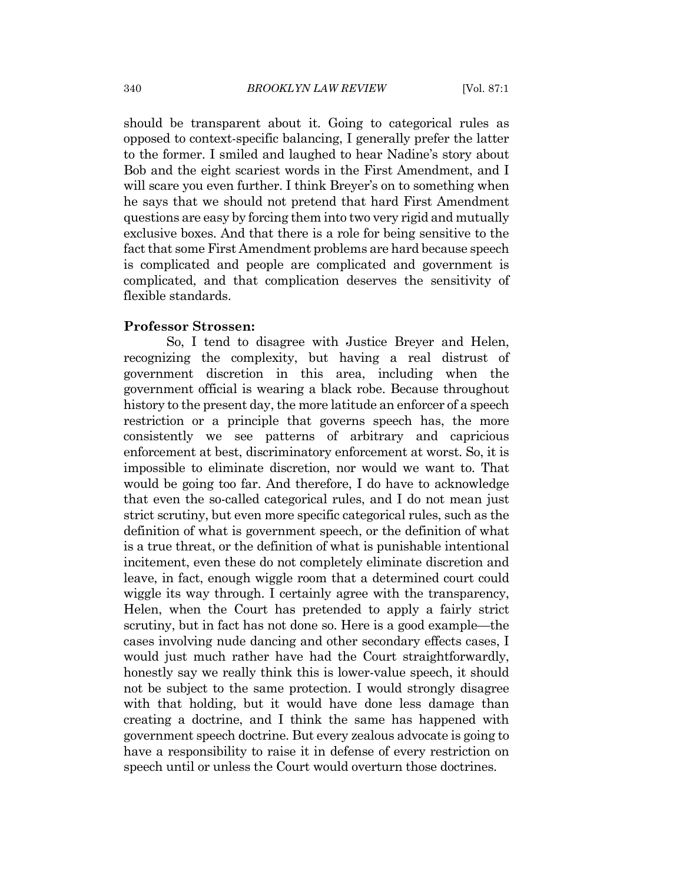should be transparent about it. Going to categorical rules as opposed to context-specific balancing, I generally prefer the latter to the former. I smiled and laughed to hear Nadine's story about Bob and the eight scariest words in the First Amendment, and I will scare you even further. I think Breyer's on to something when he says that we should not pretend that hard First Amendment questions are easy by forcing them into two very rigid and mutually exclusive boxes. And that there is a role for being sensitive to the fact that some First Amendment problems are hard because speech is complicated and people are complicated and government is complicated, and that complication deserves the sensitivity of flexible standards.

**Professor Strossen:**

So, I tend to disagree with Justice Breyer and Helen, recognizing the complexity, but having a real distrust of government discretion in this area, including when the government official is wearing a black robe. Because throughout history to the present day, the more latitude an enforcer of a speech restriction or a principle that governs speech has, the more consistently we see patterns of arbitrary and capricious enforcement at best, discriminatory enforcement at worst. So, it is impossible to eliminate discretion, nor would we want to. That would be going too far. And therefore, I do have to acknowledge that even the so-called categorical rules, and I do not mean just strict scrutiny, but even more specific categorical rules, such as the definition of what is government speech, or the definition of what is a true threat, or the definition of what is punishable intentional incitement, even these do not completely eliminate discretion and leave, in fact, enough wiggle room that a determined court could wiggle its way through. I certainly agree with the transparency, Helen, when the Court has pretended to apply a fairly strict scrutiny, but in fact has not done so. Here is a good example—the cases involving nude dancing and other secondary effects cases, I would just much rather have had the Court straightforwardly, honestly say we really think this is lower-value speech, it should not be subject to the same protection. I would strongly disagree with that holding, but it would have done less damage than creating a doctrine, and I think the same has happened with government speech doctrine. But every zealous advocate is going to have a responsibility to raise it in defense of every restriction on speech until or unless the Court would overturn those doctrines.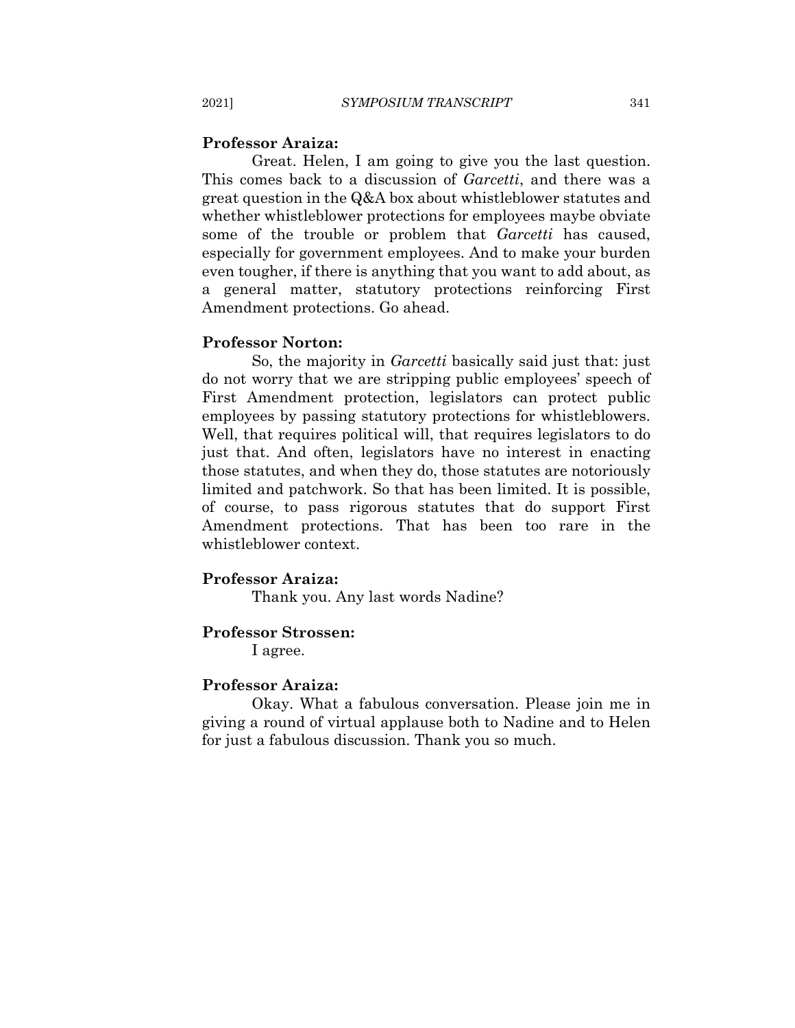**Professor Araiza:**

Great. Helen, I am going to give you the last question. This comes back to a discussion of *Garcetti*, and there was a great question in the Q&A box about whistleblower statutes and whether whistleblower protections for employees maybe obviate some of the trouble or problem that *Garcetti* has caused, especially for government employees. And to make your burden even tougher, if there is anything that you want to add about, as a general matter, statutory protections reinforcing First Amendment protections. Go ahead.

**Professor Norton:**

So, the majority in *Garcetti* basically said just that: just do not worry that we are stripping public employees' speech of First Amendment protection, legislators can protect public employees by passing statutory protections for whistleblowers. Well, that requires political will, that requires legislators to do just that. And often, legislators have no interest in enacting those statutes, and when they do, those statutes are notoriously limited and patchwork. So that has been limited. It is possible, of course, to pass rigorous statutes that do support First Amendment protections. That has been too rare in the whistleblower context.

**Professor Araiza:**

Thank you. Any last words Nadine?

**Professor Strossen:**

I agree.

**Professor Araiza:**

Okay. What a fabulous conversation. Please join me in giving a round of virtual applause both to Nadine and to Helen for just a fabulous discussion. Thank you so much.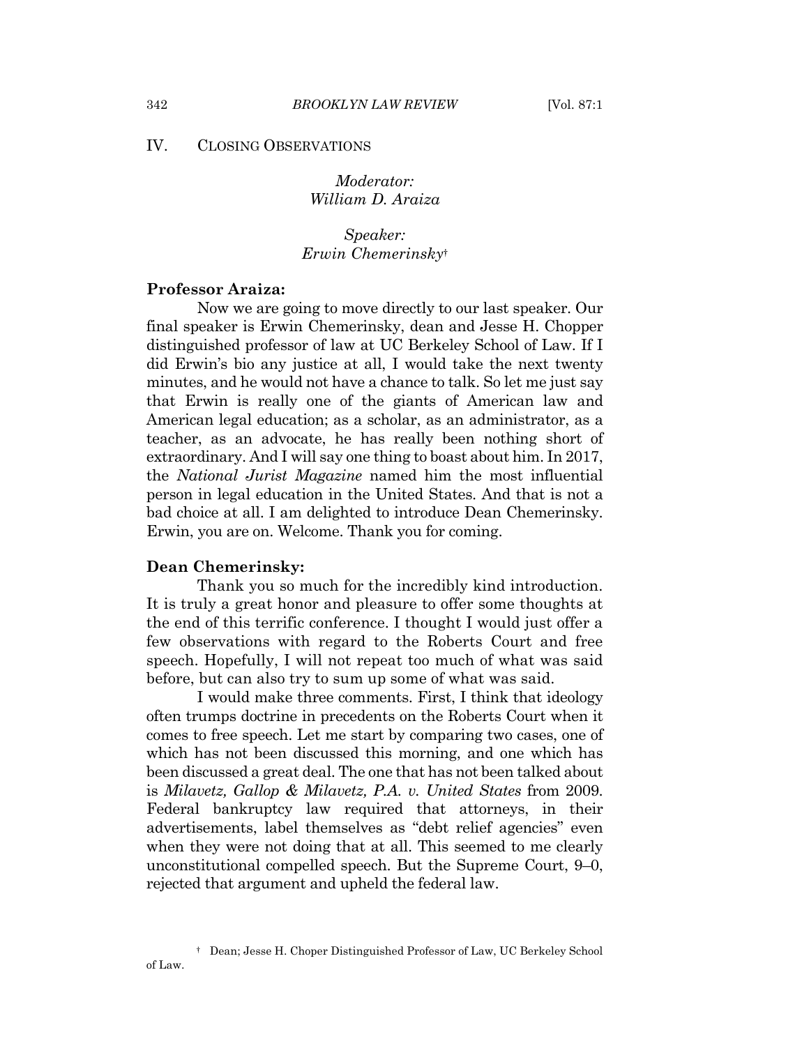## IV. CLOSING OBSERVATIONS

*Moderator:*
*William D. Araiza*

*Speaker:*
*Erwin Chemerinsky*†

**Professor Araiza:**

Now we are going to move directly to our last speaker. Our final speaker is Erwin Chemerinsky, dean and Jesse H. Chopper distinguished professor of law at UC Berkeley School of Law. If I did Erwin's bio any justice at all, I would take the next twenty minutes, and he would not have a chance to talk. So let me just say that Erwin is really one of the giants of American law and American legal education; as a scholar, as an administrator, as a teacher, as an advocate, he has really been nothing short of extraordinary. And I will say one thing to boast about him. In 2017, the *National Jurist Magazine* named him the most influential person in legal education in the United States. And that is not a bad choice at all. I am delighted to introduce Dean Chemerinsky. Erwin, you are on. Welcome. Thank you for coming.

**Dean Chemerinsky:**

Thank you so much for the incredibly kind introduction. It is truly a great honor and pleasure to offer some thoughts at the end of this terrific conference. I thought I would just offer a few observations with regard to the Roberts Court and free speech. Hopefully, I will not repeat too much of what was said before, but can also try to sum up some of what was said.

I would make three comments. First, I think that ideology often trumps doctrine in precedents on the Roberts Court when it comes to free speech. Let me start by comparing two cases, one of which has not been discussed this morning, and one which has been discussed a great deal. The one that has not been talked about is *Milavetz, Gallop & Milavetz, P.A. v. United States* from 2009. Federal bankruptcy law required that attorneys, in their advertisements, label themselves as "debt relief agencies" even when they were not doing that at all. This seemed to me clearly unconstitutional compelled speech. But the Supreme Court, 9–0, rejected that argument and upheld the federal law.

† Dean; Jesse H. Choper Distinguished Professor of Law, UC Berkeley School of Law.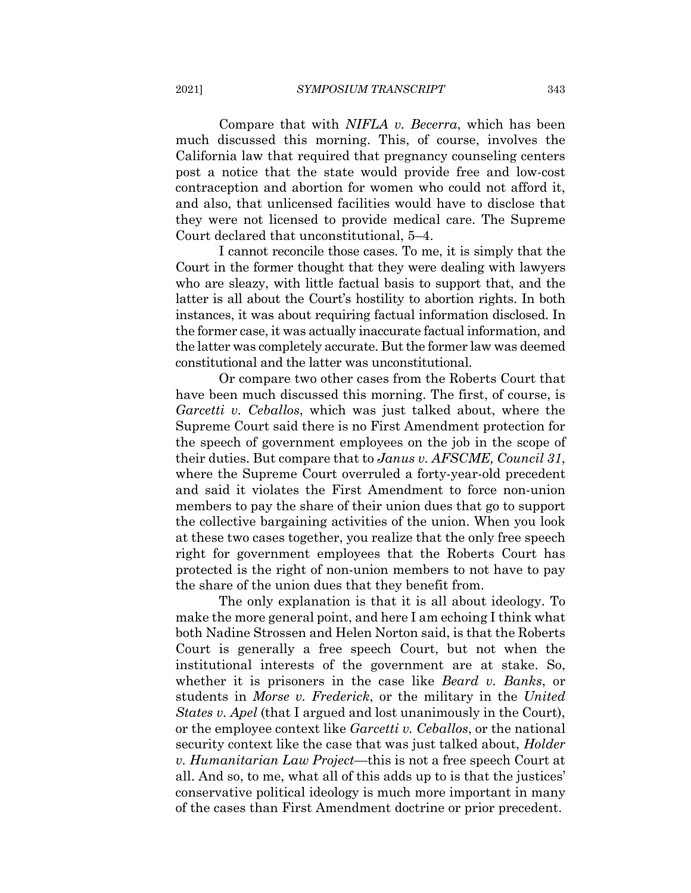Compare that with *NIFLA v. Becerra*, which has been much discussed this morning. This, of course, involves the California law that required that pregnancy counseling centers post a notice that the state would provide free and low-cost contraception and abortion for women who could not afford it, and also, that unlicensed facilities would have to disclose that they were not licensed to provide medical care. The Supreme Court declared that unconstitutional, 5–4.

I cannot reconcile those cases. To me, it is simply that the Court in the former thought that they were dealing with lawyers who are sleazy, with little factual basis to support that, and the latter is all about the Court's hostility to abortion rights. In both instances, it was about requiring factual information disclosed. In the former case, it was actually inaccurate factual information, and the latter was completely accurate. But the former law was deemed constitutional and the latter was unconstitutional.

Or compare two other cases from the Roberts Court that have been much discussed this morning. The first, of course, is *Garcetti v. Ceballos*, which was just talked about, where the Supreme Court said there is no First Amendment protection for the speech of government employees on the job in the scope of their duties. But compare that to *Janus v. AFSCME, Council 31*, where the Supreme Court overruled a forty-year-old precedent and said it violates the First Amendment to force non-union members to pay the share of their union dues that go to support the collective bargaining activities of the union. When you look at these two cases together, you realize that the only free speech right for government employees that the Roberts Court has protected is the right of non-union members to not have to pay the share of the union dues that they benefit from.

The only explanation is that it is all about ideology. To make the more general point, and here I am echoing I think what both Nadine Strossen and Helen Norton said, is that the Roberts Court is generally a free speech Court, but not when the institutional interests of the government are at stake. So, whether it is prisoners in the case like *Beard v. Banks*, or students in *Morse v. Frederick*, or the military in the *United States v. Apel* (that I argued and lost unanimously in the Court), or the employee context like *Garcetti v. Ceballos*, or the national security context like the case that was just talked about, *Holder v. Humanitarian Law Project*—this is not a free speech Court at all. And so, to me, what all of this adds up to is that the justices' conservative political ideology is much more important in many of the cases than First Amendment doctrine or prior precedent.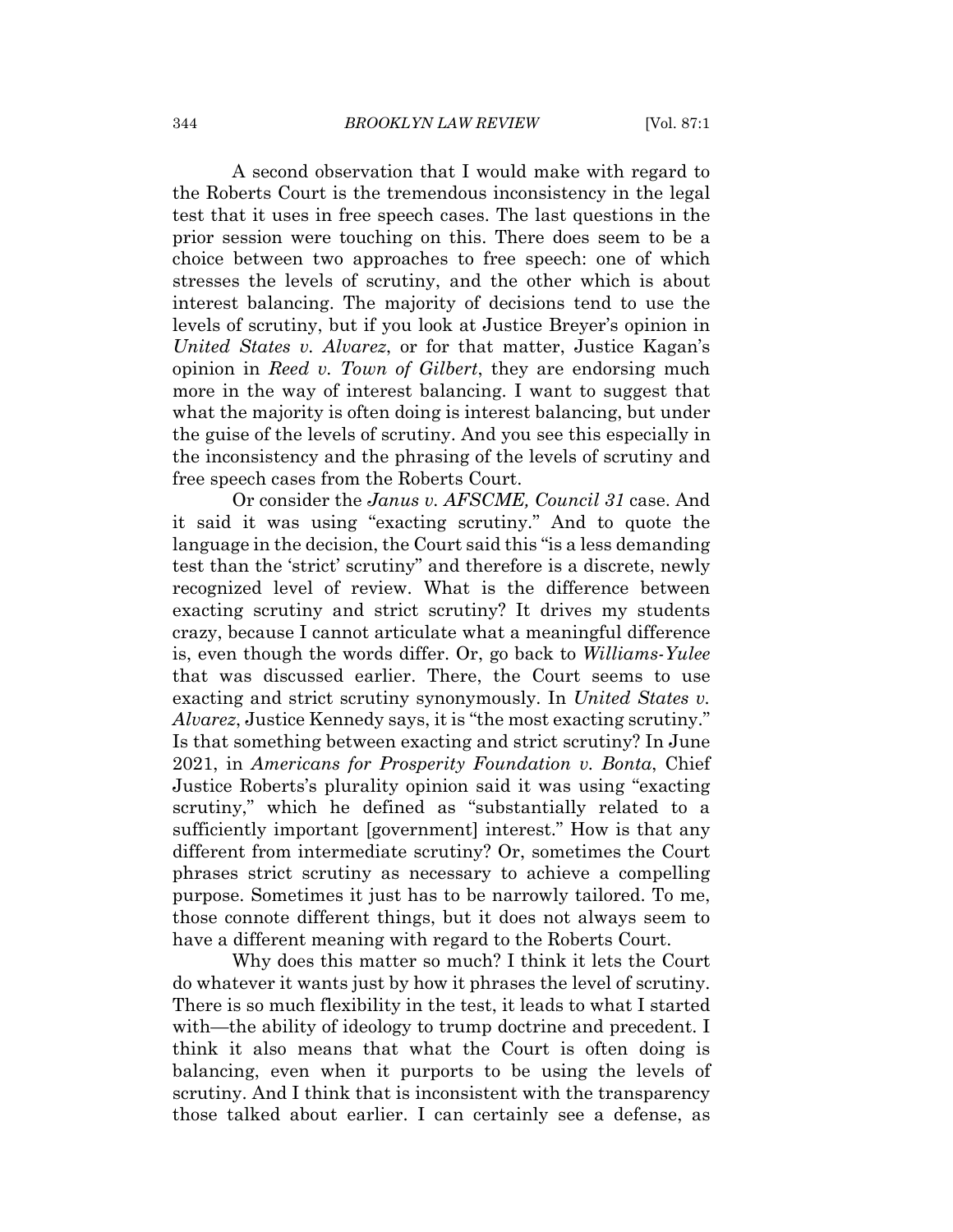A second observation that I would make with regard to the Roberts Court is the tremendous inconsistency in the legal test that it uses in free speech cases. The last questions in the prior session were touching on this. There does seem to be a choice between two approaches to free speech: one of which stresses the levels of scrutiny, and the other which is about interest balancing. The majority of decisions tend to use the levels of scrutiny, but if you look at Justice Breyer's opinion in *United States v. Alvarez*, or for that matter, Justice Kagan's opinion in *Reed v. Town of Gilbert*, they are endorsing much more in the way of interest balancing. I want to suggest that what the majority is often doing is interest balancing, but under the guise of the levels of scrutiny. And you see this especially in the inconsistency and the phrasing of the levels of scrutiny and free speech cases from the Roberts Court.

Or consider the *Janus v. AFSCME, Council 31* case. And it said it was using "exacting scrutiny." And to quote the language in the decision, the Court said this "is a less demanding test than the 'strict' scrutiny" and therefore is a discrete, newly recognized level of review. What is the difference between exacting scrutiny and strict scrutiny? It drives my students crazy, because I cannot articulate what a meaningful difference is, even though the words differ. Or, go back to *Williams-Yulee* that was discussed earlier. There, the Court seems to use exacting and strict scrutiny synonymously. In *United States v. Alvarez*, Justice Kennedy says, it is "the most exacting scrutiny." Is that something between exacting and strict scrutiny? In June 2021, in *Americans for Prosperity Foundation v. Bonta*, Chief Justice Roberts's plurality opinion said it was using "exacting scrutiny," which he defined as "substantially related to a sufficiently important [government] interest." How is that any different from intermediate scrutiny? Or, sometimes the Court phrases strict scrutiny as necessary to achieve a compelling purpose. Sometimes it just has to be narrowly tailored. To me, those connote different things, but it does not always seem to have a different meaning with regard to the Roberts Court.

Why does this matter so much? I think it lets the Court do whatever it wants just by how it phrases the level of scrutiny. There is so much flexibility in the test, it leads to what I started with—the ability of ideology to trump doctrine and precedent. I think it also means that what the Court is often doing is balancing, even when it purports to be using the levels of scrutiny. And I think that is inconsistent with the transparency those talked about earlier. I can certainly see a defense, as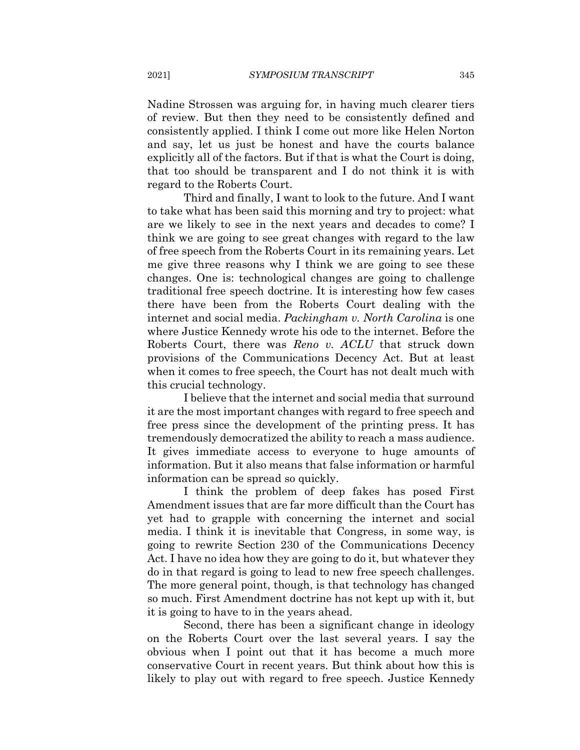Nadine Strossen was arguing for, in having much clearer tiers of review. But then they need to be consistently defined and consistently applied. I think I come out more like Helen Norton and say, let us just be honest and have the courts balance explicitly all of the factors. But if that is what the Court is doing, that too should be transparent and I do not think it is with regard to the Roberts Court.

Third and finally, I want to look to the future. And I want to take what has been said this morning and try to project: what are we likely to see in the next years and decades to come? I think we are going to see great changes with regard to the law of free speech from the Roberts Court in its remaining years. Let me give three reasons why I think we are going to see these changes. One is: technological changes are going to challenge traditional free speech doctrine. It is interesting how few cases there have been from the Roberts Court dealing with the internet and social media. *Packingham v. North Carolina* is one where Justice Kennedy wrote his ode to the internet. Before the Roberts Court, there was *Reno v. ACLU* that struck down provisions of the Communications Decency Act. But at least when it comes to free speech, the Court has not dealt much with this crucial technology.

I believe that the internet and social media that surround it are the most important changes with regard to free speech and free press since the development of the printing press. It has tremendously democratized the ability to reach a mass audience. It gives immediate access to everyone to huge amounts of information. But it also means that false information or harmful information can be spread so quickly.

I think the problem of deep fakes has posed First Amendment issues that are far more difficult than the Court has yet had to grapple with concerning the internet and social media. I think it is inevitable that Congress, in some way, is going to rewrite Section 230 of the Communications Decency Act. I have no idea how they are going to do it, but whatever they do in that regard is going to lead to new free speech challenges. The more general point, though, is that technology has changed so much. First Amendment doctrine has not kept up with it, but it is going to have to in the years ahead.

Second, there has been a significant change in ideology on the Roberts Court over the last several years. I say the obvious when I point out that it has become a much more conservative Court in recent years. But think about how this is likely to play out with regard to free speech. Justice Kennedy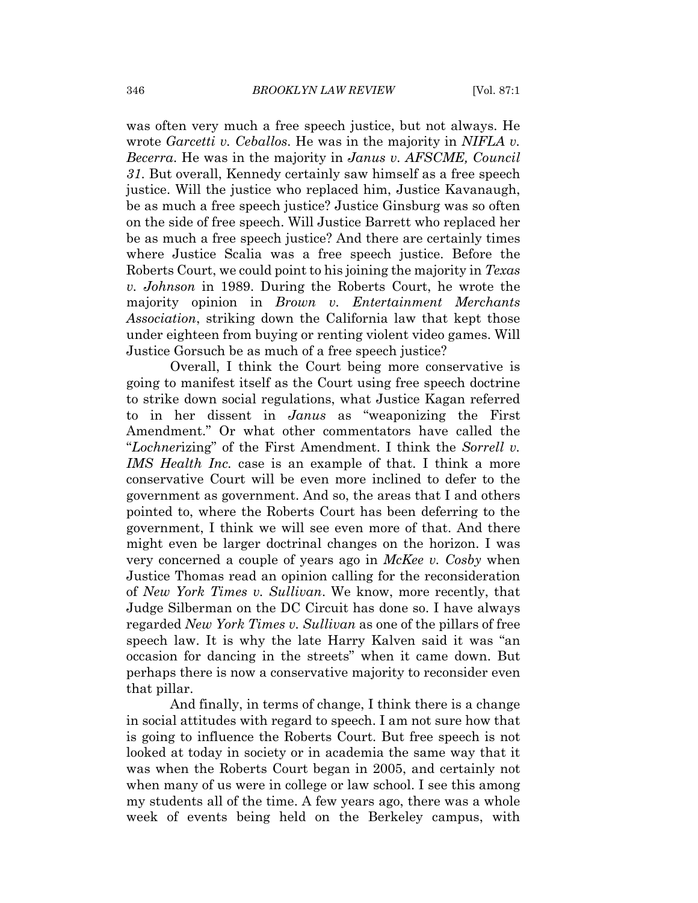was often very much a free speech justice, but not always. He wrote *Garcetti v. Ceballos*. He was in the majority in *NIFLA v. Becerra*. He was in the majority in *Janus v. AFSCME, Council 31*. But overall, Kennedy certainly saw himself as a free speech justice. Will the justice who replaced him, Justice Kavanaugh, be as much a free speech justice? Justice Ginsburg was so often on the side of free speech. Will Justice Barrett who replaced her be as much a free speech justice? And there are certainly times where Justice Scalia was a free speech justice. Before the Roberts Court, we could point to his joining the majority in *Texas v. Johnson* in 1989. During the Roberts Court, he wrote the majority opinion in *Brown v. Entertainment Merchants Association*, striking down the California law that kept those under eighteen from buying or renting violent video games. Will Justice Gorsuch be as much of a free speech justice?

Overall, I think the Court being more conservative is going to manifest itself as the Court using free speech doctrine to strike down social regulations, what Justice Kagan referred to in her dissent in *Janus* as "weaponizing the First Amendment." Or what other commentators have called the "*Lochner*izing" of the First Amendment. I think the *Sorrell v. IMS Health Inc.* case is an example of that. I think a more conservative Court will be even more inclined to defer to the government as government. And so, the areas that I and others pointed to, where the Roberts Court has been deferring to the government, I think we will see even more of that. And there might even be larger doctrinal changes on the horizon. I was very concerned a couple of years ago in *McKee v. Cosby* when Justice Thomas read an opinion calling for the reconsideration of *New York Times v. Sullivan*. We know, more recently, that Judge Silberman on the DC Circuit has done so. I have always regarded *New York Times v. Sullivan* as one of the pillars of free speech law. It is why the late Harry Kalven said it was "an occasion for dancing in the streets" when it came down. But perhaps there is now a conservative majority to reconsider even that pillar.

And finally, in terms of change, I think there is a change in social attitudes with regard to speech. I am not sure how that is going to influence the Roberts Court. But free speech is not looked at today in society or in academia the same way that it was when the Roberts Court began in 2005, and certainly not when many of us were in college or law school. I see this among my students all of the time. A few years ago, there was a whole week of events being held on the Berkeley campus, with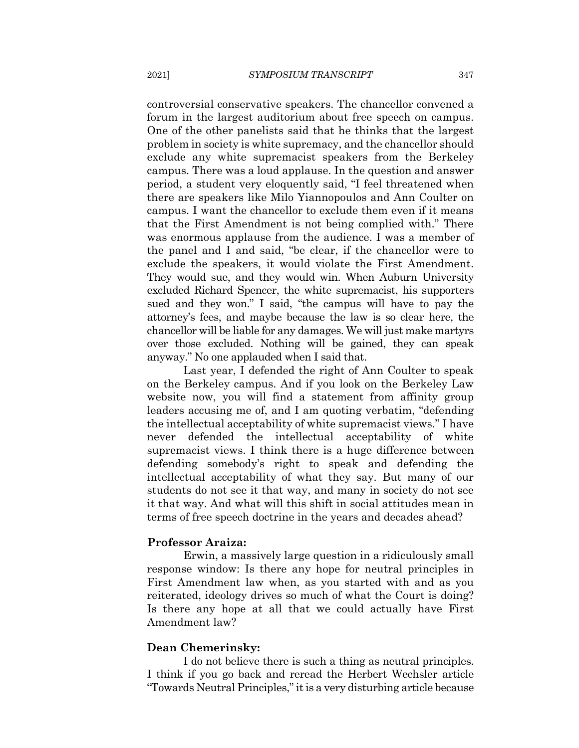controversial conservative speakers. The chancellor convened a forum in the largest auditorium about free speech on campus. One of the other panelists said that he thinks that the largest problem in society is white supremacy, and the chancellor should exclude any white supremacist speakers from the Berkeley campus. There was a loud applause. In the question and answer period, a student very eloquently said, "I feel threatened when there are speakers like Milo Yiannopoulos and Ann Coulter on campus. I want the chancellor to exclude them even if it means that the First Amendment is not being complied with." There was enormous applause from the audience. I was a member of the panel and I and said, "be clear, if the chancellor were to exclude the speakers, it would violate the First Amendment. They would sue, and they would win. When Auburn University excluded Richard Spencer, the white supremacist, his supporters sued and they won." I said, "the campus will have to pay the attorney's fees, and maybe because the law is so clear here, the chancellor will be liable for any damages. We will just make martyrs over those excluded. Nothing will be gained, they can speak anyway." No one applauded when I said that.

Last year, I defended the right of Ann Coulter to speak on the Berkeley campus. And if you look on the Berkeley Law website now, you will find a statement from affinity group leaders accusing me of, and I am quoting verbatim, "defending the intellectual acceptability of white supremacist views." I have never defended the intellectual acceptability of white supremacist views. I think there is a huge difference between defending somebody's right to speak and defending the intellectual acceptability of what they say. But many of our students do not see it that way, and many in society do not see it that way. And what will this shift in social attitudes mean in terms of free speech doctrine in the years and decades ahead?

**Professor Araiza:**

Erwin, a massively large question in a ridiculously small response window: Is there any hope for neutral principles in First Amendment law when, as you started with and as you reiterated, ideology drives so much of what the Court is doing? Is there any hope at all that we could actually have First Amendment law?

**Dean Chemerinsky:**

I do not believe there is such a thing as neutral principles. I think if you go back and reread the Herbert Wechsler article "Towards Neutral Principles," it is a very disturbing article because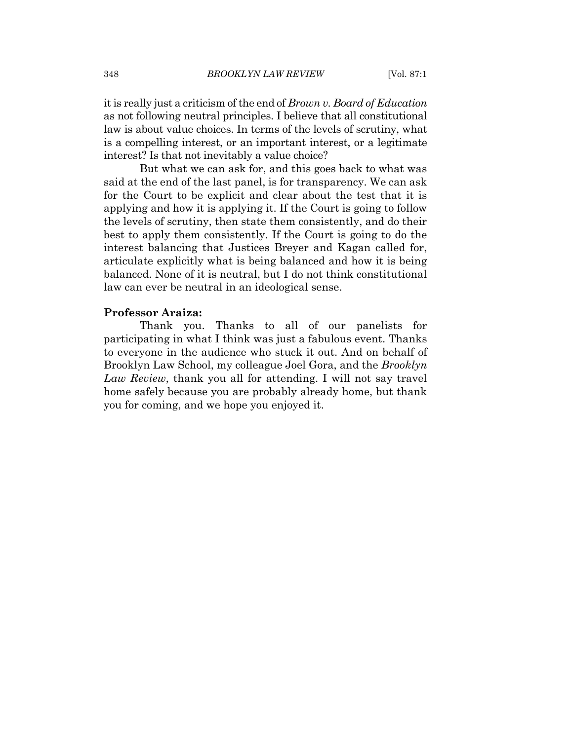it is really just a criticism of the end of *Brown v. Board of Education* as not following neutral principles. I believe that all constitutional law is about value choices. In terms of the levels of scrutiny, what is a compelling interest, or an important interest, or a legitimate interest? Is that not inevitably a value choice?

But what we can ask for, and this goes back to what was said at the end of the last panel, is for transparency. We can ask for the Court to be explicit and clear about the test that it is applying and how it is applying it. If the Court is going to follow the levels of scrutiny, then state them consistently, and do their best to apply them consistently. If the Court is going to do the interest balancing that Justices Breyer and Kagan called for, articulate explicitly what is being balanced and how it is being balanced. None of it is neutral, but I do not think constitutional law can ever be neutral in an ideological sense.

**Professor Araiza:**

Thank you. Thanks to all of our panelists for participating in what I think was just a fabulous event. Thanks to everyone in the audience who stuck it out. And on behalf of Brooklyn Law School, my colleague Joel Gora, and the *Brooklyn Law Review*, thank you all for attending. I will not say travel home safely because you are probably already home, but thank you for coming, and we hope you enjoyed it.